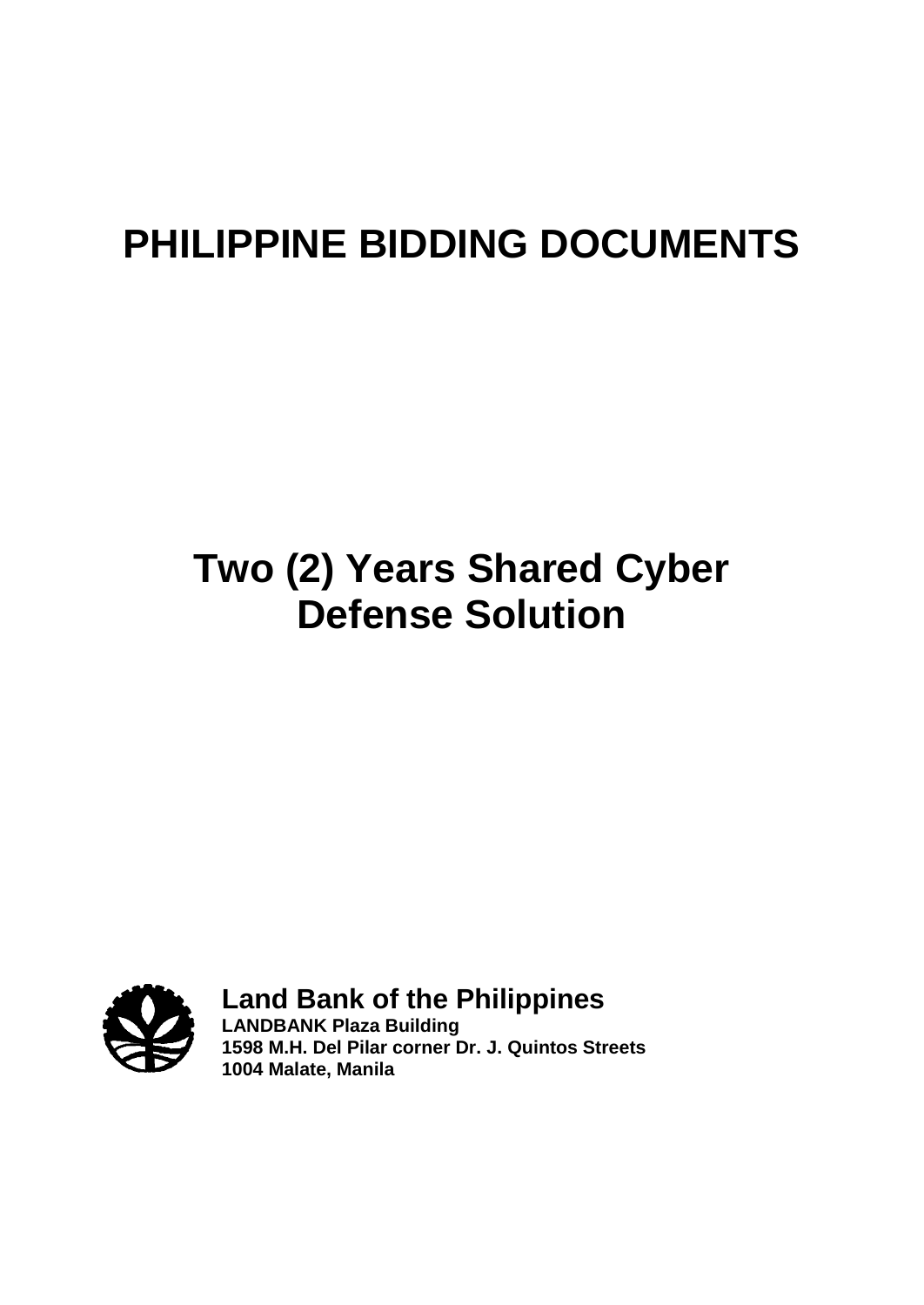# PHILIPPINE BIDDING DOCUMENTS

# Two (2) Years Shared Cyber Defense Solution

**Land Bank of the Philippines**
**LANDBANK Plaza Building**
**1598 M.H. Del Pilar corner Dr. J. Quintos Streets**
**1004 Malate, Manila**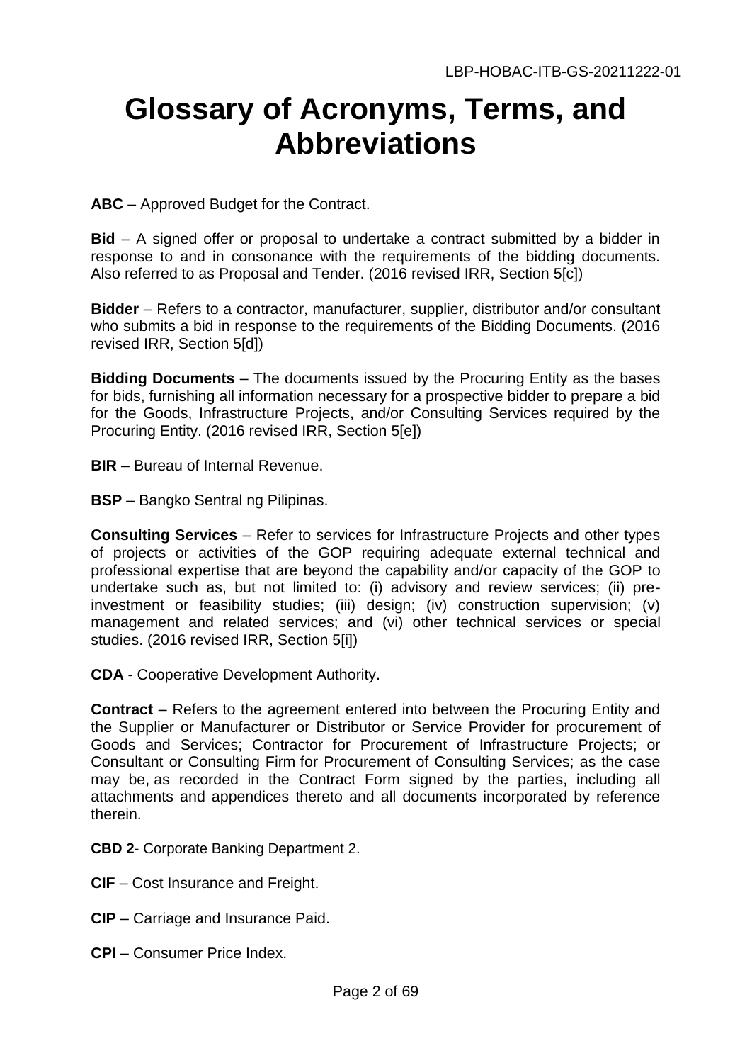# Glossary of Acronyms, Terms, and Abbreviations

**ABC** – Approved Budget for the Contract.

**Bid** – A signed offer or proposal to undertake a contract submitted by a bidder in response to and in consonance with the requirements of the bidding documents. Also referred to as Proposal and Tender. (2016 revised IRR, Section 5[c])

**Bidder** – Refers to a contractor, manufacturer, supplier, distributor and/or consultant who submits a bid in response to the requirements of the Bidding Documents. (2016 revised IRR, Section 5[d])

**Bidding Documents** – The documents issued by the Procuring Entity as the bases for bids, furnishing all information necessary for a prospective bidder to prepare a bid for the Goods, Infrastructure Projects, and/or Consulting Services required by the Procuring Entity. (2016 revised IRR, Section 5[e])

**BIR** – Bureau of Internal Revenue.

**BSP** – Bangko Sentral ng Pilipinas.

**Consulting Services** – Refer to services for Infrastructure Projects and other types of projects or activities of the GOP requiring adequate external technical and professional expertise that are beyond the capability and/or capacity of the GOP to undertake such as, but not limited to: (i) advisory and review services; (ii) pre-investment or feasibility studies; (iii) design; (iv) construction supervision; (v) management and related services; and (vi) other technical services or special studies. (2016 revised IRR, Section 5[i])

**CDA** - Cooperative Development Authority.

**Contract** – Refers to the agreement entered into between the Procuring Entity and the Supplier or Manufacturer or Distributor or Service Provider for procurement of Goods and Services; Contractor for Procurement of Infrastructure Projects; or Consultant or Consulting Firm for Procurement of Consulting Services; as the case may be, as recorded in the Contract Form signed by the parties, including all attachments and appendices thereto and all documents incorporated by reference therein.

**CBD 2**- Corporate Banking Department 2.

**CIF** – Cost Insurance and Freight.

**CIP** – Carriage and Insurance Paid.

**CPI** – Consumer Price Index.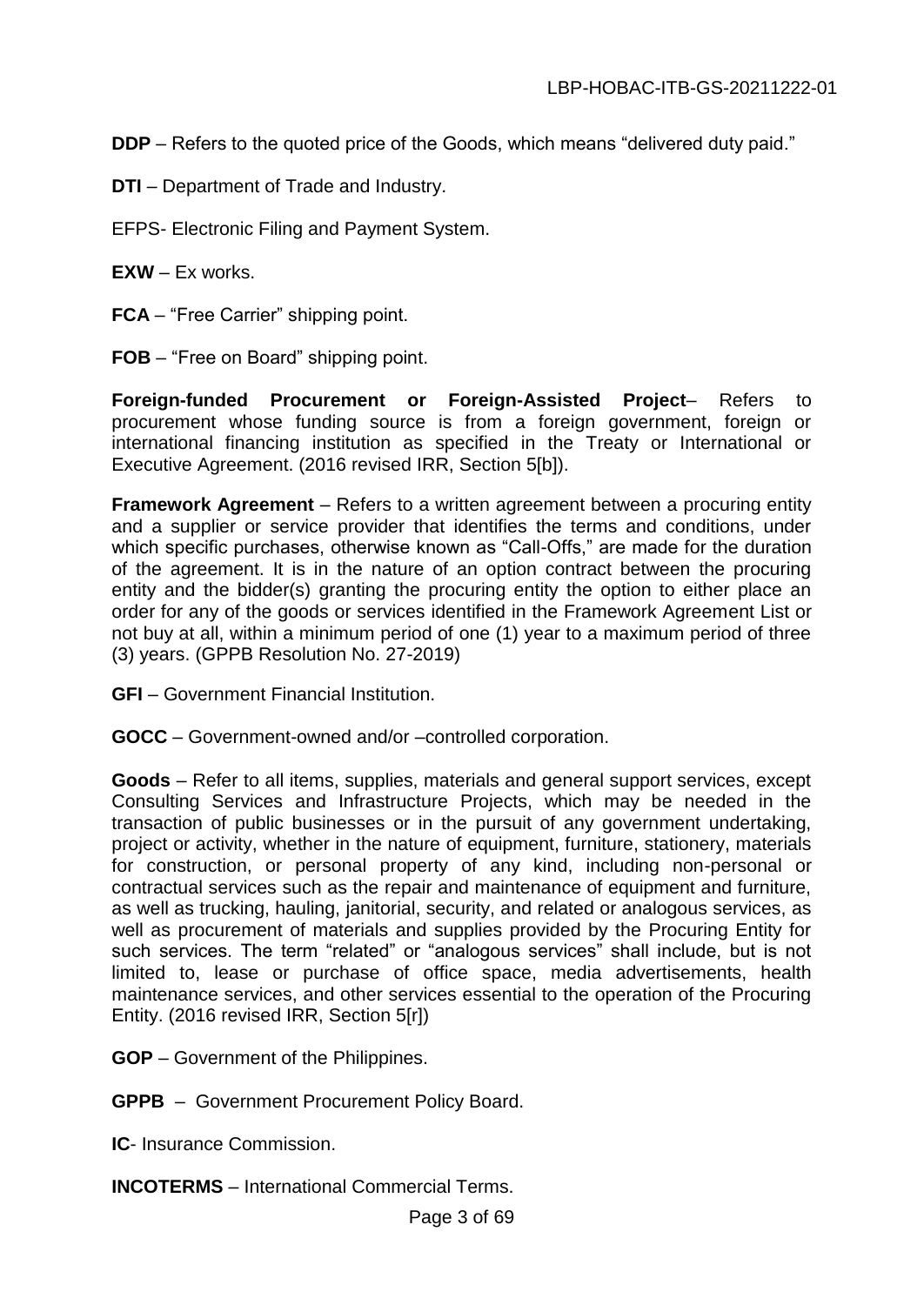**DDP** – Refers to the quoted price of the Goods, which means "delivered duty paid."

**DTI** – Department of Trade and Industry.

EFPS- Electronic Filing and Payment System.

**EXW** – Ex works.

**FCA** – "Free Carrier" shipping point.

**FOB** – "Free on Board" shipping point.

**Foreign-funded Procurement or Foreign-Assisted Project**– Refers to procurement whose funding source is from a foreign government, foreign or international financing institution as specified in the Treaty or International or Executive Agreement. (2016 revised IRR, Section 5[b]).

**Framework Agreement** – Refers to a written agreement between a procuring entity and a supplier or service provider that identifies the terms and conditions, under which specific purchases, otherwise known as "Call-Offs," are made for the duration of the agreement. It is in the nature of an option contract between the procuring entity and the bidder(s) granting the procuring entity the option to either place an order for any of the goods or services identified in the Framework Agreement List or not buy at all, within a minimum period of one (1) year to a maximum period of three (3) years. (GPPB Resolution No. 27-2019)

**GFI** – Government Financial Institution.

**GOCC** – Government-owned and/or –controlled corporation.

**Goods** – Refer to all items, supplies, materials and general support services, except Consulting Services and Infrastructure Projects, which may be needed in the transaction of public businesses or in the pursuit of any government undertaking, project or activity, whether in the nature of equipment, furniture, stationery, materials for construction, or personal property of any kind, including non-personal or contractual services such as the repair and maintenance of equipment and furniture, as well as trucking, hauling, janitorial, security, and related or analogous services, as well as procurement of materials and supplies provided by the Procuring Entity for such services. The term "related" or "analogous services" shall include, but is not limited to, lease or purchase of office space, media advertisements, health maintenance services, and other services essential to the operation of the Procuring Entity. (2016 revised IRR, Section 5[r])

**GOP** – Government of the Philippines.

**GPPB** – Government Procurement Policy Board.

**IC**- Insurance Commission.

**INCOTERMS** – International Commercial Terms.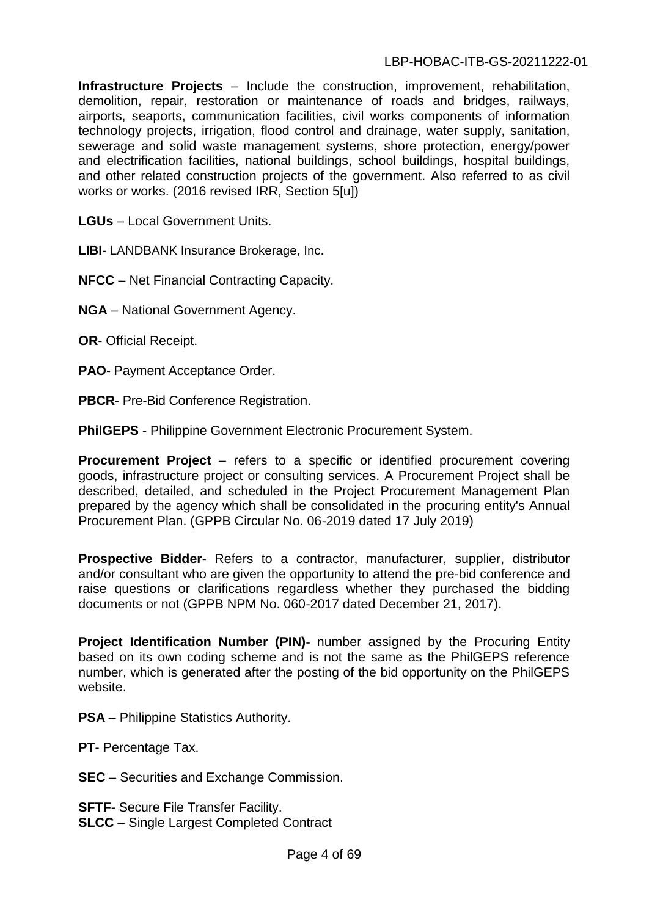**Infrastructure Projects** – Include the construction, improvement, rehabilitation, demolition, repair, restoration or maintenance of roads and bridges, railways, airports, seaports, communication facilities, civil works components of information technology projects, irrigation, flood control and drainage, water supply, sanitation, sewerage and solid waste management systems, shore protection, energy/power and electrification facilities, national buildings, school buildings, hospital buildings, and other related construction projects of the government. Also referred to as civil works or works. (2016 revised IRR, Section 5[u])

**LGUs** – Local Government Units.

**LIBI**- LANDBANK Insurance Brokerage, Inc.

**NFCC** – Net Financial Contracting Capacity.

**NGA** – National Government Agency.

**OR**- Official Receipt.

**PAO**- Payment Acceptance Order.

**PBCR**- Pre-Bid Conference Registration.

**PhilGEPS** - Philippine Government Electronic Procurement System.

**Procurement Project** – refers to a specific or identified procurement covering goods, infrastructure project or consulting services. A Procurement Project shall be described, detailed, and scheduled in the Project Procurement Management Plan prepared by the agency which shall be consolidated in the procuring entity's Annual Procurement Plan. (GPPB Circular No. 06-2019 dated 17 July 2019)

**Prospective Bidder**- Refers to a contractor, manufacturer, supplier, distributor and/or consultant who are given the opportunity to attend the pre-bid conference and raise questions or clarifications regardless whether they purchased the bidding documents or not (GPPB NPM No. 060-2017 dated December 21, 2017).

**Project Identification Number (PIN)**- number assigned by the Procuring Entity based on its own coding scheme and is not the same as the PhilGEPS reference number, which is generated after the posting of the bid opportunity on the PhilGEPS website.

**PSA** – Philippine Statistics Authority.

**PT**- Percentage Tax.

**SEC** – Securities and Exchange Commission.

**SFTF**- Secure File Transfer Facility.

**SLCC** – Single Largest Completed Contract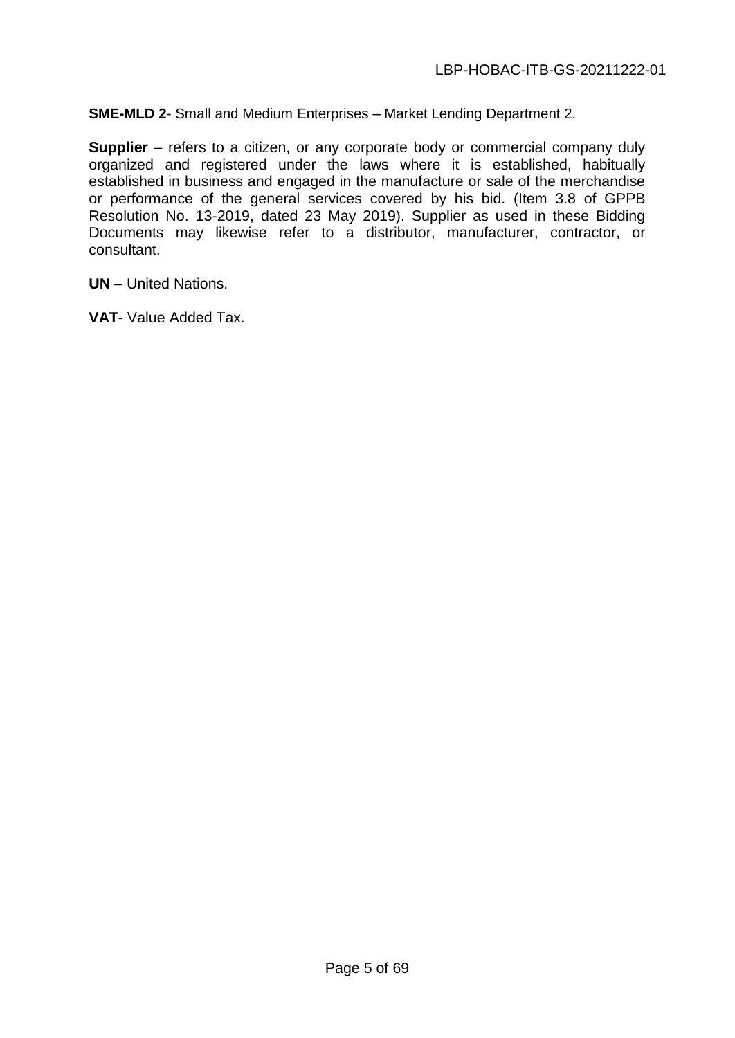**SME-MLD 2**- Small and Medium Enterprises – Market Lending Department 2.

**Supplier** – refers to a citizen, or any corporate body or commercial company duly organized and registered under the laws where it is established, habitually established in business and engaged in the manufacture or sale of the merchandise or performance of the general services covered by his bid. (Item 3.8 of GPPB Resolution No. 13-2019, dated 23 May 2019). Supplier as used in these Bidding Documents may likewise refer to a distributor, manufacturer, contractor, or consultant.

**UN** – United Nations.

**VAT**- Value Added Tax.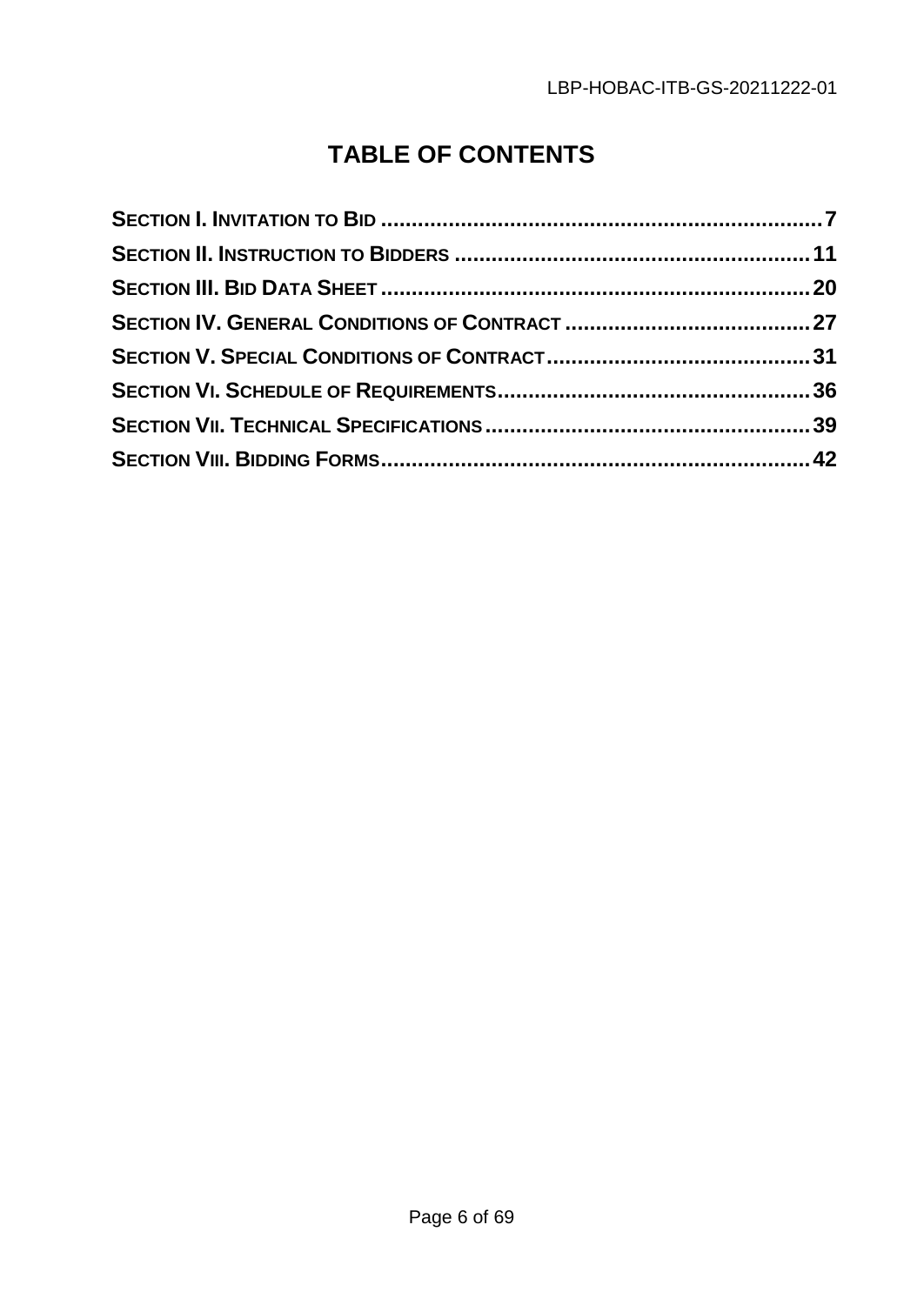# TABLE OF CONTENTS

**SECTION I. INVITATION TO BID .......................................................................7**

**SECTION II. INSTRUCTION TO BIDDERS ..........................................................11**

**SECTION III. BID DATA SHEET .......................................................................20**

**SECTION IV. GENERAL CONDITIONS OF CONTRACT ........................................27**

**SECTION V. SPECIAL CONDITIONS OF CONTRACT...........................................31**

**SECTION VI. SCHEDULE OF REQUIREMENTS...................................................36**

**SECTION VII. TECHNICAL SPECIFICATIONS.....................................................39**

**SECTION VIII. BIDDING FORMS......................................................................42**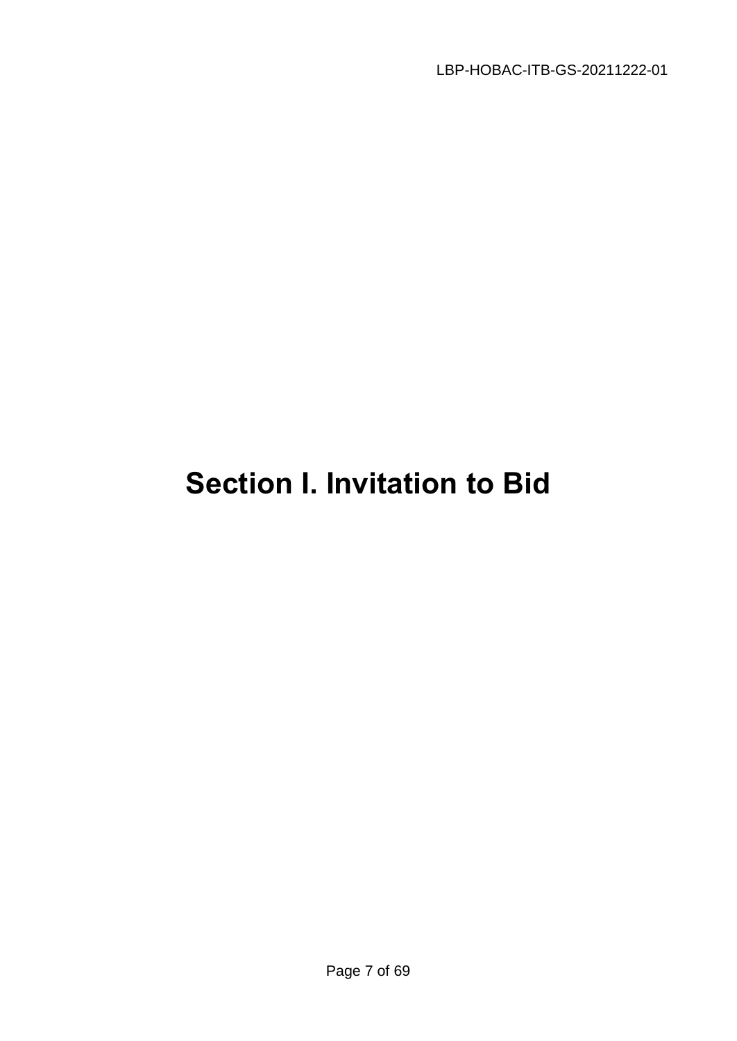# Section I. Invitation to Bid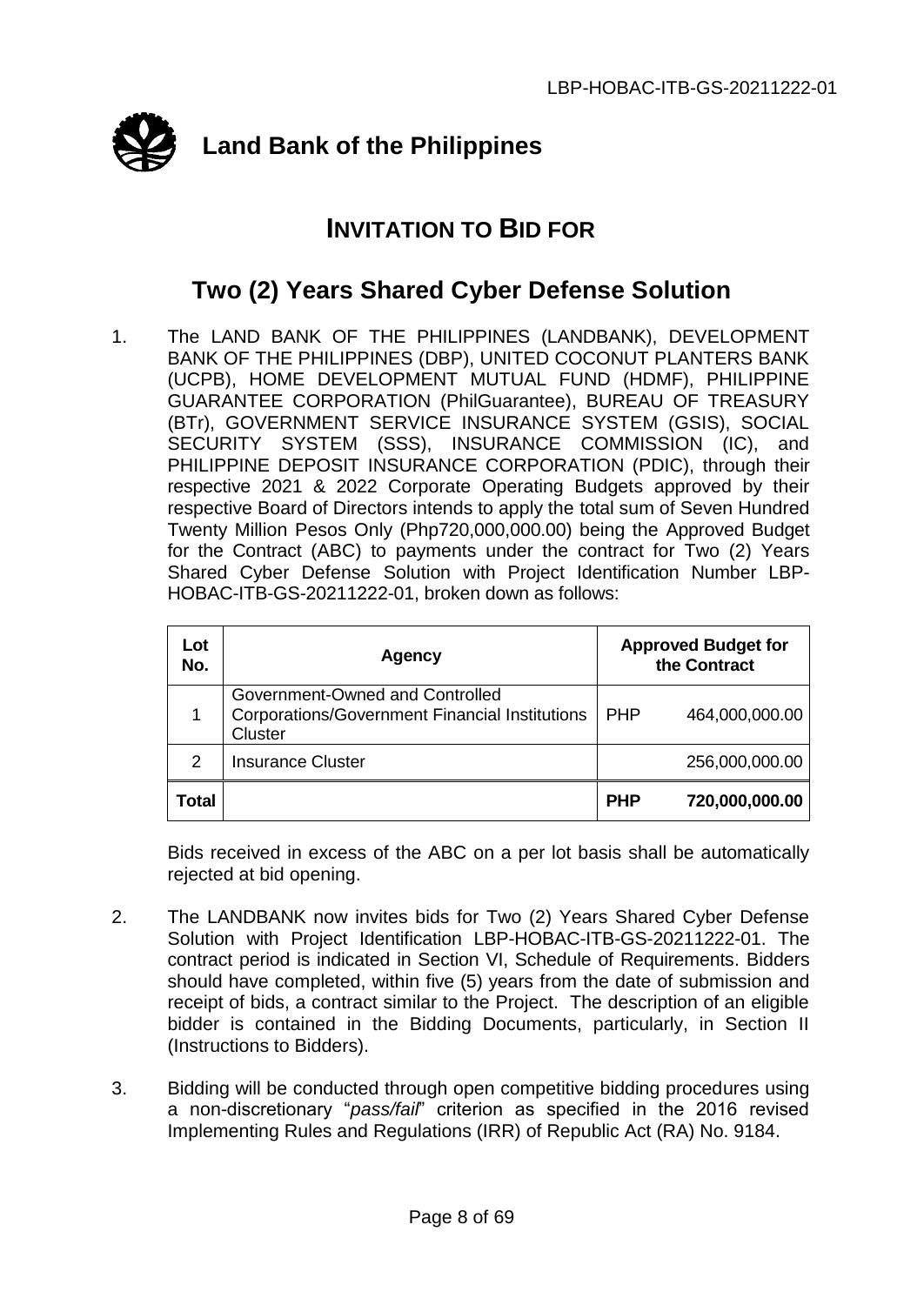## Land Bank of the Philippines

# INVITATION TO BID FOR

# Two (2) Years Shared Cyber Defense Solution

1. The LAND BANK OF THE PHILIPPINES (LANDBANK), DEVELOPMENT BANK OF THE PHILIPPINES (DBP), UNITED COCONUT PLANTERS BANK (UCPB), HOME DEVELOPMENT MUTUAL FUND (HDMF), PHILIPPINE GUARANTEE CORPORATION (PhilGuarantee), BUREAU OF TREASURY (BTr), GOVERNMENT SERVICE INSURANCE SYSTEM (GSIS), SOCIAL SECURITY SYSTEM (SSS), INSURANCE COMMISSION (IC), and PHILIPPINE DEPOSIT INSURANCE CORPORATION (PDIC), through their respective 2021 & 2022 Corporate Operating Budgets approved by their respective Board of Directors intends to apply the total sum of Seven Hundred Twenty Million Pesos Only (Php720,000,000.00) being the Approved Budget for the Contract (ABC) to payments under the contract for Two (2) Years Shared Cyber Defense Solution with Project Identification Number LBP-HOBAC-ITB-GS-20211222-01, broken down as follows:

| Lot No. | Agency | Approved Budget for the Contract | |
|---|---|---|---|
| 1 | Government-Owned and Controlled Corporations/Government Financial Institutions Cluster | PHP | 464,000,000.00 |
| 2 | Insurance Cluster | | 256,000,000.00 |
| **Total** | | **PHP** | **720,000,000.00** |

Bids received in excess of the ABC on a per lot basis shall be automatically rejected at bid opening.

2. The LANDBANK now invites bids for Two (2) Years Shared Cyber Defense Solution with Project Identification LBP-HOBAC-ITB-GS-20211222-01. The contract period is indicated in Section VI, Schedule of Requirements. Bidders should have completed, within five (5) years from the date of submission and receipt of bids, a contract similar to the Project. The description of an eligible bidder is contained in the Bidding Documents, particularly, in Section II (Instructions to Bidders).

3. Bidding will be conducted through open competitive bidding procedures using a non-discretionary "*pass/fail*" criterion as specified in the 2016 revised Implementing Rules and Regulations (IRR) of Republic Act (RA) No. 9184.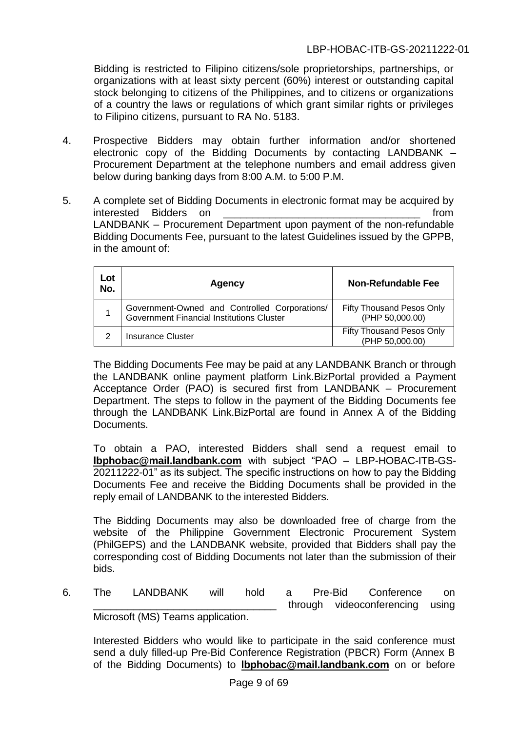Bidding is restricted to Filipino citizens/sole proprietorships, partnerships, or organizations with at least sixty percent (60%) interest or outstanding capital stock belonging to citizens of the Philippines, and to citizens or organizations of a country the laws or regulations of which grant similar rights or privileges to Filipino citizens, pursuant to RA No. 5183.

4. Prospective Bidders may obtain further information and/or shortened electronic copy of the Bidding Documents by contacting LANDBANK – Procurement Department at the telephone numbers and email address given below during banking days from 8:00 A.M. to 5:00 P.M.

5. A complete set of Bidding Documents in electronic format may be acquired by interested Bidders on ________________________________ from LANDBANK – Procurement Department upon payment of the non-refundable Bidding Documents Fee, pursuant to the latest Guidelines issued by the GPPB, in the amount of:

| Lot No. | Agency | Non-Refundable Fee |
|---|---|---|
| 1 | Government-Owned and Controlled Corporations/ Government Financial Institutions Cluster | Fifty Thousand Pesos Only (PHP 50,000.00) |
| 2 | Insurance Cluster | Fifty Thousand Pesos Only (PHP 50,000.00) |

The Bidding Documents Fee may be paid at any LANDBANK Branch or through the LANDBANK online payment platform Link.BizPortal provided a Payment Acceptance Order (PAO) is secured first from LANDBANK – Procurement Department. The steps to follow in the payment of the Bidding Documents fee through the LANDBANK Link.BizPortal are found in Annex A of the Bidding Documents.

To obtain a PAO, interested Bidders shall send a request email to **lbphobac@mail.landbank.com** with subject "PAO – LBP-HOBAC-ITB-GS-20211222-01" as its subject. The specific instructions on how to pay the Bidding Documents Fee and receive the Bidding Documents shall be provided in the reply email of LANDBANK to the interested Bidders.

The Bidding Documents may also be downloaded free of charge from the website of the Philippine Government Electronic Procurement System (PhilGEPS) and the LANDBANK website, provided that Bidders shall pay the corresponding cost of Bidding Documents not later than the submission of their bids.

6. The LANDBANK will hold a Pre-Bid Conference on ______________________________ through videoconferencing using Microsoft (MS) Teams application.

Interested Bidders who would like to participate in the said conference must send a duly filled-up Pre-Bid Conference Registration (PBCR) Form (Annex B of the Bidding Documents) to **lbphobac@mail.landbank.com** on or before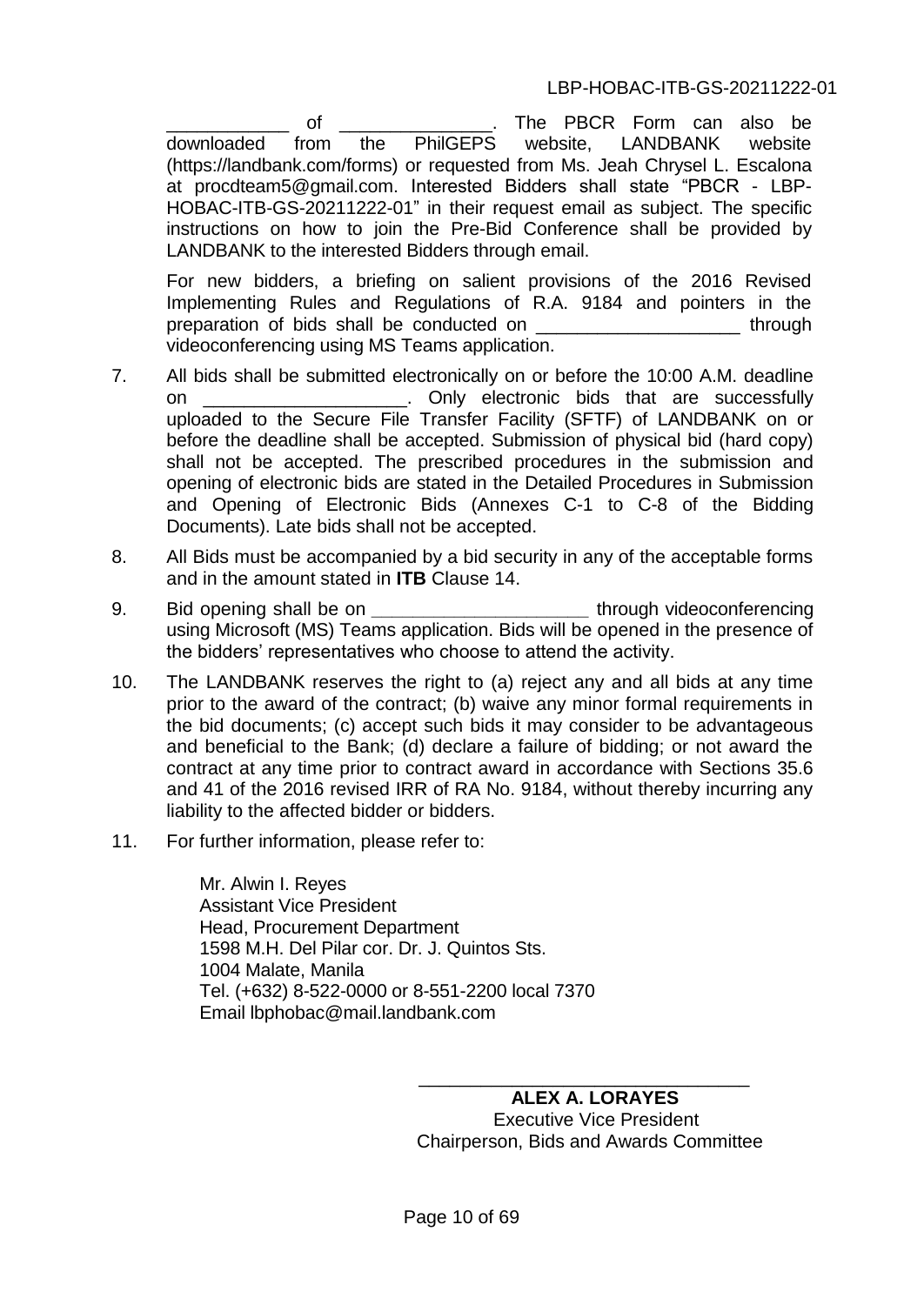____________ of _______________. The PBCR Form can also be downloaded from the PhilGEPS website, LANDBANK website (https://landbank.com/forms) or requested from Ms. Jeah Chrysel L. Escalona at procdteam5@gmail.com. Interested Bidders shall state "PBCR - LBP-HOBAC-ITB-GS-20211222-01" in their request email as subject. The specific instructions on how to join the Pre-Bid Conference shall be provided by LANDBANK to the interested Bidders through email.

For new bidders, a briefing on salient provisions of the 2016 Revised Implementing Rules and Regulations of R.A. 9184 and pointers in the preparation of bids shall be conducted on ____________________ through videoconferencing using MS Teams application.

7. All bids shall be submitted electronically on or before the 10:00 A.M. deadline on ____________________. Only electronic bids that are successfully uploaded to the Secure File Transfer Facility (SFTF) of LANDBANK on or before the deadline shall be accepted. Submission of physical bid (hard copy) shall not be accepted. The prescribed procedures in the submission and opening of electronic bids are stated in the Detailed Procedures in Submission and Opening of Electronic Bids (Annexes C-1 to C-8 of the Bidding Documents). Late bids shall not be accepted.

8. All Bids must be accompanied by a bid security in any of the acceptable forms and in the amount stated in **ITB** Clause 14.

9. Bid opening shall be on ______________________ through videoconferencing using Microsoft (MS) Teams application. Bids will be opened in the presence of the bidders' representatives who choose to attend the activity.

10. The LANDBANK reserves the right to (a) reject any and all bids at any time prior to the award of the contract; (b) waive any minor formal requirements in the bid documents; (c) accept such bids it may consider to be advantageous and beneficial to the Bank; (d) declare a failure of bidding; or not award the contract at any time prior to contract award in accordance with Sections 35.6 and 41 of the 2016 revised IRR of RA No. 9184, without thereby incurring any liability to the affected bidder or bidders.

11. For further information, please refer to:

    Mr. Alwin I. Reyes
    Assistant Vice President
    Head, Procurement Department
    1598 M.H. Del Pilar cor. Dr. J. Quintos Sts.
    1004 Malate, Manila
    Tel. (+632) 8-522-0000 or 8-551-2200 local 7370
    Email lbphobac@mail.landbank.com

_________________________________

**ALEX A. LORAYES**
Executive Vice President
Chairperson, Bids and Awards Committee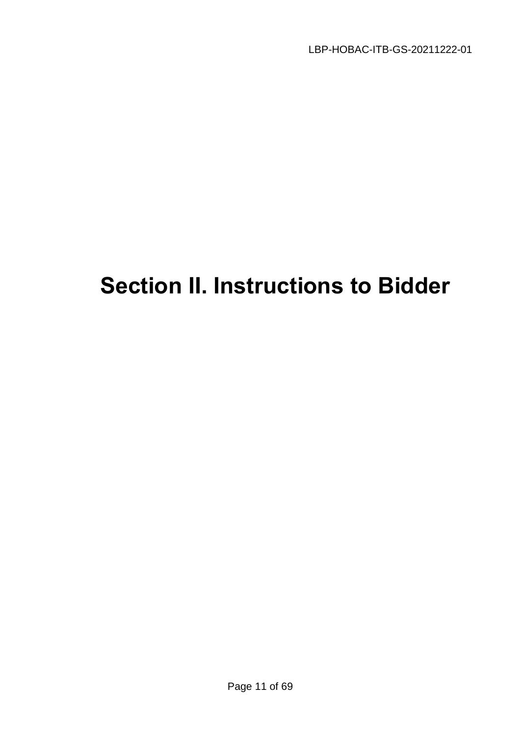# Section II. Instructions to Bidder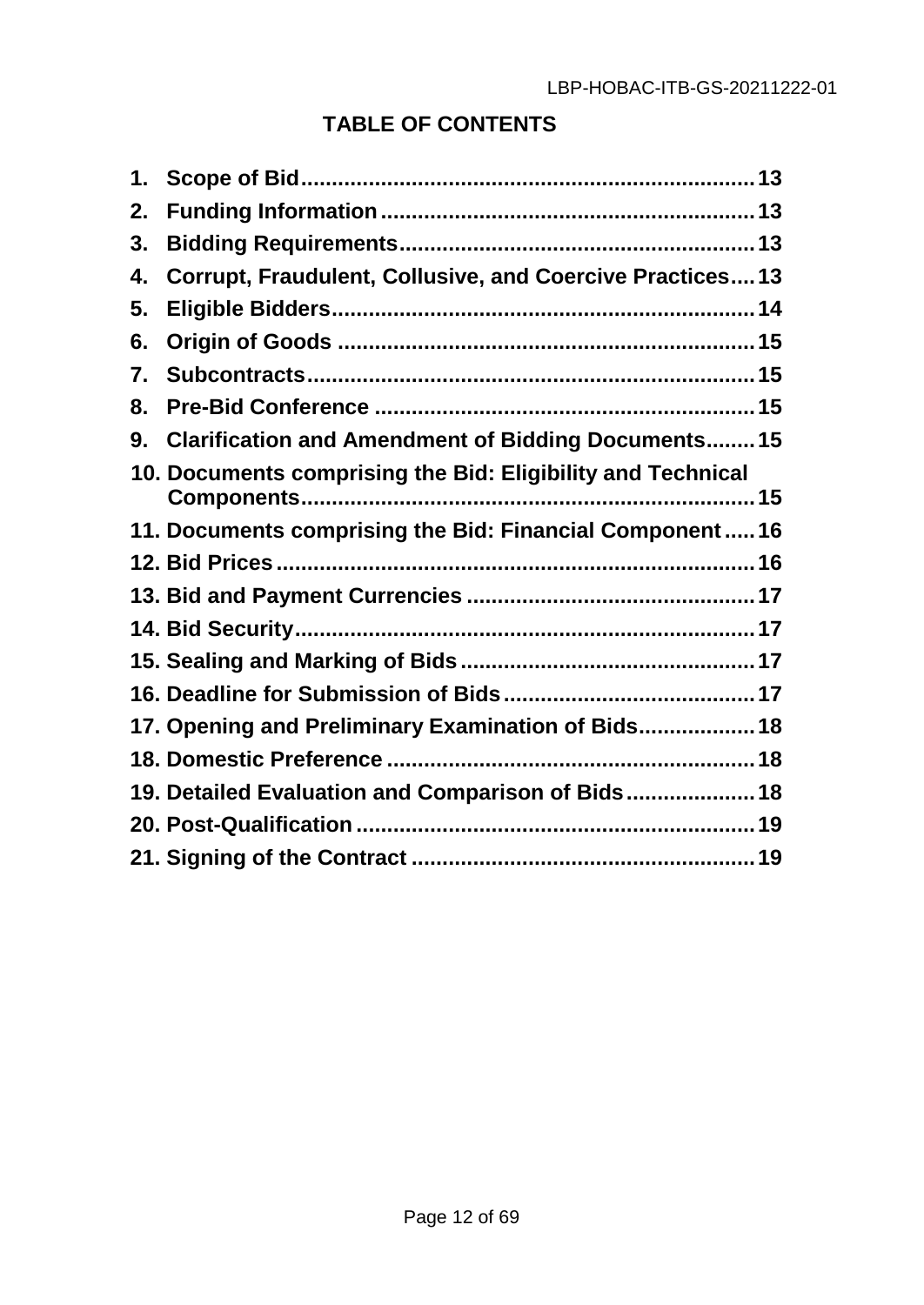# TABLE OF CONTENTS

1. Scope of Bid .......... 13
2. Funding Information .......... 13
3. Bidding Requirements .......... 13
4. Corrupt, Fraudulent, Collusive, and Coercive Practices .......... 13
5. Eligible Bidders .......... 14
6. Origin of Goods .......... 15
7. Subcontracts .......... 15
8. Pre-Bid Conference .......... 15
9. Clarification and Amendment of Bidding Documents .......... 15
10. Documents comprising the Bid: Eligibility and Technical Components .......... 15
11. Documents comprising the Bid: Financial Component .......... 16
12. Bid Prices .......... 16
13. Bid and Payment Currencies .......... 17
14. Bid Security .......... 17
15. Sealing and Marking of Bids .......... 17
16. Deadline for Submission of Bids .......... 17
17. Opening and Preliminary Examination of Bids .......... 18
18. Domestic Preference .......... 18
19. Detailed Evaluation and Comparison of Bids .......... 18
20. Post-Qualification .......... 19
21. Signing of the Contract .......... 19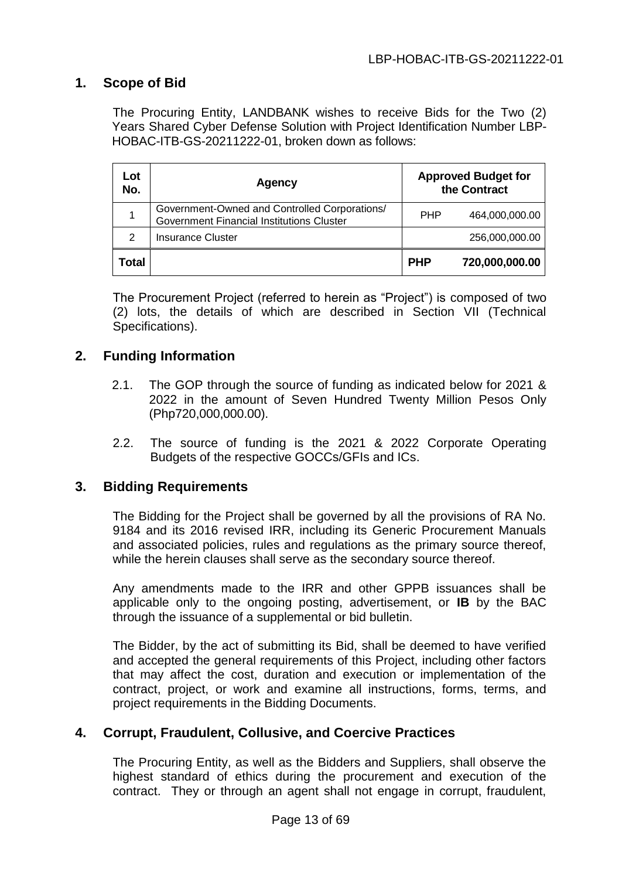## 1. Scope of Bid

The Procuring Entity, LANDBANK wishes to receive Bids for the Two (2) Years Shared Cyber Defense Solution with Project Identification Number LBP-HOBAC-ITB-GS-20211222-01, broken down as follows:

| Lot No. | Agency | Approved Budget for the Contract | |
|---|---|---|---|
| 1 | Government-Owned and Controlled Corporations/ Government Financial Institutions Cluster | PHP | 464,000,000.00 |
| 2 | Insurance Cluster | | 256,000,000.00 |
| **Total** | | **PHP** | **720,000,000.00** |

The Procurement Project (referred to herein as "Project") is composed of two (2) lots, the details of which are described in Section VII (Technical Specifications).

## 2. Funding Information

2.1. The GOP through the source of funding as indicated below for 2021 & 2022 in the amount of Seven Hundred Twenty Million Pesos Only (Php720,000,000.00).

2.2. The source of funding is the 2021 & 2022 Corporate Operating Budgets of the respective GOCCs/GFIs and ICs.

## 3. Bidding Requirements

The Bidding for the Project shall be governed by all the provisions of RA No. 9184 and its 2016 revised IRR, including its Generic Procurement Manuals and associated policies, rules and regulations as the primary source thereof, while the herein clauses shall serve as the secondary source thereof.

Any amendments made to the IRR and other GPPB issuances shall be applicable only to the ongoing posting, advertisement, or **IB** by the BAC through the issuance of a supplemental or bid bulletin.

The Bidder, by the act of submitting its Bid, shall be deemed to have verified and accepted the general requirements of this Project, including other factors that may affect the cost, duration and execution or implementation of the contract, project, or work and examine all instructions, forms, terms, and project requirements in the Bidding Documents.

## 4. Corrupt, Fraudulent, Collusive, and Coercive Practices

The Procuring Entity, as well as the Bidders and Suppliers, shall observe the highest standard of ethics during the procurement and execution of the contract. They or through an agent shall not engage in corrupt, fraudulent,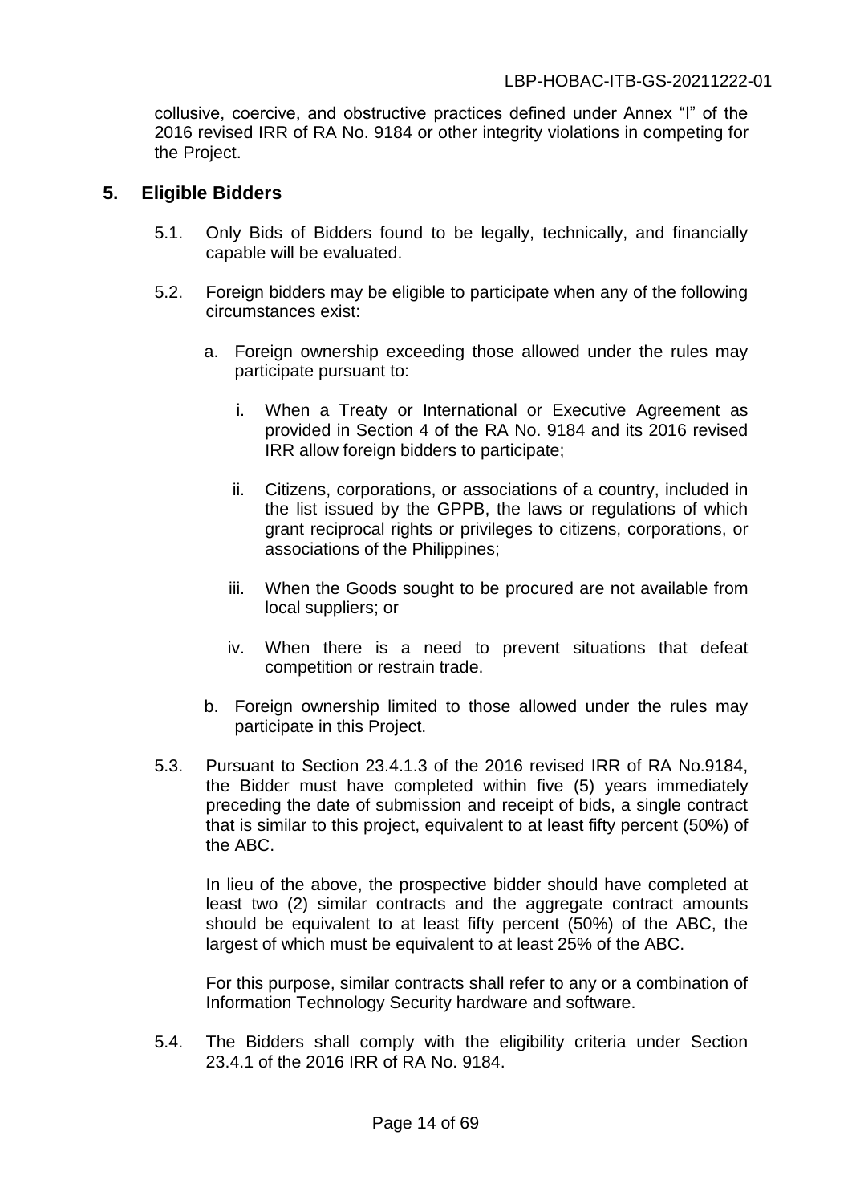collusive, coercive, and obstructive practices defined under Annex "I" of the 2016 revised IRR of RA No. 9184 or other integrity violations in competing for the Project.

## 5. Eligible Bidders

5.1. Only Bids of Bidders found to be legally, technically, and financially capable will be evaluated.

5.2. Foreign bidders may be eligible to participate when any of the following circumstances exist:

a. Foreign ownership exceeding those allowed under the rules may participate pursuant to:

i. When a Treaty or International or Executive Agreement as provided in Section 4 of the RA No. 9184 and its 2016 revised IRR allow foreign bidders to participate;

ii. Citizens, corporations, or associations of a country, included in the list issued by the GPPB, the laws or regulations of which grant reciprocal rights or privileges to citizens, corporations, or associations of the Philippines;

iii. When the Goods sought to be procured are not available from local suppliers; or

iv. When there is a need to prevent situations that defeat competition or restrain trade.

b. Foreign ownership limited to those allowed under the rules may participate in this Project.

5.3. Pursuant to Section 23.4.1.3 of the 2016 revised IRR of RA No.9184, the Bidder must have completed within five (5) years immediately preceding the date of submission and receipt of bids, a single contract that is similar to this project, equivalent to at least fifty percent (50%) of the ABC.

In lieu of the above, the prospective bidder should have completed at least two (2) similar contracts and the aggregate contract amounts should be equivalent to at least fifty percent (50%) of the ABC, the largest of which must be equivalent to at least 25% of the ABC.

For this purpose, similar contracts shall refer to any or a combination of Information Technology Security hardware and software.

5.4. The Bidders shall comply with the eligibility criteria under Section 23.4.1 of the 2016 IRR of RA No. 9184.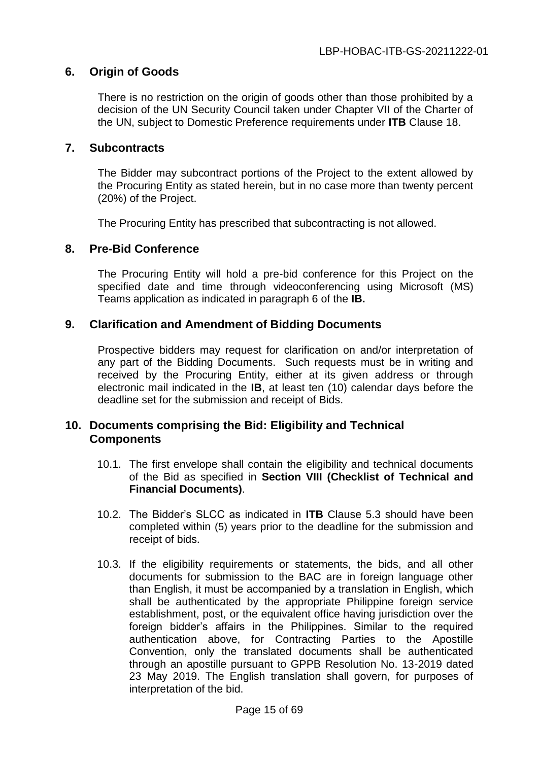## 6. Origin of Goods

There is no restriction on the origin of goods other than those prohibited by a decision of the UN Security Council taken under Chapter VII of the Charter of the UN, subject to Domestic Preference requirements under **ITB** Clause 18.

## 7. Subcontracts

The Bidder may subcontract portions of the Project to the extent allowed by the Procuring Entity as stated herein, but in no case more than twenty percent (20%) of the Project.

The Procuring Entity has prescribed that subcontracting is not allowed.

## 8. Pre-Bid Conference

The Procuring Entity will hold a pre-bid conference for this Project on the specified date and time through videoconferencing using Microsoft (MS) Teams application as indicated in paragraph 6 of the **IB.**

## 9. Clarification and Amendment of Bidding Documents

Prospective bidders may request for clarification on and/or interpretation of any part of the Bidding Documents. Such requests must be in writing and received by the Procuring Entity, either at its given address or through electronic mail indicated in the **IB**, at least ten (10) calendar days before the deadline set for the submission and receipt of Bids.

## 10. Documents comprising the Bid: Eligibility and Technical Components

10.1. The first envelope shall contain the eligibility and technical documents of the Bid as specified in **Section VIII (Checklist of Technical and Financial Documents)**.

10.2. The Bidder's SLCC as indicated in **ITB** Clause 5.3 should have been completed within (5) years prior to the deadline for the submission and receipt of bids.

10.3. If the eligibility requirements or statements, the bids, and all other documents for submission to the BAC are in foreign language other than English, it must be accompanied by a translation in English, which shall be authenticated by the appropriate Philippine foreign service establishment, post, or the equivalent office having jurisdiction over the foreign bidder's affairs in the Philippines. Similar to the required authentication above, for Contracting Parties to the Apostille Convention, only the translated documents shall be authenticated through an apostille pursuant to GPPB Resolution No. 13-2019 dated 23 May 2019. The English translation shall govern, for purposes of interpretation of the bid.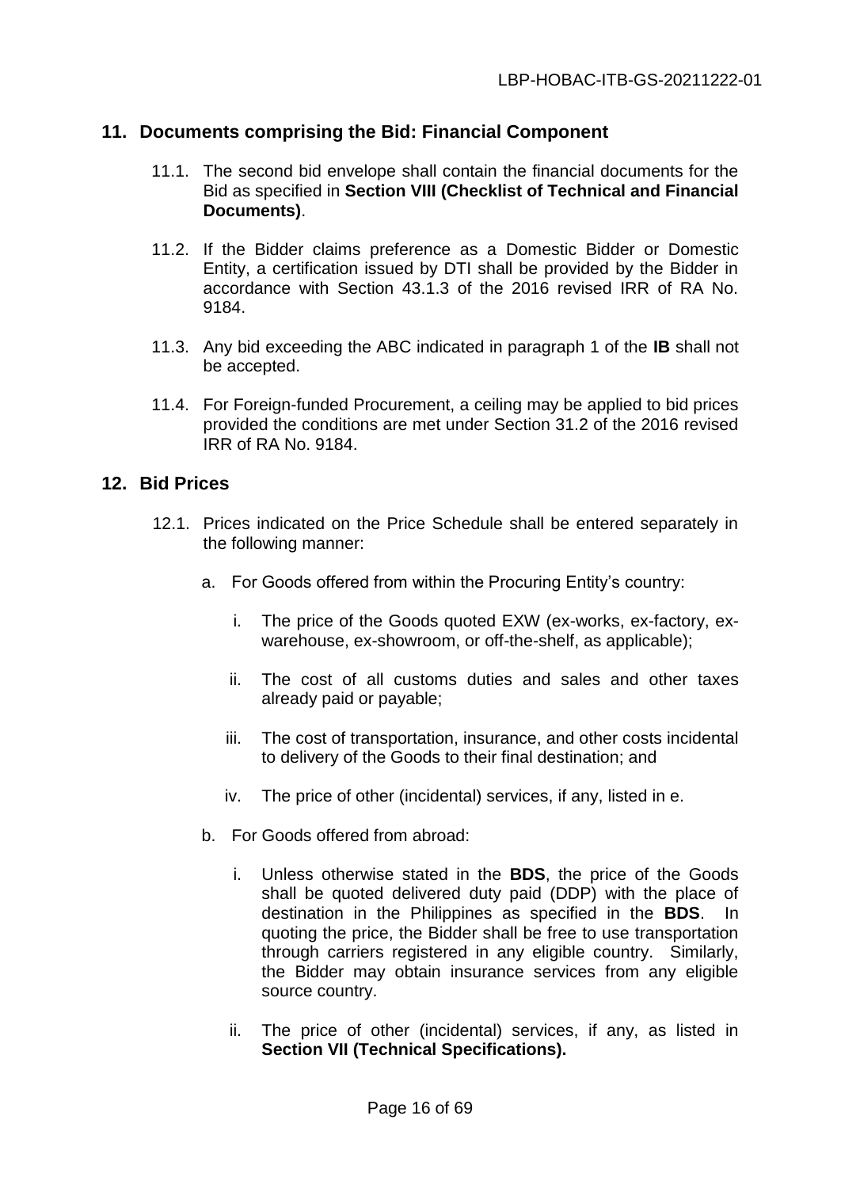## 11. Documents comprising the Bid: Financial Component

11.1. The second bid envelope shall contain the financial documents for the Bid as specified in **Section VIII (Checklist of Technical and Financial Documents)**.

11.2. If the Bidder claims preference as a Domestic Bidder or Domestic Entity, a certification issued by DTI shall be provided by the Bidder in accordance with Section 43.1.3 of the 2016 revised IRR of RA No. 9184.

11.3. Any bid exceeding the ABC indicated in paragraph 1 of the **IB** shall not be accepted.

11.4. For Foreign-funded Procurement, a ceiling may be applied to bid prices provided the conditions are met under Section 31.2 of the 2016 revised IRR of RA No. 9184.

## 12. Bid Prices

12.1. Prices indicated on the Price Schedule shall be entered separately in the following manner:

a. For Goods offered from within the Procuring Entity's country:

i. The price of the Goods quoted EXW (ex-works, ex-factory, ex-warehouse, ex-showroom, or off-the-shelf, as applicable);

ii. The cost of all customs duties and sales and other taxes already paid or payable;

iii. The cost of transportation, insurance, and other costs incidental to delivery of the Goods to their final destination; and

iv. The price of other (incidental) services, if any, listed in e.

b. For Goods offered from abroad:

i. Unless otherwise stated in the **BDS**, the price of the Goods shall be quoted delivered duty paid (DDP) with the place of destination in the Philippines as specified in the **BDS**. In quoting the price, the Bidder shall be free to use transportation through carriers registered in any eligible country. Similarly, the Bidder may obtain insurance services from any eligible source country.

ii. The price of other (incidental) services, if any, as listed in **Section VII (Technical Specifications).**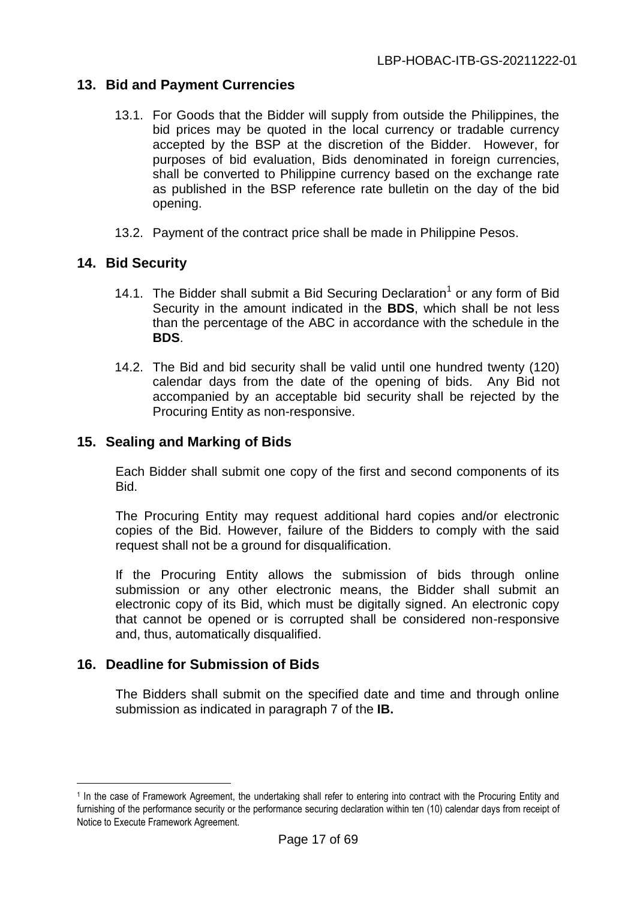## 13. Bid and Payment Currencies

13.1. For Goods that the Bidder will supply from outside the Philippines, the bid prices may be quoted in the local currency or tradable currency accepted by the BSP at the discretion of the Bidder. However, for purposes of bid evaluation, Bids denominated in foreign currencies, shall be converted to Philippine currency based on the exchange rate as published in the BSP reference rate bulletin on the day of the bid opening.

13.2. Payment of the contract price shall be made in Philippine Pesos.

## 14. Bid Security

14.1. The Bidder shall submit a Bid Securing Declaration[1] or any form of Bid Security in the amount indicated in the **BDS**, which shall be not less than the percentage of the ABC in accordance with the schedule in the **BDS**.

14.2. The Bid and bid security shall be valid until one hundred twenty (120) calendar days from the date of the opening of bids. Any Bid not accompanied by an acceptable bid security shall be rejected by the Procuring Entity as non-responsive.

## 15. Sealing and Marking of Bids

Each Bidder shall submit one copy of the first and second components of its Bid.

The Procuring Entity may request additional hard copies and/or electronic copies of the Bid. However, failure of the Bidders to comply with the said request shall not be a ground for disqualification.

If the Procuring Entity allows the submission of bids through online submission or any other electronic means, the Bidder shall submit an electronic copy of its Bid, which must be digitally signed. An electronic copy that cannot be opened or is corrupted shall be considered non-responsive and, thus, automatically disqualified.

## 16. Deadline for Submission of Bids

The Bidders shall submit on the specified date and time and through online submission as indicated in paragraph 7 of the **IB.**

---

[1] In the case of Framework Agreement, the undertaking shall refer to entering into contract with the Procuring Entity and furnishing of the performance security or the performance securing declaration within ten (10) calendar days from receipt of Notice to Execute Framework Agreement.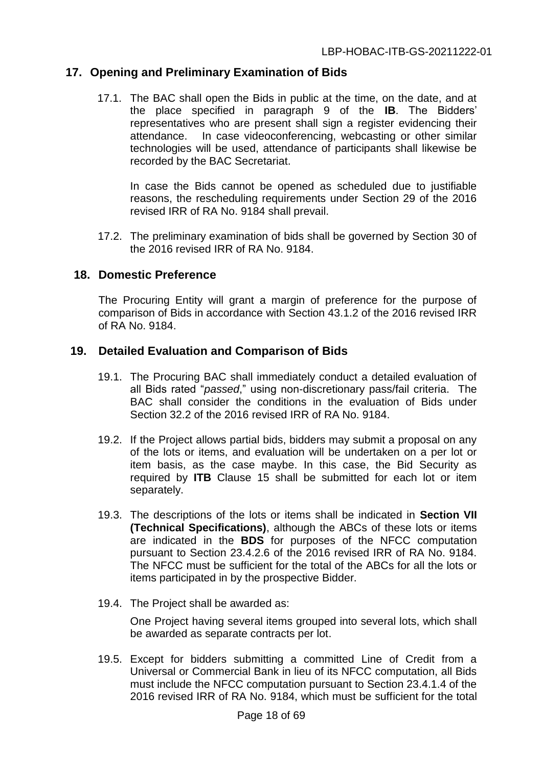## 17. Opening and Preliminary Examination of Bids

17.1. The BAC shall open the Bids in public at the time, on the date, and at the place specified in paragraph 9 of the **IB**. The Bidders' representatives who are present shall sign a register evidencing their attendance. In case videoconferencing, webcasting or other similar technologies will be used, attendance of participants shall likewise be recorded by the BAC Secretariat.

In case the Bids cannot be opened as scheduled due to justifiable reasons, the rescheduling requirements under Section 29 of the 2016 revised IRR of RA No. 9184 shall prevail.

17.2. The preliminary examination of bids shall be governed by Section 30 of the 2016 revised IRR of RA No. 9184.

## 18. Domestic Preference

The Procuring Entity will grant a margin of preference for the purpose of comparison of Bids in accordance with Section 43.1.2 of the 2016 revised IRR of RA No. 9184.

## 19. Detailed Evaluation and Comparison of Bids

19.1. The Procuring BAC shall immediately conduct a detailed evaluation of all Bids rated "*passed*," using non-discretionary pass/fail criteria. The BAC shall consider the conditions in the evaluation of Bids under Section 32.2 of the 2016 revised IRR of RA No. 9184.

19.2. If the Project allows partial bids, bidders may submit a proposal on any of the lots or items, and evaluation will be undertaken on a per lot or item basis, as the case maybe. In this case, the Bid Security as required by **ITB** Clause 15 shall be submitted for each lot or item separately.

19.3. The descriptions of the lots or items shall be indicated in **Section VII (Technical Specifications)**, although the ABCs of these lots or items are indicated in the **BDS** for purposes of the NFCC computation pursuant to Section 23.4.2.6 of the 2016 revised IRR of RA No. 9184. The NFCC must be sufficient for the total of the ABCs for all the lots or items participated in by the prospective Bidder.

19.4. The Project shall be awarded as:

One Project having several items grouped into several lots, which shall be awarded as separate contracts per lot.

19.5. Except for bidders submitting a committed Line of Credit from a Universal or Commercial Bank in lieu of its NFCC computation, all Bids must include the NFCC computation pursuant to Section 23.4.1.4 of the 2016 revised IRR of RA No. 9184, which must be sufficient for the total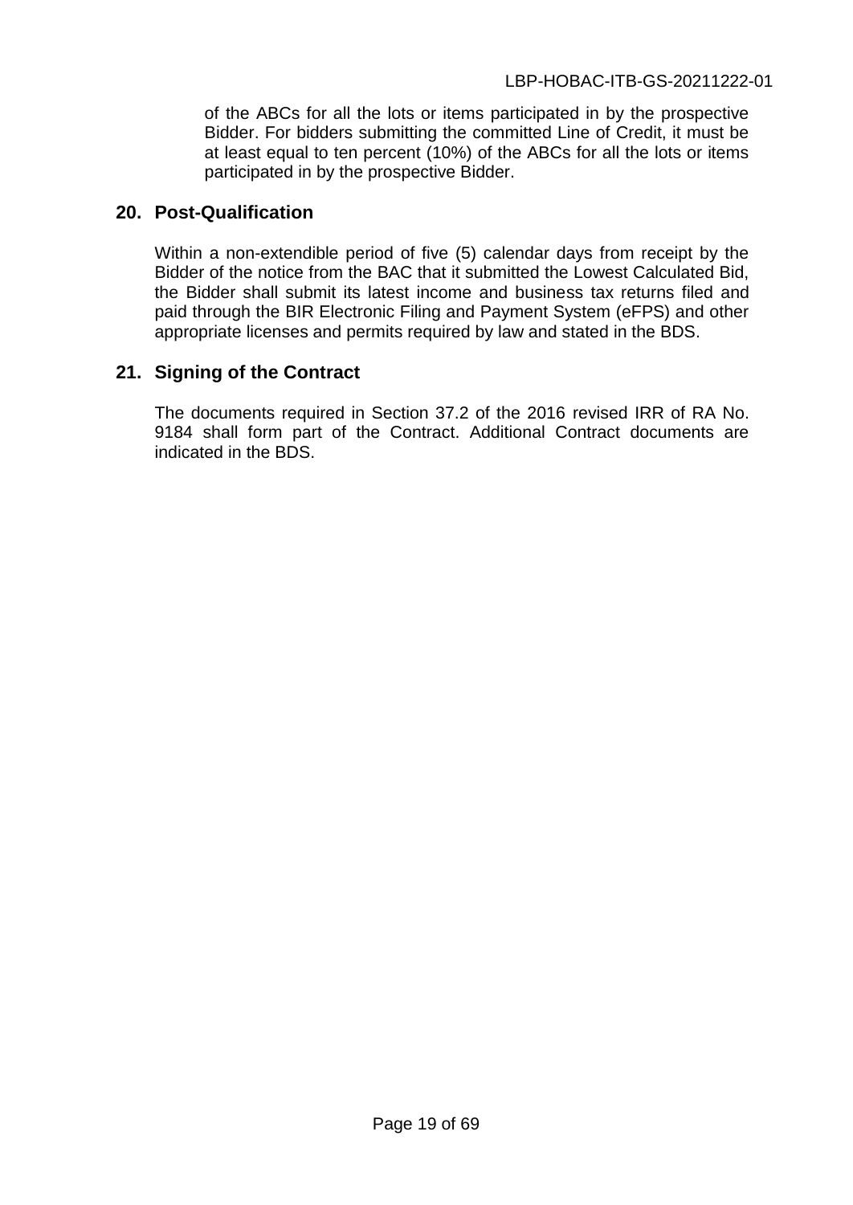of the ABCs for all the lots or items participated in by the prospective Bidder. For bidders submitting the committed Line of Credit, it must be at least equal to ten percent (10%) of the ABCs for all the lots or items participated in by the prospective Bidder.

## 20. Post-Qualification

Within a non-extendible period of five (5) calendar days from receipt by the Bidder of the notice from the BAC that it submitted the Lowest Calculated Bid, the Bidder shall submit its latest income and business tax returns filed and paid through the BIR Electronic Filing and Payment System (eFPS) and other appropriate licenses and permits required by law and stated in the BDS.

## 21. Signing of the Contract

The documents required in Section 37.2 of the 2016 revised IRR of RA No. 9184 shall form part of the Contract. Additional Contract documents are indicated in the BDS.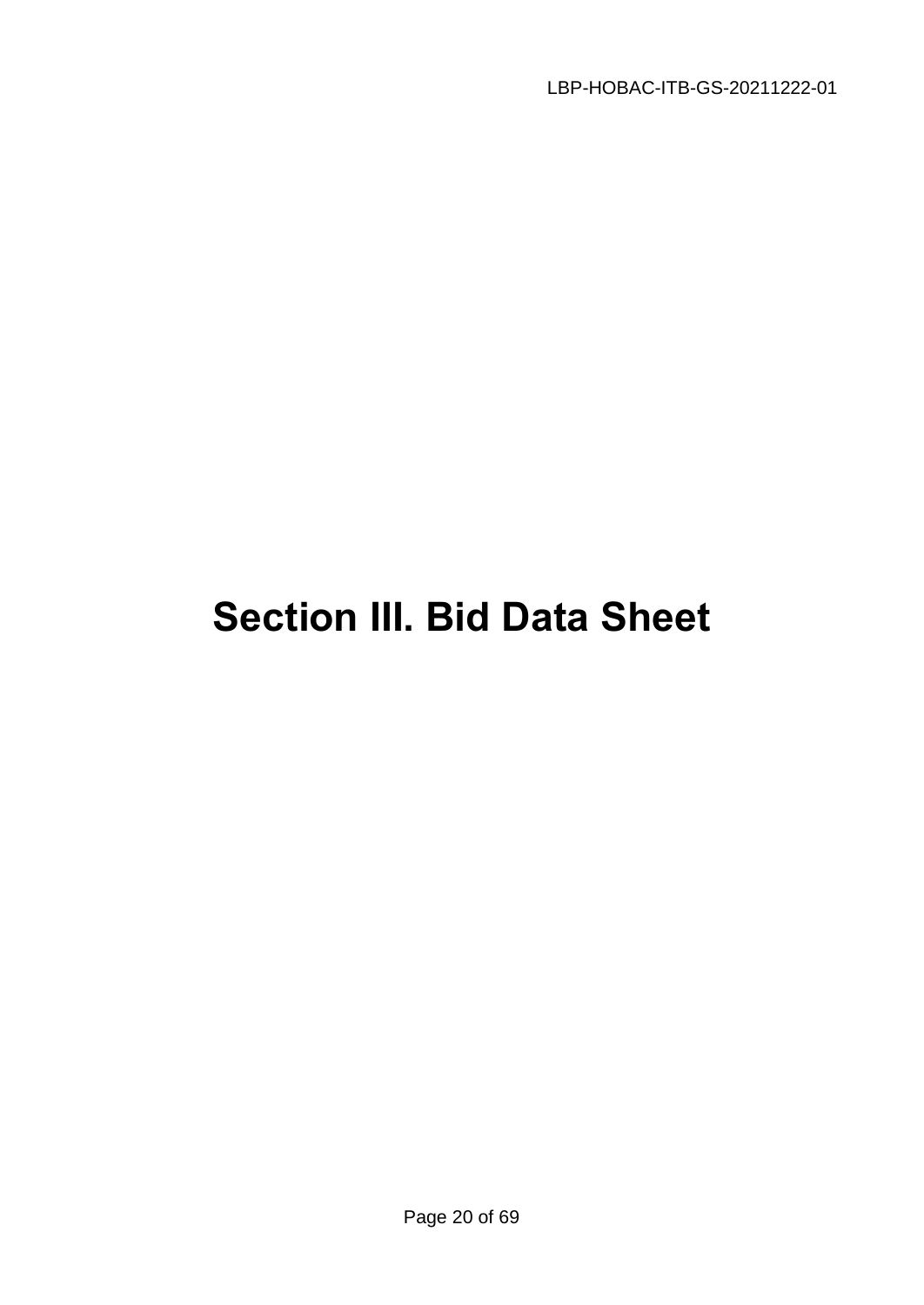# Section III. Bid Data Sheet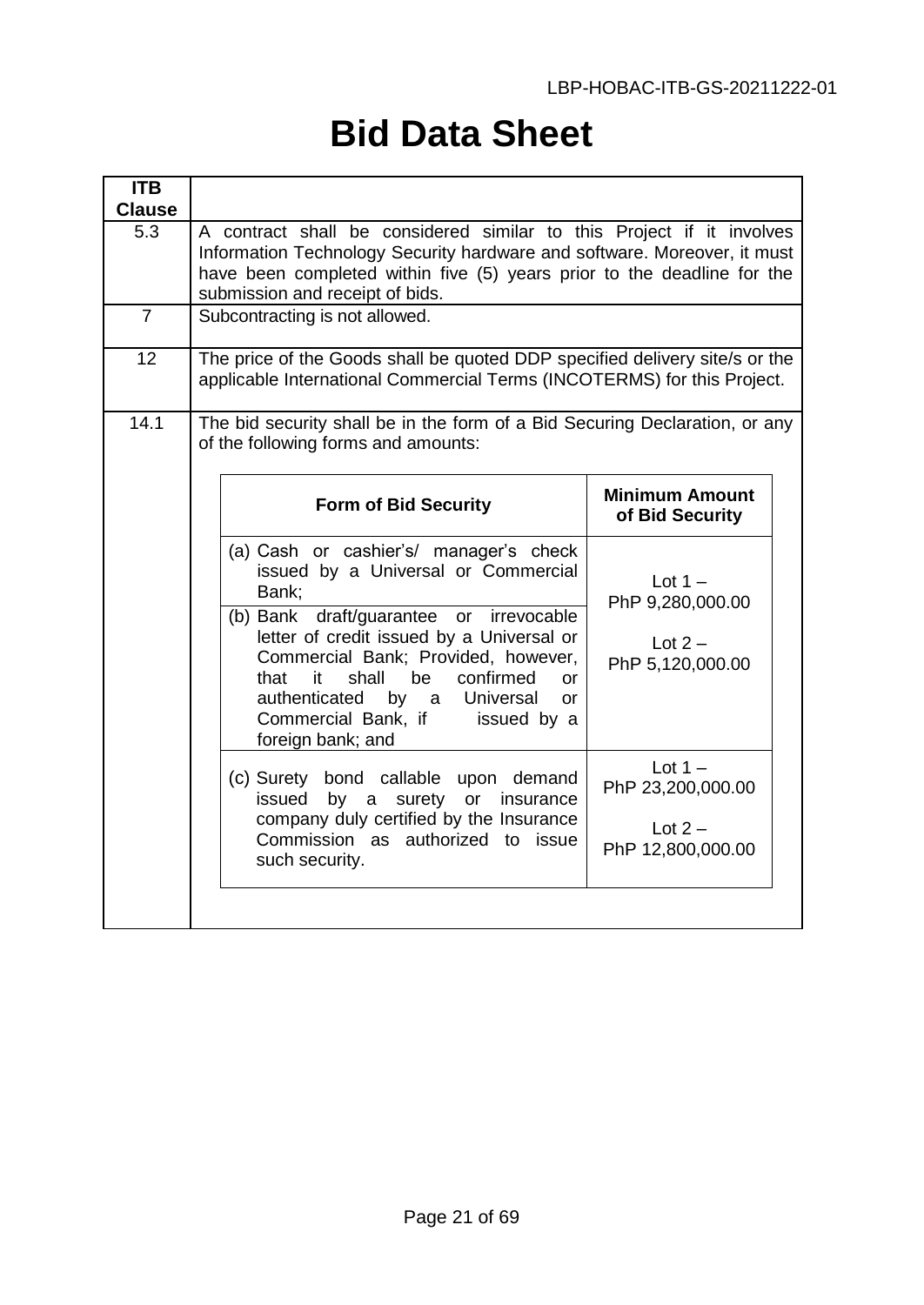# Bid Data Sheet

| ITB Clause | |
|---|---|
| 5.3 | A contract shall be considered similar to this Project if it involves Information Technology Security hardware and software. Moreover, it must have been completed within five (5) years prior to the deadline for the submission and receipt of bids. |
| 7 | Subcontracting is not allowed. |
| 12 | The price of the Goods shall be quoted DDP specified delivery site/s or the applicable International Commercial Terms (INCOTERMS) for this Project. |
| 14.1 | The bid security shall be in the form of a Bid Securing Declaration, or any of the following forms and amounts: |

| Form of Bid Security | Minimum Amount of Bid Security |
|---|---|
| (a) Cash or cashier's/ manager's check issued by a Universal or Commercial Bank;<br>(b) Bank draft/guarantee or irrevocable letter of credit issued by a Universal or Commercial Bank; Provided, however, that it shall be confirmed or authenticated by a Universal or Commercial Bank, if issued by a foreign bank; and | Lot 1 – PhP 9,280,000.00<br>Lot 2 – PhP 5,120,000.00 |
| (c) Surety bond callable upon demand issued by a surety or insurance company duly certified by the Insurance Commission as authorized to issue such security. | Lot 1 – PhP 23,200,000.00<br>Lot 2 – PhP 12,800,000.00 |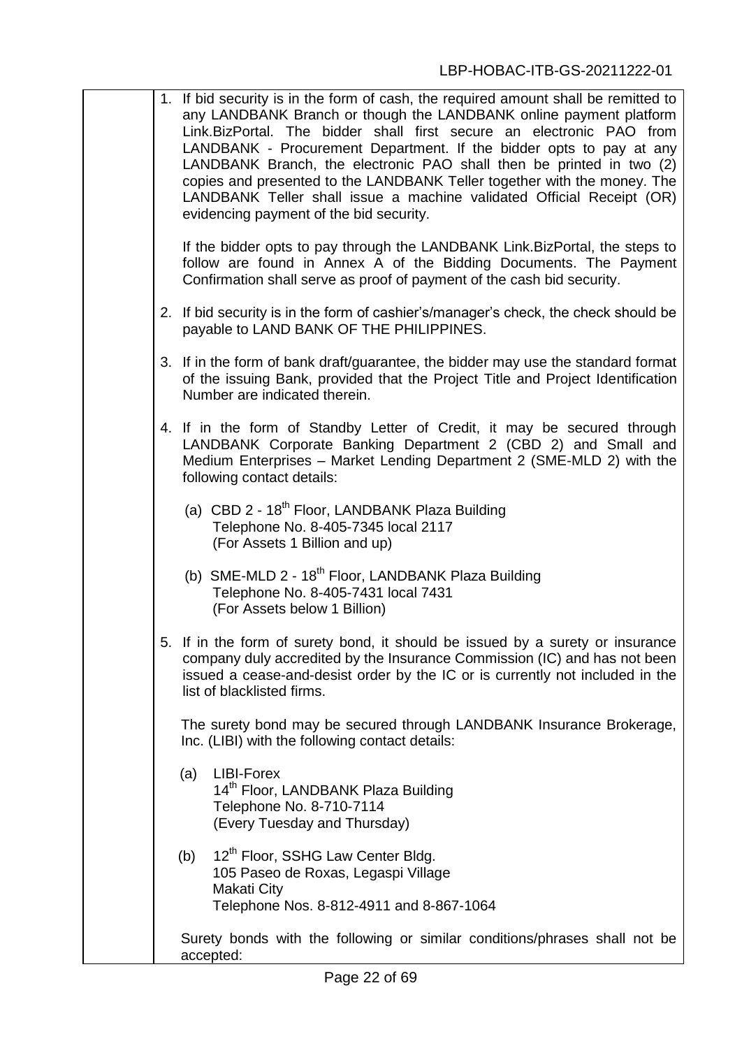1. If bid security is in the form of cash, the required amount shall be remitted to any LANDBANK Branch or though the LANDBANK online payment platform Link.BizPortal. The bidder shall first secure an electronic PAO from LANDBANK - Procurement Department. If the bidder opts to pay at any LANDBANK Branch, the electronic PAO shall then be printed in two (2) copies and presented to the LANDBANK Teller together with the money. The LANDBANK Teller shall issue a machine validated Official Receipt (OR) evidencing payment of the bid security.

   If the bidder opts to pay through the LANDBANK Link.BizPortal, the steps to follow are found in Annex A of the Bidding Documents. The Payment Confirmation shall serve as proof of payment of the cash bid security.

2. If bid security is in the form of cashier's/manager's check, the check should be payable to LAND BANK OF THE PHILIPPINES.

3. If in the form of bank draft/guarantee, the bidder may use the standard format of the issuing Bank, provided that the Project Title and Project Identification Number are indicated therein.

4. If in the form of Standby Letter of Credit, it may be secured through LANDBANK Corporate Banking Department 2 (CBD 2) and Small and Medium Enterprises – Market Lending Department 2 (SME-MLD 2) with the following contact details:

   (a) CBD 2 - 18th Floor, LANDBANK Plaza Building
   Telephone No. 8-405-7345 local 2117
   (For Assets 1 Billion and up)

   (b) SME-MLD 2 - 18th Floor, LANDBANK Plaza Building
   Telephone No. 8-405-7431 local 7431
   (For Assets below 1 Billion)

5. If in the form of surety bond, it should be issued by a surety or insurance company duly accredited by the Insurance Commission (IC) and has not been issued a cease-and-desist order by the IC or is currently not included in the list of blacklisted firms.

   The surety bond may be secured through LANDBANK Insurance Brokerage, Inc. (LIBI) with the following contact details:

   (a) LIBI-Forex
   14th Floor, LANDBANK Plaza Building
   Telephone No. 8-710-7114
   (Every Tuesday and Thursday)

   (b) 12th Floor, SSHG Law Center Bldg.
   105 Paseo de Roxas, Legaspi Village
   Makati City
   Telephone Nos. 8-812-4911 and 8-867-1064

   Surety bonds with the following or similar conditions/phrases shall not be accepted: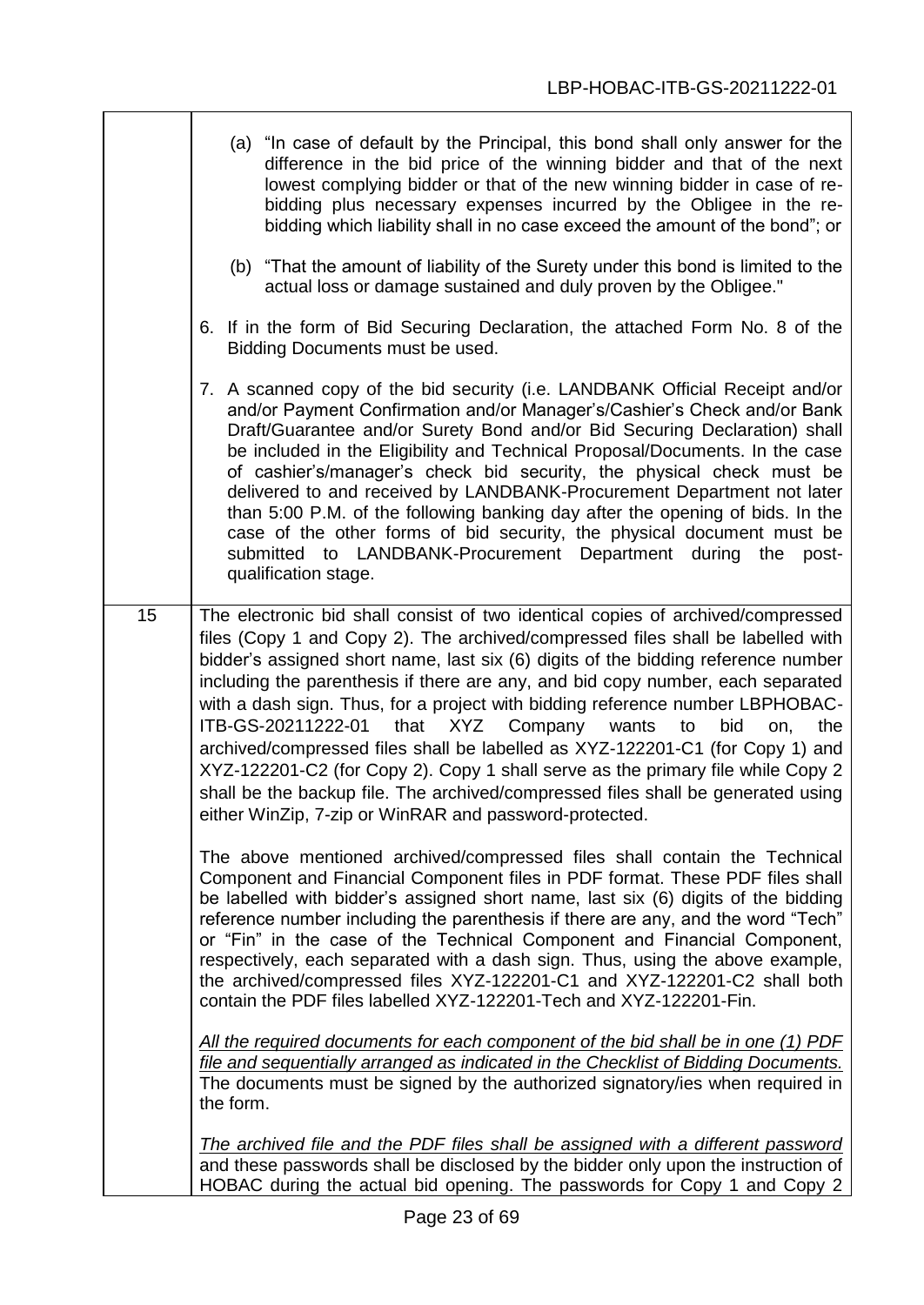| | |
|---|---|
| | (a) "In case of default by the Principal, this bond shall only answer for the difference in the bid price of the winning bidder and that of the next lowest complying bidder or that of the new winning bidder in case of re-bidding plus necessary expenses incurred by the Obligee in the re-bidding which liability shall in no case exceed the amount of the bond"; or<br><br>(b) "That the amount of liability of the Surety under this bond is limited to the actual loss or damage sustained and duly proven by the Obligee."<br><br>6. If in the form of Bid Securing Declaration, the attached Form No. 8 of the Bidding Documents must be used.<br><br>7. A scanned copy of the bid security (i.e. LANDBANK Official Receipt and/or and/or Payment Confirmation and/or Manager's/Cashier's Check and/or Bank Draft/Guarantee and/or Surety Bond and/or Bid Securing Declaration) shall be included in the Eligibility and Technical Proposal/Documents. In the case of cashier's/manager's check bid security, the physical check must be delivered to and received by LANDBANK-Procurement Department not later than 5:00 P.M. of the following banking day after the opening of bids. In the case of the other forms of bid security, the physical document must be submitted to LANDBANK-Procurement Department during the post-qualification stage. |
| 15 | The electronic bid shall consist of two identical copies of archived/compressed files (Copy 1 and Copy 2). The archived/compressed files shall be labelled with bidder's assigned short name, last six (6) digits of the bidding reference number including the parenthesis if there are any, and bid copy number, each separated with a dash sign. Thus, for a project with bidding reference number LBPHOBAC-ITB-GS-20211222-01 that XYZ Company wants to bid on, the archived/compressed files shall be labelled as XYZ-122201-C1 (for Copy 1) and XYZ-122201-C2 (for Copy 2). Copy 1 shall serve as the primary file while Copy 2 shall be the backup file. The archived/compressed files shall be generated using either WinZip, 7-zip or WinRAR and password-protected.<br><br>The above mentioned archived/compressed files shall contain the Technical Component and Financial Component files in PDF format. These PDF files shall be labelled with bidder's assigned short name, last six (6) digits of the bidding reference number including the parenthesis if there are any, and the word "Tech" or "Fin" in the case of the Technical Component and Financial Component, respectively, each separated with a dash sign. Thus, using the above example, the archived/compressed files XYZ-122201-C1 and XYZ-122201-C2 shall both contain the PDF files labelled XYZ-122201-Tech and XYZ-122201-Fin.<br><br>*All the required documents for each component of the bid shall be in one (1) PDF file and sequentially arranged as indicated in the Checklist of Bidding Documents.* The documents must be signed by the authorized signatory/ies when required in the form.<br><br>*The archived file and the PDF files shall be assigned with a different password* and these passwords shall be disclosed by the bidder only upon the instruction of HOBAC during the actual bid opening. The passwords for Copy 1 and Copy 2 |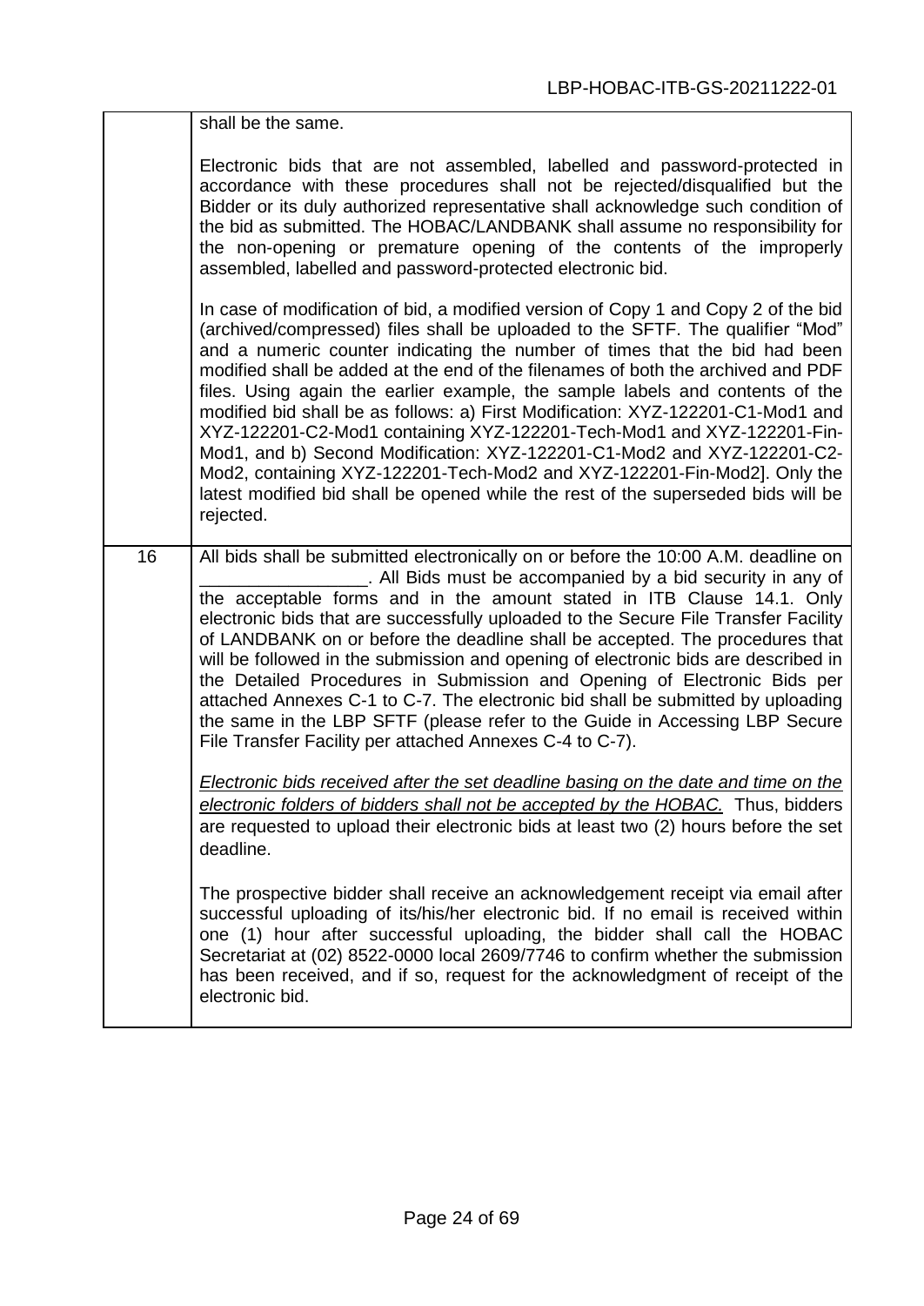| | |
|---|---|
| | shall be the same.<br><br>Electronic bids that are not assembled, labelled and password-protected in accordance with these procedures shall not be rejected/disqualified but the Bidder or its duly authorized representative shall acknowledge such condition of the bid as submitted. The HOBAC/LANDBANK shall assume no responsibility for the non-opening or premature opening of the contents of the improperly assembled, labelled and password-protected electronic bid.<br><br>In case of modification of bid, a modified version of Copy 1 and Copy 2 of the bid (archived/compressed) files shall be uploaded to the SFTF. The qualifier "Mod" and a numeric counter indicating the number of times that the bid had been modified shall be added at the end of the filenames of both the archived and PDF files. Using again the earlier example, the sample labels and contents of the modified bid shall be as follows: a) First Modification: XYZ-122201-C1-Mod1 and XYZ-122201-C2-Mod1 containing XYZ-122201-Tech-Mod1 and XYZ-122201-Fin-Mod1, and b) Second Modification: XYZ-122201-C1-Mod2 and XYZ-122201-C2-Mod2, containing XYZ-122201-Tech-Mod2 and XYZ-122201-Fin-Mod2]. Only the latest modified bid shall be opened while the rest of the superseded bids will be rejected. |
| 16 | All bids shall be submitted electronically on or before the 10:00 A.M. deadline on ________________. All Bids must be accompanied by a bid security in any of the acceptable forms and in the amount stated in ITB Clause 14.1. Only electronic bids that are successfully uploaded to the Secure File Transfer Facility of LANDBANK on or before the deadline shall be accepted. The procedures that will be followed in the submission and opening of electronic bids are described in the Detailed Procedures in Submission and Opening of Electronic Bids per attached Annexes C-1 to C-7. The electronic bid shall be submitted by uploading the same in the LBP SFTF (please refer to the Guide in Accessing LBP Secure File Transfer Facility per attached Annexes C-4 to C-7).<br><br>*Electronic bids received after the set deadline basing on the date and time on the electronic folders of bidders shall not be accepted by the HOBAC.* Thus, bidders are requested to upload their electronic bids at least two (2) hours before the set deadline.<br><br>The prospective bidder shall receive an acknowledgement receipt via email after successful uploading of its/his/her electronic bid. If no email is received within one (1) hour after successful uploading, the bidder shall call the HOBAC Secretariat at (02) 8522-0000 local 2609/7746 to confirm whether the submission has been received, and if so, request for the acknowledgment of receipt of the electronic bid. |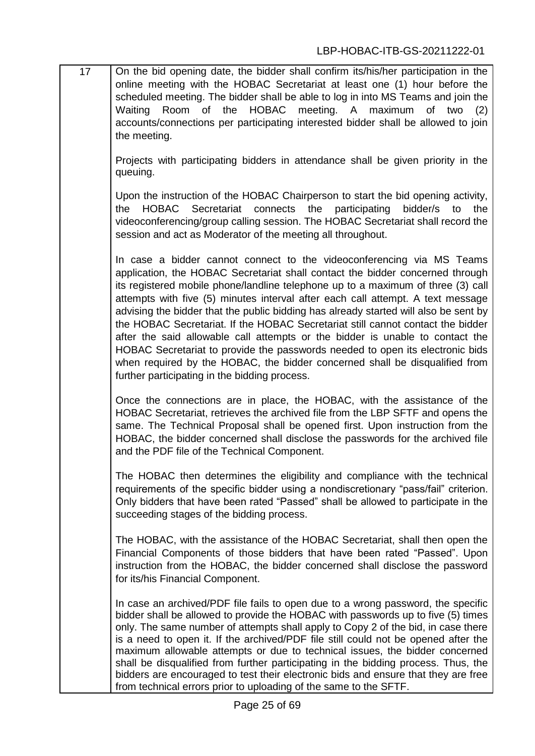| | |
|---|---|
| 17 | On the bid opening date, the bidder shall confirm its/his/her participation in the online meeting with the HOBAC Secretariat at least one (1) hour before the scheduled meeting. The bidder shall be able to log in into MS Teams and join the Waiting Room of the HOBAC meeting. A maximum of two (2) accounts/connections per participating interested bidder shall be allowed to join the meeting.<br><br>Projects with participating bidders in attendance shall be given priority in the queuing.<br><br>Upon the instruction of the HOBAC Chairperson to start the bid opening activity, the HOBAC Secretariat connects the participating bidder/s to the videoconferencing/group calling session. The HOBAC Secretariat shall record the session and act as Moderator of the meeting all throughout.<br><br>In case a bidder cannot connect to the videoconferencing via MS Teams application, the HOBAC Secretariat shall contact the bidder concerned through its registered mobile phone/landline telephone up to a maximum of three (3) call attempts with five (5) minutes interval after each call attempt. A text message advising the bidder that the public bidding has already started will also be sent by the HOBAC Secretariat. If the HOBAC Secretariat still cannot contact the bidder after the said allowable call attempts or the bidder is unable to contact the HOBAC Secretariat to provide the passwords needed to open its electronic bids when required by the HOBAC, the bidder concerned shall be disqualified from further participating in the bidding process.<br><br>Once the connections are in place, the HOBAC, with the assistance of the HOBAC Secretariat, retrieves the archived file from the LBP SFTF and opens the same. The Technical Proposal shall be opened first. Upon instruction from the HOBAC, the bidder concerned shall disclose the passwords for the archived file and the PDF file of the Technical Component.<br><br>The HOBAC then determines the eligibility and compliance with the technical requirements of the specific bidder using a nondiscretionary "pass/fail" criterion. Only bidders that have been rated "Passed" shall be allowed to participate in the succeeding stages of the bidding process.<br><br>The HOBAC, with the assistance of the HOBAC Secretariat, shall then open the Financial Components of those bidders that have been rated "Passed". Upon instruction from the HOBAC, the bidder concerned shall disclose the password for its/his Financial Component.<br><br>In case an archived/PDF file fails to open due to a wrong password, the specific bidder shall be allowed to provide the HOBAC with passwords up to five (5) times only. The same number of attempts shall apply to Copy 2 of the bid, in case there is a need to open it. If the archived/PDF file still could not be opened after the maximum allowable attempts or due to technical issues, the bidder concerned shall be disqualified from further participating in the bidding process. Thus, the bidders are encouraged to test their electronic bids and ensure that they are free from technical errors prior to uploading of the same to the SFTF. |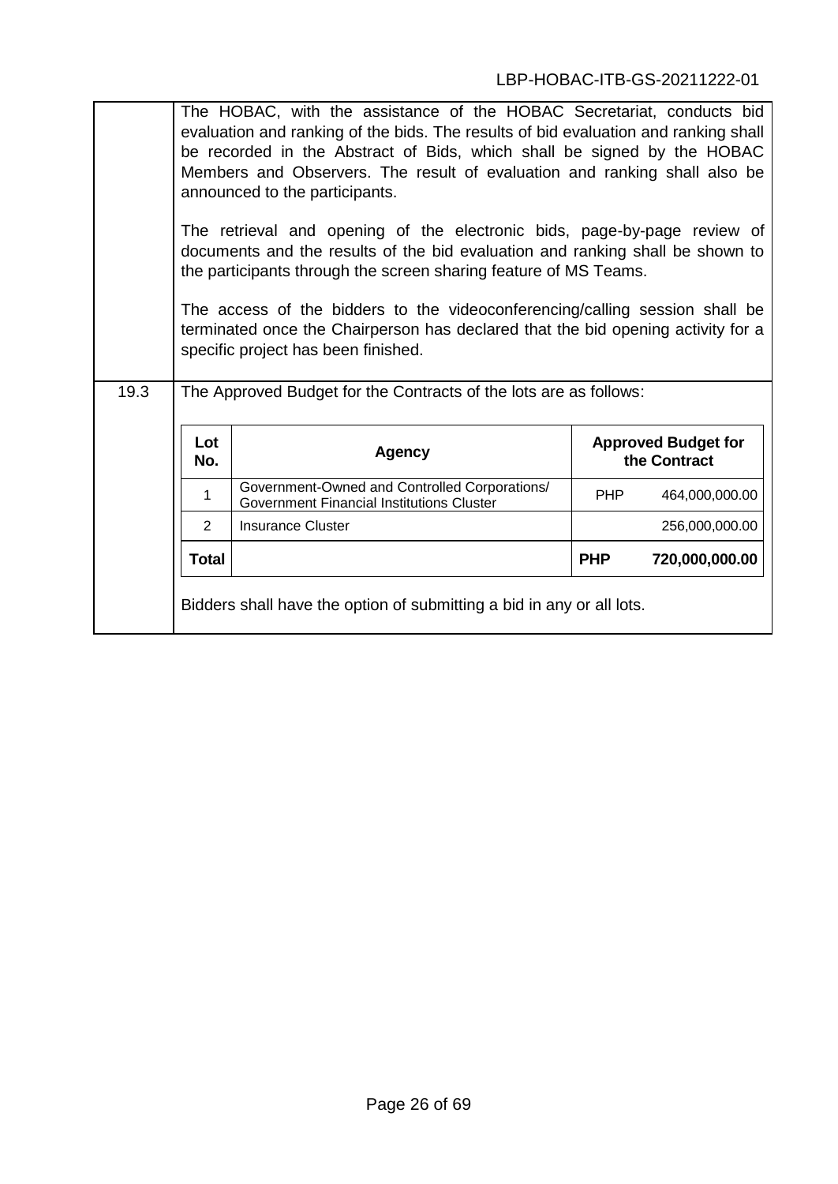| | |
|---|---|
| | The HOBAC, with the assistance of the HOBAC Secretariat, conducts bid evaluation and ranking of the bids. The results of bid evaluation and ranking shall be recorded in the Abstract of Bids, which shall be signed by the HOBAC Members and Observers. The result of evaluation and ranking shall also be announced to the participants.<br><br>The retrieval and opening of the electronic bids, page-by-page review of documents and the results of the bid evaluation and ranking shall be shown to the participants through the screen sharing feature of MS Teams.<br><br>The access of the bidders to the videoconferencing/calling session shall be terminated once the Chairperson has declared that the bid opening activity for a specific project has been finished. |
| 19.3 | The Approved Budget for the Contracts of the lots are as follows: |

| Lot No. | Agency | Approved Budget for the Contract | |
|---|---|---|---|
| 1 | Government-Owned and Controlled Corporations/ Government Financial Institutions Cluster | PHP | 464,000,000.00 |
| 2 | Insurance Cluster | | 256,000,000.00 |
| **Total** | | **PHP** | **720,000,000.00** |

Bidders shall have the option of submitting a bid in any or all lots.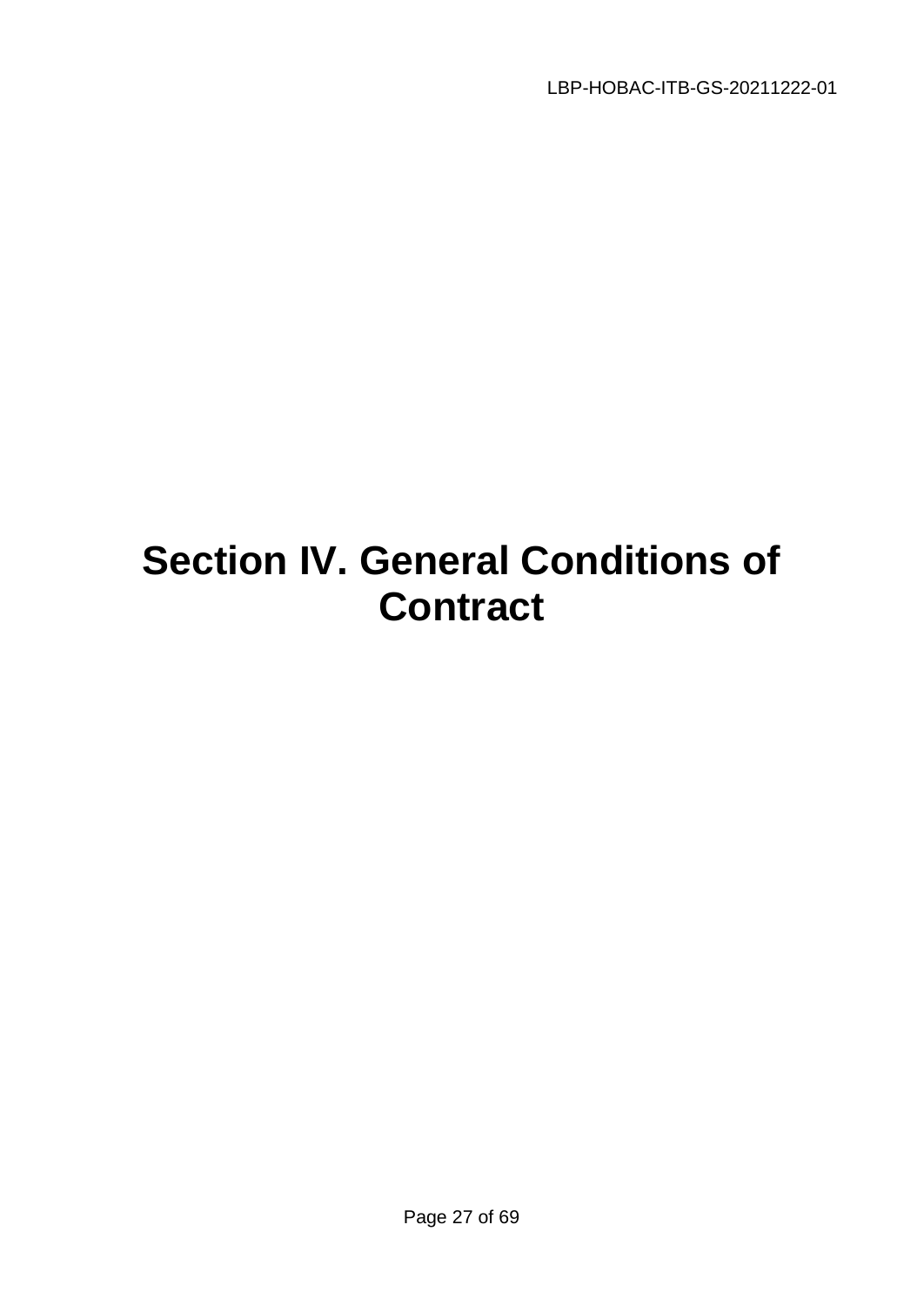# Section IV. General Conditions of Contract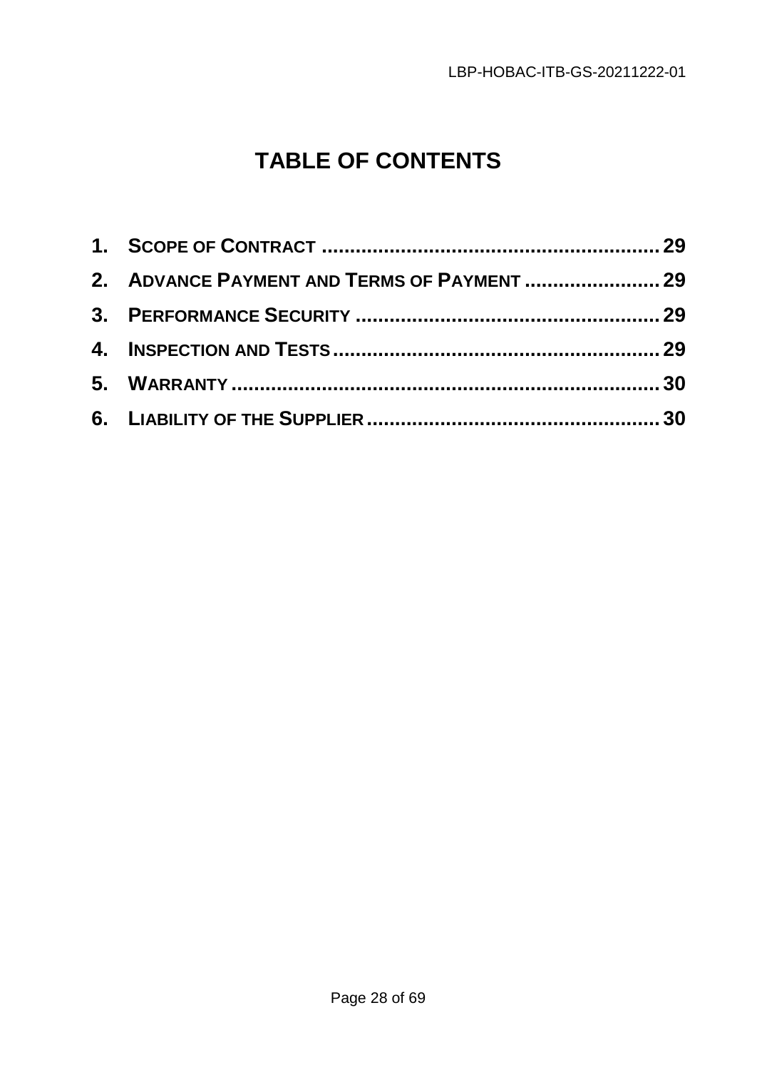# TABLE OF CONTENTS

**1. SCOPE OF CONTRACT ........................................................... 29**

**2. ADVANCE PAYMENT AND TERMS OF PAYMENT ........................ 29**

**3. PERFORMANCE SECURITY ..................................................... 29**

**4. INSPECTION AND TESTS......................................................... 29**

**5. WARRANTY ........................................................................... 30**

**6. LIABILITY OF THE SUPPLIER................................................... 30**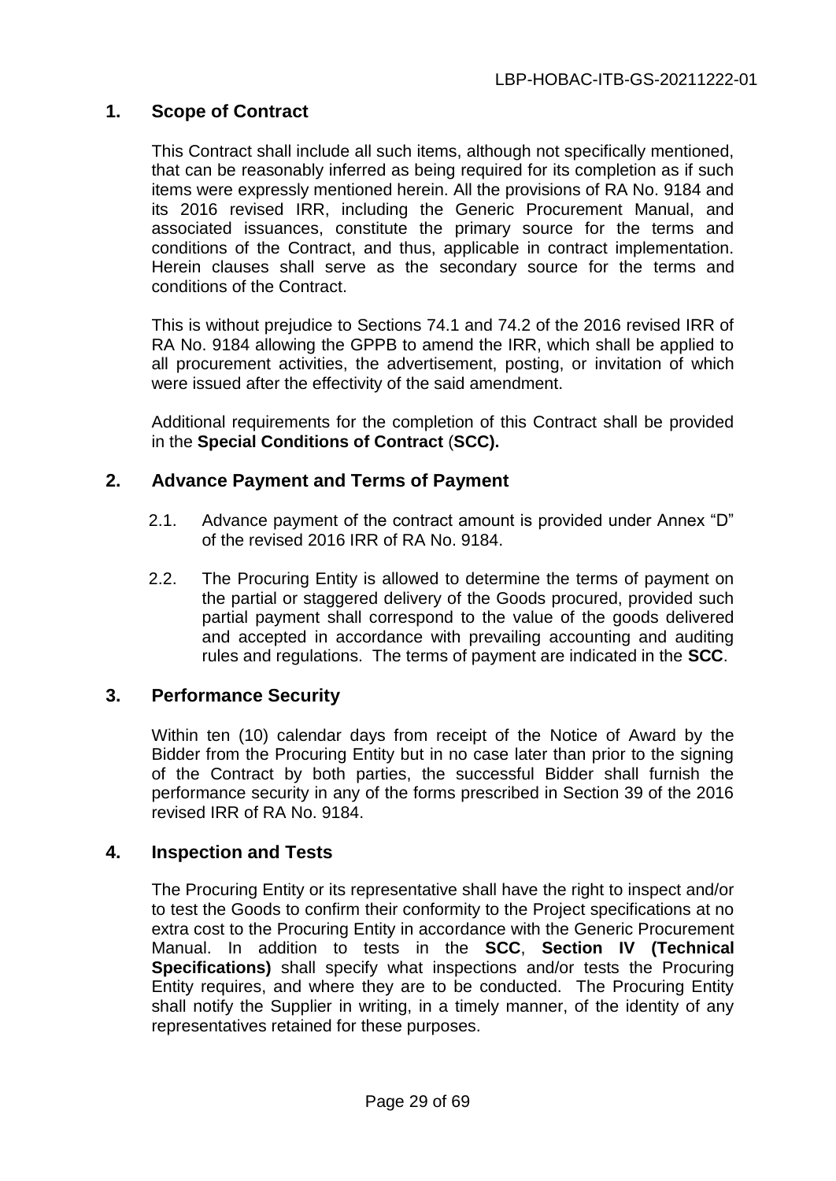## 1. Scope of Contract

This Contract shall include all such items, although not specifically mentioned, that can be reasonably inferred as being required for its completion as if such items were expressly mentioned herein. All the provisions of RA No. 9184 and its 2016 revised IRR, including the Generic Procurement Manual, and associated issuances, constitute the primary source for the terms and conditions of the Contract, and thus, applicable in contract implementation. Herein clauses shall serve as the secondary source for the terms and conditions of the Contract.

This is without prejudice to Sections 74.1 and 74.2 of the 2016 revised IRR of RA No. 9184 allowing the GPPB to amend the IRR, which shall be applied to all procurement activities, the advertisement, posting, or invitation of which were issued after the effectivity of the said amendment.

Additional requirements for the completion of this Contract shall be provided in the **Special Conditions of Contract** (**SCC).**

## 2. Advance Payment and Terms of Payment

2.1. Advance payment of the contract amount is provided under Annex "D" of the revised 2016 IRR of RA No. 9184.

2.2. The Procuring Entity is allowed to determine the terms of payment on the partial or staggered delivery of the Goods procured, provided such partial payment shall correspond to the value of the goods delivered and accepted in accordance with prevailing accounting and auditing rules and regulations. The terms of payment are indicated in the **SCC**.

## 3. Performance Security

Within ten (10) calendar days from receipt of the Notice of Award by the Bidder from the Procuring Entity but in no case later than prior to the signing of the Contract by both parties, the successful Bidder shall furnish the performance security in any of the forms prescribed in Section 39 of the 2016 revised IRR of RA No. 9184.

## 4. Inspection and Tests

The Procuring Entity or its representative shall have the right to inspect and/or to test the Goods to confirm their conformity to the Project specifications at no extra cost to the Procuring Entity in accordance with the Generic Procurement Manual. In addition to tests in the **SCC**, **Section IV (Technical Specifications)** shall specify what inspections and/or tests the Procuring Entity requires, and where they are to be conducted. The Procuring Entity shall notify the Supplier in writing, in a timely manner, of the identity of any representatives retained for these purposes.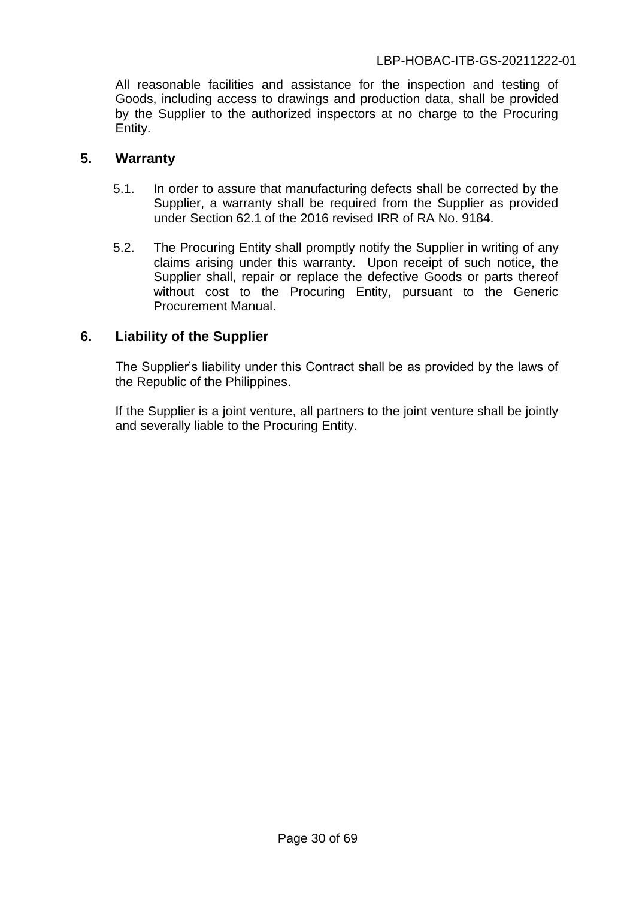All reasonable facilities and assistance for the inspection and testing of Goods, including access to drawings and production data, shall be provided by the Supplier to the authorized inspectors at no charge to the Procuring Entity.

## 5. Warranty

5.1. In order to assure that manufacturing defects shall be corrected by the Supplier, a warranty shall be required from the Supplier as provided under Section 62.1 of the 2016 revised IRR of RA No. 9184.

5.2. The Procuring Entity shall promptly notify the Supplier in writing of any claims arising under this warranty. Upon receipt of such notice, the Supplier shall, repair or replace the defective Goods or parts thereof without cost to the Procuring Entity, pursuant to the Generic Procurement Manual.

## 6. Liability of the Supplier

The Supplier's liability under this Contract shall be as provided by the laws of the Republic of the Philippines.

If the Supplier is a joint venture, all partners to the joint venture shall be jointly and severally liable to the Procuring Entity.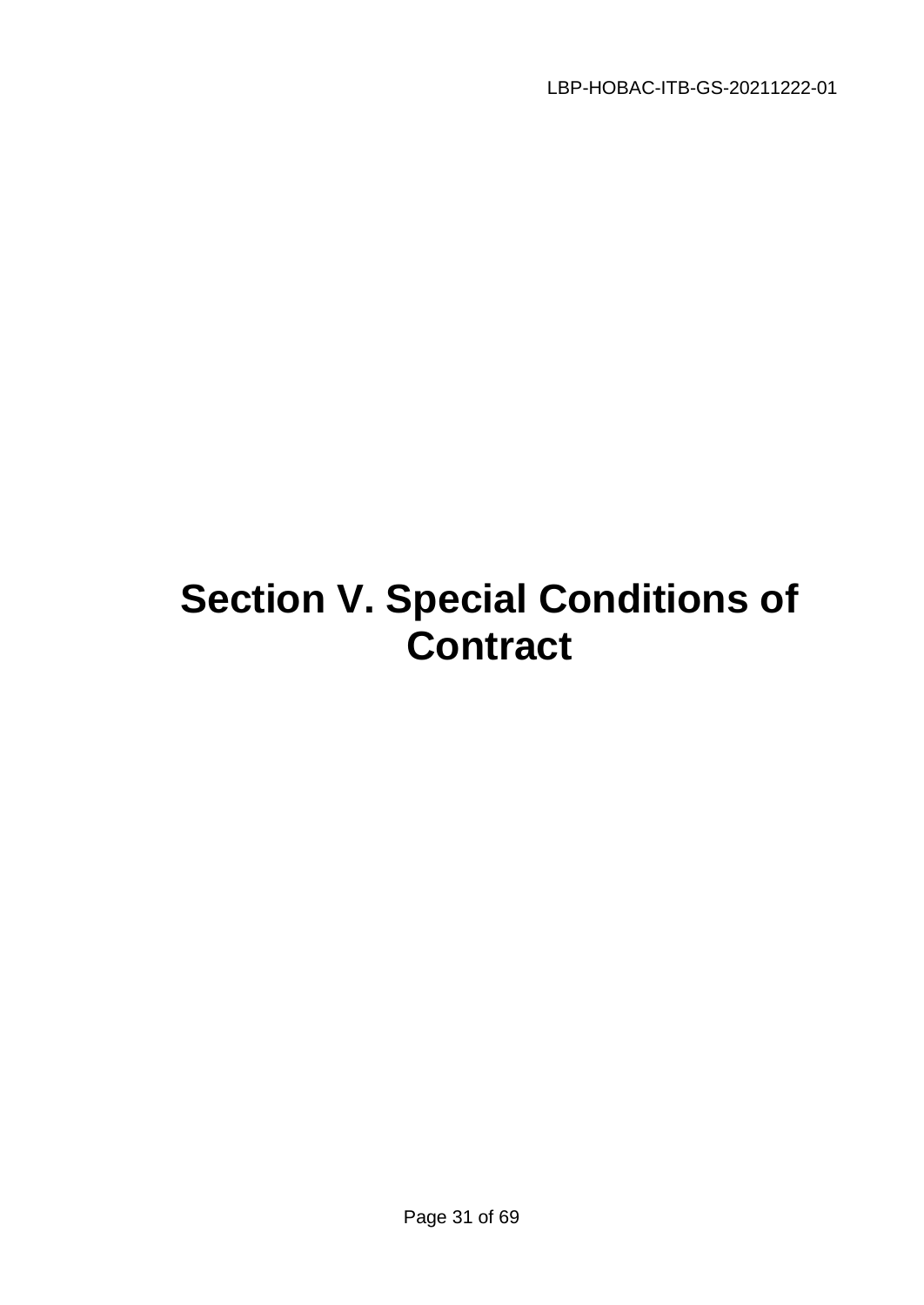# Section V. Special Conditions of Contract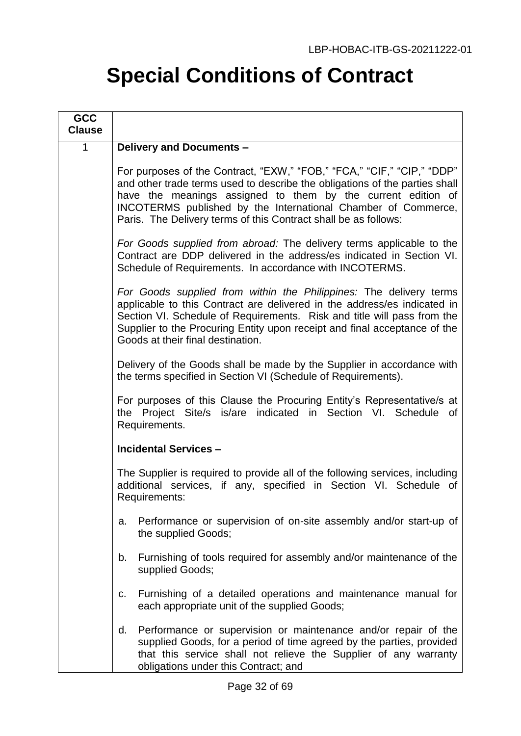# Special Conditions of Contract

| GCC Clause | |
|---|---|
| 1 | **Delivery and Documents –**<br><br>For purposes of the Contract, "EXW," "FOB," "FCA," "CIF," "CIP," "DDP" and other trade terms used to describe the obligations of the parties shall have the meanings assigned to them by the current edition of INCOTERMS published by the International Chamber of Commerce, Paris. The Delivery terms of this Contract shall be as follows:<br><br>*For Goods supplied from abroad:* The delivery terms applicable to the Contract are DDP delivered in the address/es indicated in Section VI. Schedule of Requirements. In accordance with INCOTERMS.<br><br>*For Goods supplied from within the Philippines:* The delivery terms applicable to this Contract are delivered in the address/es indicated in Section VI. Schedule of Requirements. Risk and title will pass from the Supplier to the Procuring Entity upon receipt and final acceptance of the Goods at their final destination.<br><br>Delivery of the Goods shall be made by the Supplier in accordance with the terms specified in Section VI (Schedule of Requirements).<br><br>For purposes of this Clause the Procuring Entity's Representative/s at the Project Site/s is/are indicated in Section VI. Schedule of Requirements.<br><br>**Incidental Services –**<br><br>The Supplier is required to provide all of the following services, including additional services, if any, specified in Section VI. Schedule of Requirements:<br><br>a. Performance or supervision of on-site assembly and/or start-up of the supplied Goods;<br><br>b. Furnishing of tools required for assembly and/or maintenance of the supplied Goods;<br><br>c. Furnishing of a detailed operations and maintenance manual for each appropriate unit of the supplied Goods;<br><br>d. Performance or supervision or maintenance and/or repair of the supplied Goods, for a period of time agreed by the parties, provided that this service shall not relieve the Supplier of any warranty obligations under this Contract; and |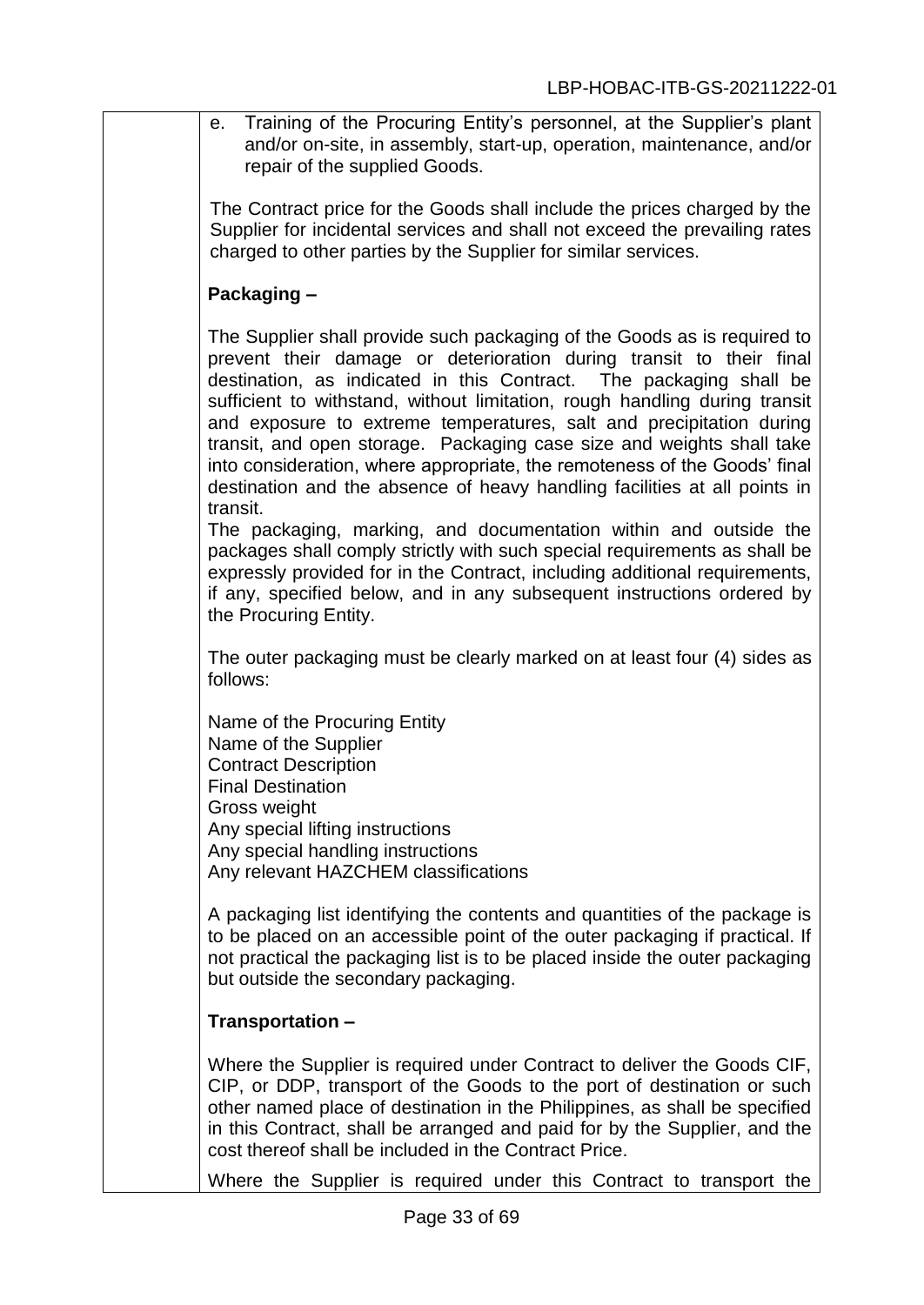e. Training of the Procuring Entity's personnel, at the Supplier's plant and/or on-site, in assembly, start-up, operation, maintenance, and/or repair of the supplied Goods.

The Contract price for the Goods shall include the prices charged by the Supplier for incidental services and shall not exceed the prevailing rates charged to other parties by the Supplier for similar services.

**Packaging –**

The Supplier shall provide such packaging of the Goods as is required to prevent their damage or deterioration during transit to their final destination, as indicated in this Contract. The packaging shall be sufficient to withstand, without limitation, rough handling during transit and exposure to extreme temperatures, salt and precipitation during transit, and open storage. Packaging case size and weights shall take into consideration, where appropriate, the remoteness of the Goods' final destination and the absence of heavy handling facilities at all points in transit.

The packaging, marking, and documentation within and outside the packages shall comply strictly with such special requirements as shall be expressly provided for in the Contract, including additional requirements, if any, specified below, and in any subsequent instructions ordered by the Procuring Entity.

The outer packaging must be clearly marked on at least four (4) sides as follows:

Name of the Procuring Entity
Name of the Supplier
Contract Description
Final Destination
Gross weight
Any special lifting instructions
Any special handling instructions
Any relevant HAZCHEM classifications

A packaging list identifying the contents and quantities of the package is to be placed on an accessible point of the outer packaging if practical. If not practical the packaging list is to be placed inside the outer packaging but outside the secondary packaging.

**Transportation –**

Where the Supplier is required under Contract to deliver the Goods CIF, CIP, or DDP, transport of the Goods to the port of destination or such other named place of destination in the Philippines, as shall be specified in this Contract, shall be arranged and paid for by the Supplier, and the cost thereof shall be included in the Contract Price.

Where the Supplier is required under this Contract to transport the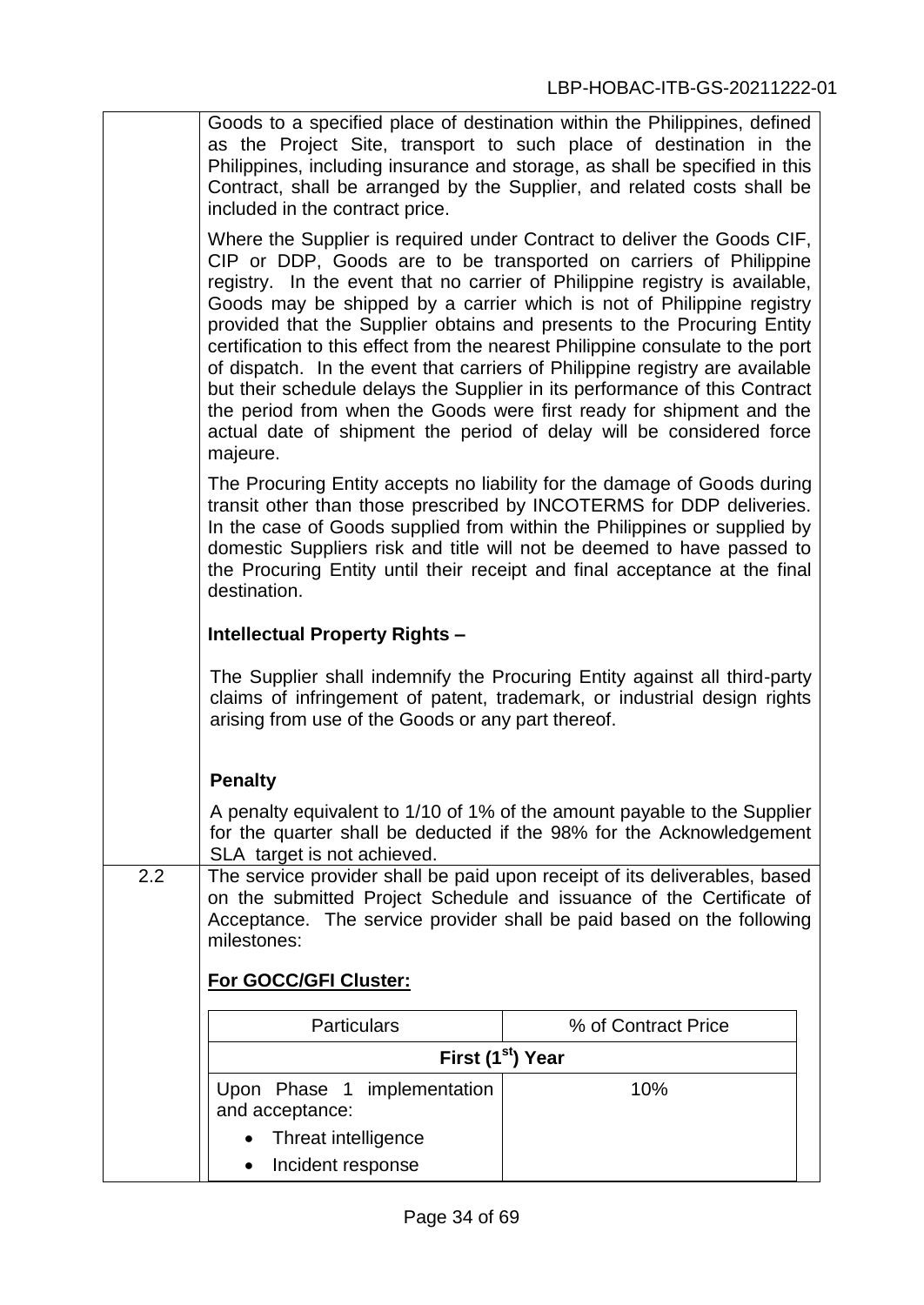Goods to a specified place of destination within the Philippines, defined as the Project Site, transport to such place of destination in the Philippines, including insurance and storage, as shall be specified in this Contract, shall be arranged by the Supplier, and related costs shall be included in the contract price.

Where the Supplier is required under Contract to deliver the Goods CIF, CIP or DDP, Goods are to be transported on carriers of Philippine registry. In the event that no carrier of Philippine registry is available, Goods may be shipped by a carrier which is not of Philippine registry provided that the Supplier obtains and presents to the Procuring Entity certification to this effect from the nearest Philippine consulate to the port of dispatch. In the event that carriers of Philippine registry are available but their schedule delays the Supplier in its performance of this Contract the period from when the Goods were first ready for shipment and the actual date of shipment the period of delay will be considered force majeure.

The Procuring Entity accepts no liability for the damage of Goods during transit other than those prescribed by INCOTERMS for DDP deliveries. In the case of Goods supplied from within the Philippines or supplied by domestic Suppliers risk and title will not be deemed to have passed to the Procuring Entity until their receipt and final acceptance at the final destination.

**Intellectual Property Rights –**

The Supplier shall indemnify the Procuring Entity against all third-party claims of infringement of patent, trademark, or industrial design rights arising from use of the Goods or any part thereof.

**Penalty**

A penalty equivalent to 1/10 of 1% of the amount payable to the Supplier for the quarter shall be deducted if the 98% for the Acknowledgement SLA target is not achieved.

2.2 The service provider shall be paid upon receipt of its deliverables, based on the submitted Project Schedule and issuance of the Certificate of Acceptance. The service provider shall be paid based on the following milestones:

**For GOCC/GFI Cluster:**

| Particulars | % of Contract Price |
|---|---|
| **First (1st) Year** | |
| Upon Phase 1 implementation and acceptance:<br>• Threat intelligence<br>• Incident response | 10% |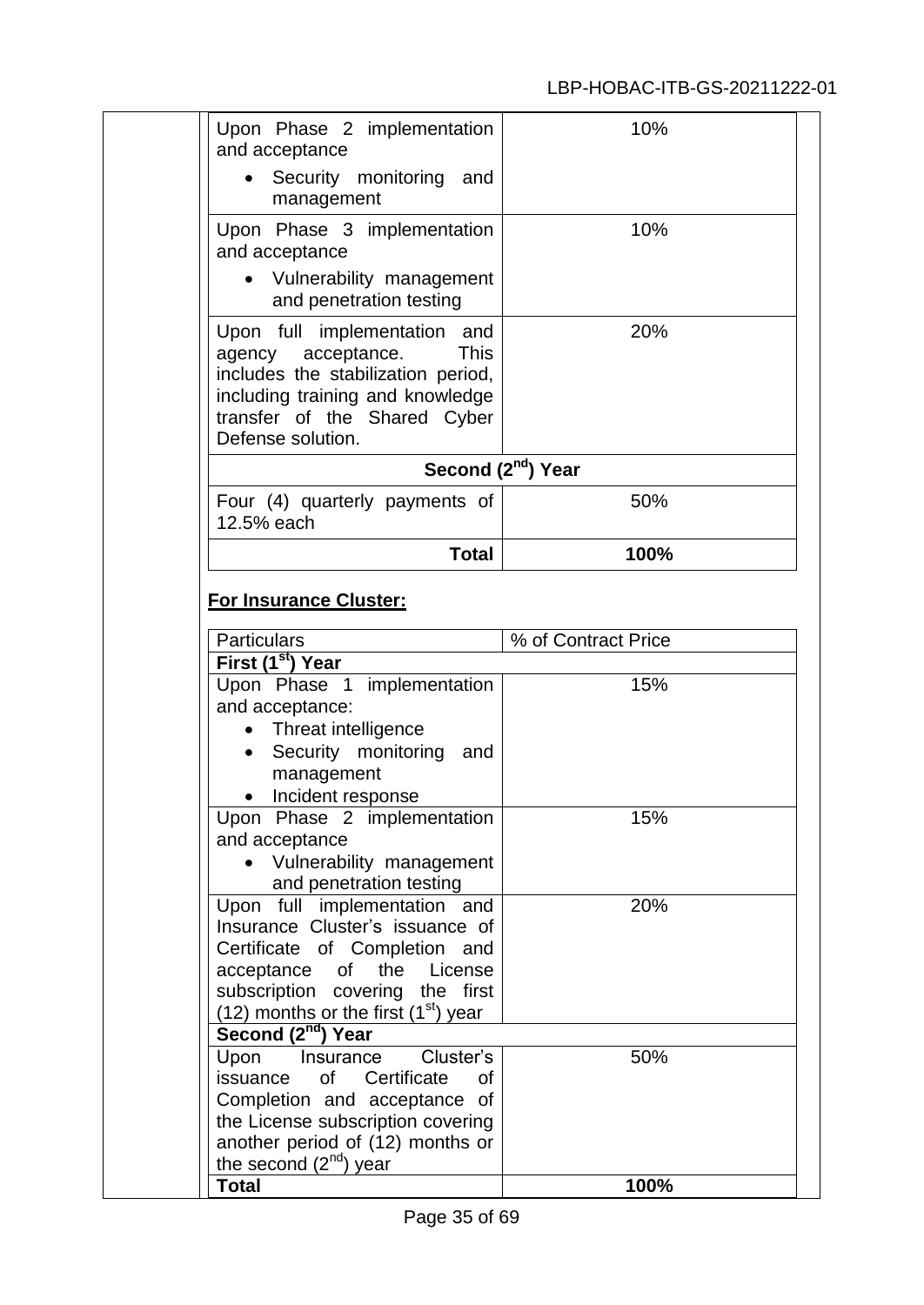| | |
|---|---|
| Upon Phase 2 implementation and acceptance<br>• Security monitoring and management | 10% |
| Upon Phase 3 implementation and acceptance<br>• Vulnerability management and penetration testing | 10% |
| Upon full implementation and agency acceptance. This includes the stabilization period, including training and knowledge transfer of the Shared Cyber Defense solution. | 20% |
| **Second (2nd) Year** | |
| Four (4) quarterly payments of 12.5% each | 50% |
| **Total** | **100%** |

**For Insurance Cluster:**

| Particulars | % of Contract Price |
|---|---|
| **First (1st) Year** | |
| Upon Phase 1 implementation and acceptance:<br>• Threat intelligence<br>• Security monitoring and management<br>• Incident response | 15% |
| Upon Phase 2 implementation and acceptance<br>• Vulnerability management and penetration testing | 15% |
| Upon full implementation and Insurance Cluster's issuance of Certificate of Completion and acceptance of the License subscription covering the first (12) months or the first (1st) year | 20% |
| **Second (2nd) Year** | |
| Upon Insurance Cluster's issuance of Certificate of Completion and acceptance of the License subscription covering another period of (12) months or the second (2nd) year | 50% |
| **Total** | **100%** |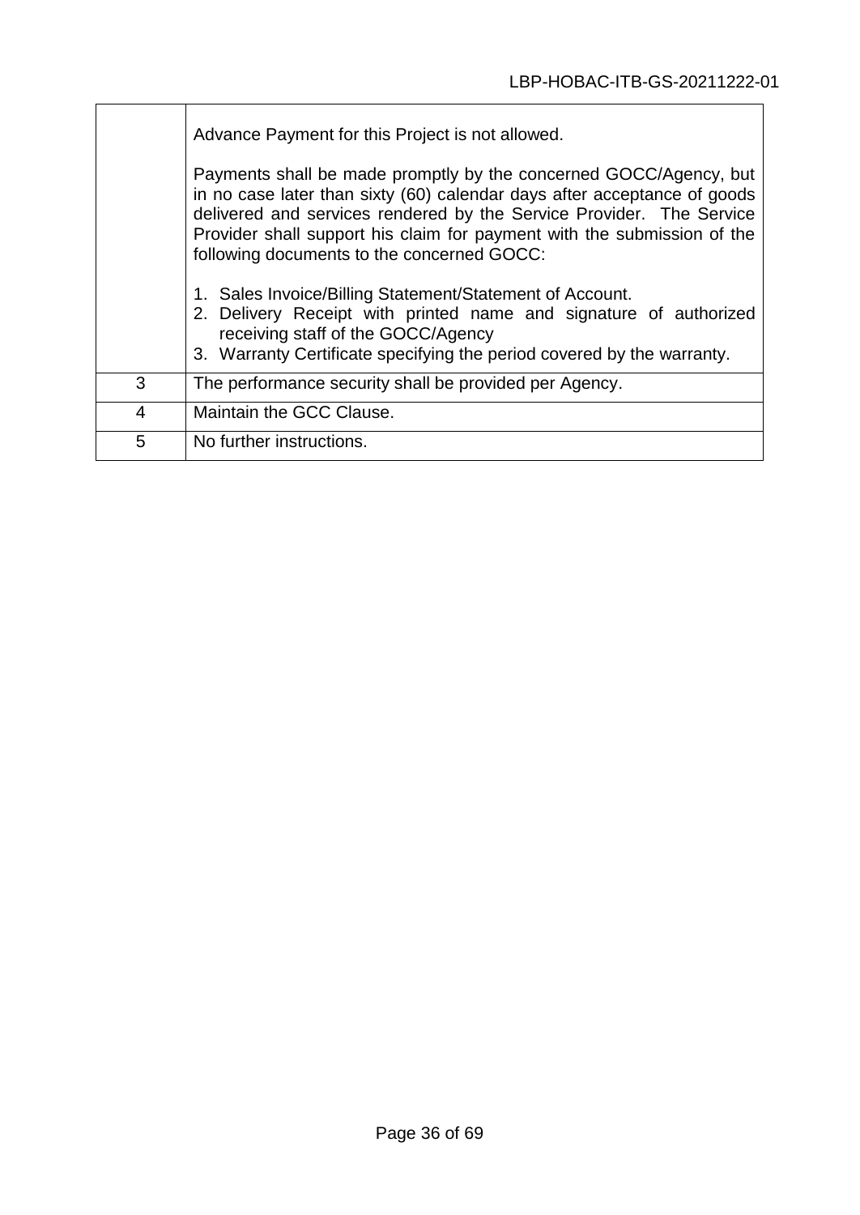| | |
|---|---|
| | Advance Payment for this Project is not allowed.<br><br>Payments shall be made promptly by the concerned GOCC/Agency, but in no case later than sixty (60) calendar days after acceptance of goods delivered and services rendered by the Service Provider. The Service Provider shall support his claim for payment with the submission of the following documents to the concerned GOCC:<br><br>1. Sales Invoice/Billing Statement/Statement of Account.<br>2. Delivery Receipt with printed name and signature of authorized receiving staff of the GOCC/Agency<br>3. Warranty Certificate specifying the period covered by the warranty. |
| 3 | The performance security shall be provided per Agency. |
| 4 | Maintain the GCC Clause. |
| 5 | No further instructions. |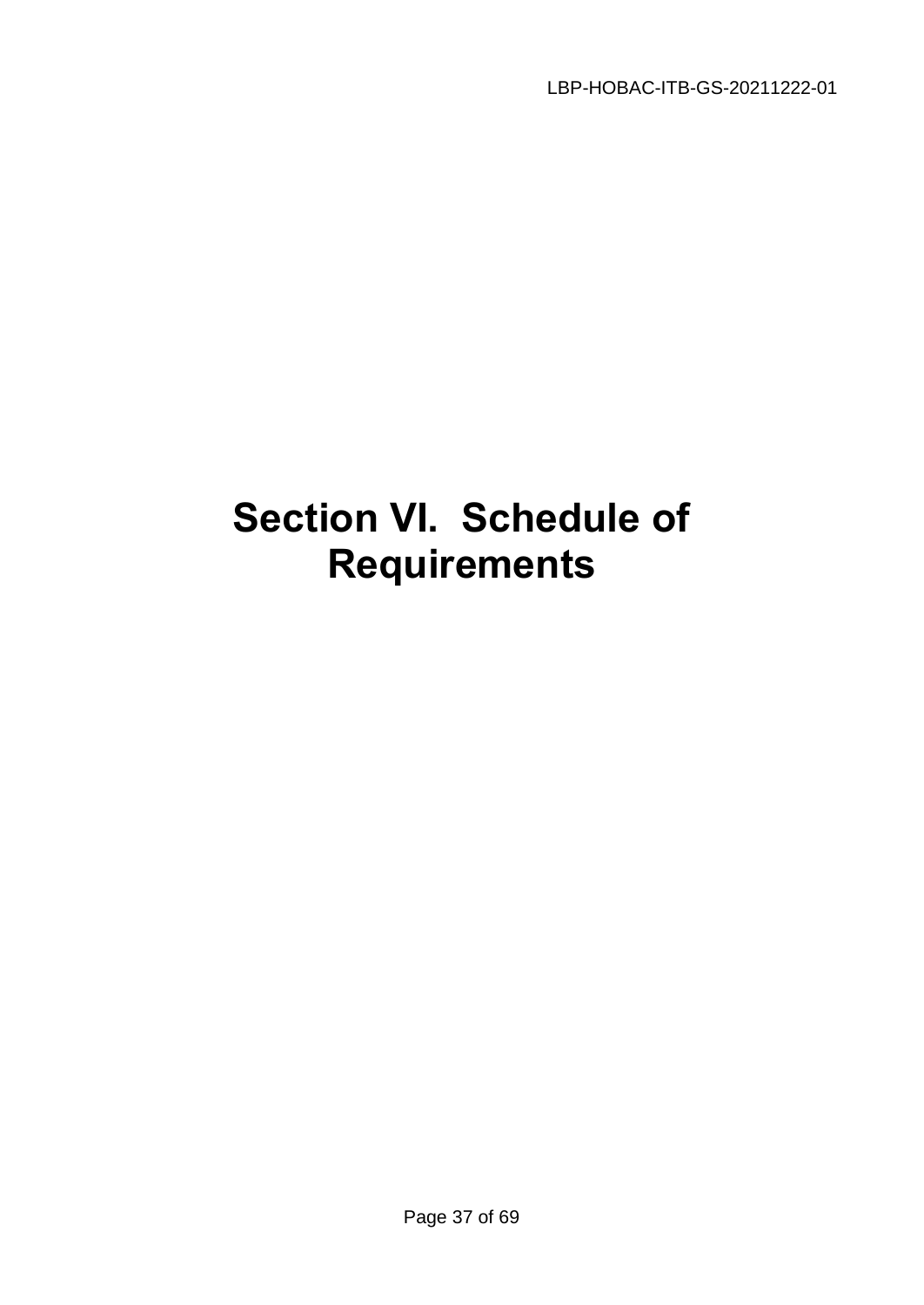# Section VI. Schedule of Requirements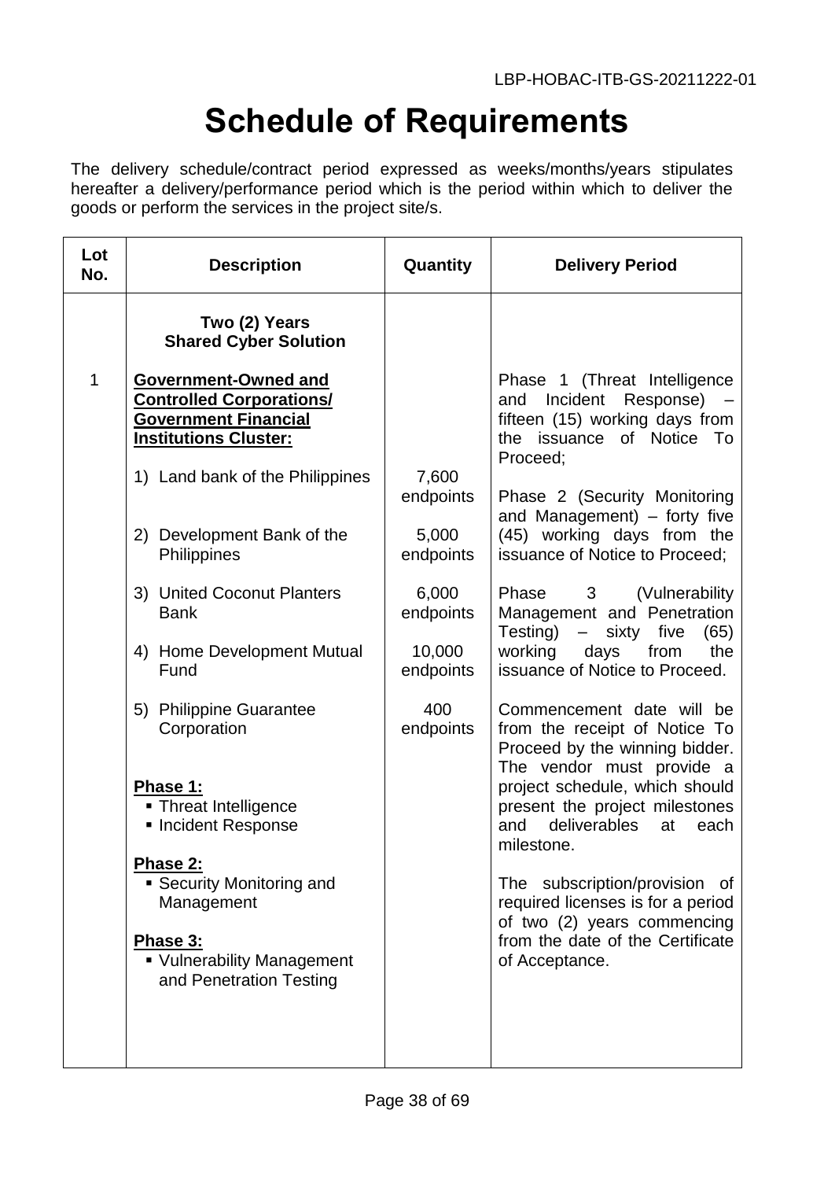# Schedule of Requirements

The delivery schedule/contract period expressed as weeks/months/years stipulates hereafter a delivery/performance period which is the period within which to deliver the goods or perform the services in the project site/s.

| Lot No. | Description | Quantity | Delivery Period |
|---|---|---|---|
| 1 | **Two (2) Years Shared Cyber Solution**<br><br>**<u>Government-Owned and Controlled Corporations/ Government Financial Institutions Cluster:</u>**<br><br>1) Land bank of the Philippines<br><br>2) Development Bank of the Philippines<br><br>3) United Coconut Planters Bank<br><br>4) Home Development Mutual Fund<br><br>5) Philippine Guarantee Corporation<br><br>**<u>Phase 1:</u>**<br>▪ Threat Intelligence<br>▪ Incident Response<br><br>**<u>Phase 2:</u>**<br>▪ Security Monitoring and Management<br><br>**<u>Phase 3:</u>**<br>▪ Vulnerability Management and Penetration Testing | <br><br><br><br>7,600 endpoints<br><br>5,000 endpoints<br><br>6,000 endpoints<br><br>10,000 endpoints<br><br>400 endpoints | Phase 1 (Threat Intelligence and Incident Response) – fifteen (15) working days from the issuance of Notice To Proceed;<br><br>Phase 2 (Security Monitoring and Management) – forty five (45) working days from the issuance of Notice to Proceed;<br><br>Phase 3 (Vulnerability Management and Penetration Testing) – sixty five (65) working days from the issuance of Notice to Proceed.<br><br>Commencement date will be from the receipt of Notice To Proceed by the winning bidder. The vendor must provide a project schedule, which should present the project milestones and deliverables at each milestone.<br><br>The subscription/provision of required licenses is for a period of two (2) years commencing from the date of the Certificate of Acceptance. |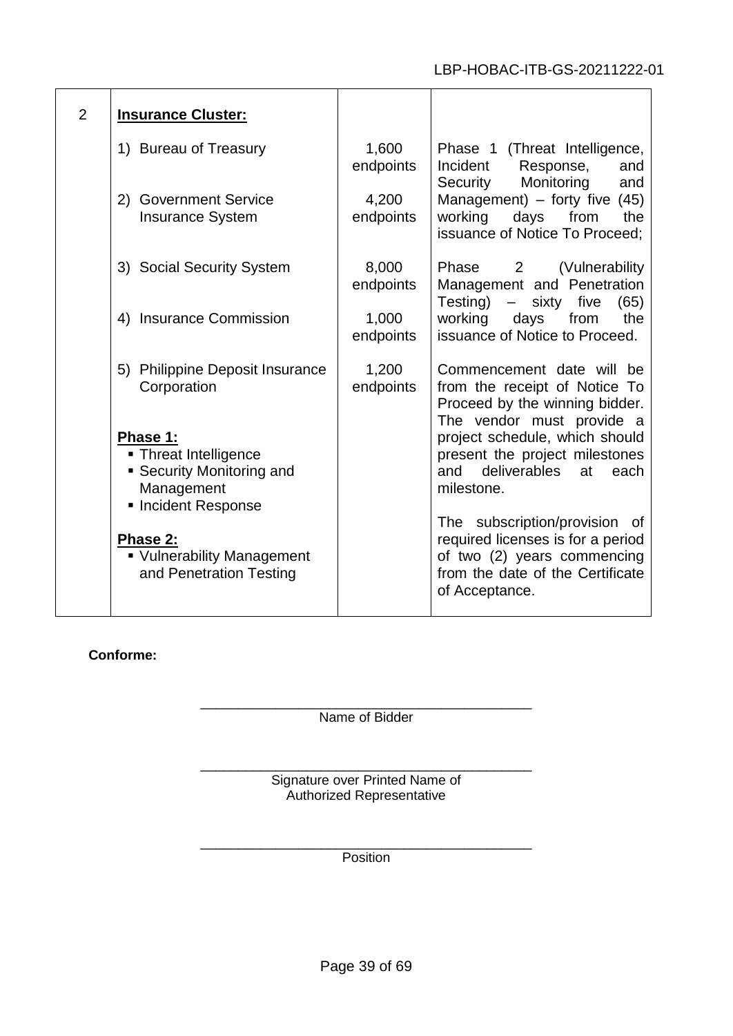| | | | |
|---|---|---|---|
| 2 | **Insurance Cluster:**<br><br>1) Bureau of Treasury<br><br>2) Government Service Insurance System<br><br>3) Social Security System<br><br>4) Insurance Commission<br><br>5) Philippine Deposit Insurance Corporation<br><br>**Phase 1:**<br>▪ Threat Intelligence<br>▪ Security Monitoring and Management<br>▪ Incident Response<br><br>**Phase 2:**<br>▪ Vulnerability Management and Penetration Testing | <br><br>1,600 endpoints<br><br>4,200 endpoints<br><br>8,000 endpoints<br><br>1,000 endpoints<br><br>1,200 endpoints | Phase 1 (Threat Intelligence, Incident Response, and Security Monitoring and Management) – forty five (45) working days from the issuance of Notice To Proceed;<br><br>Phase 2 (Vulnerability Management and Penetration Testing) – sixty five (65) working days from the issuance of Notice to Proceed.<br><br>Commencement date will be from the receipt of Notice To Proceed by the winning bidder. The vendor must provide a project schedule, which should present the project milestones and deliverables at each milestone.<br><br>The subscription/provision of required licenses is for a period of two (2) years commencing from the date of the Certificate of Acceptance. |

**Conforme:**

_______________________________________________
Name of Bidder

_______________________________________________
Signature over Printed Name of
Authorized Representative

_______________________________________________
Position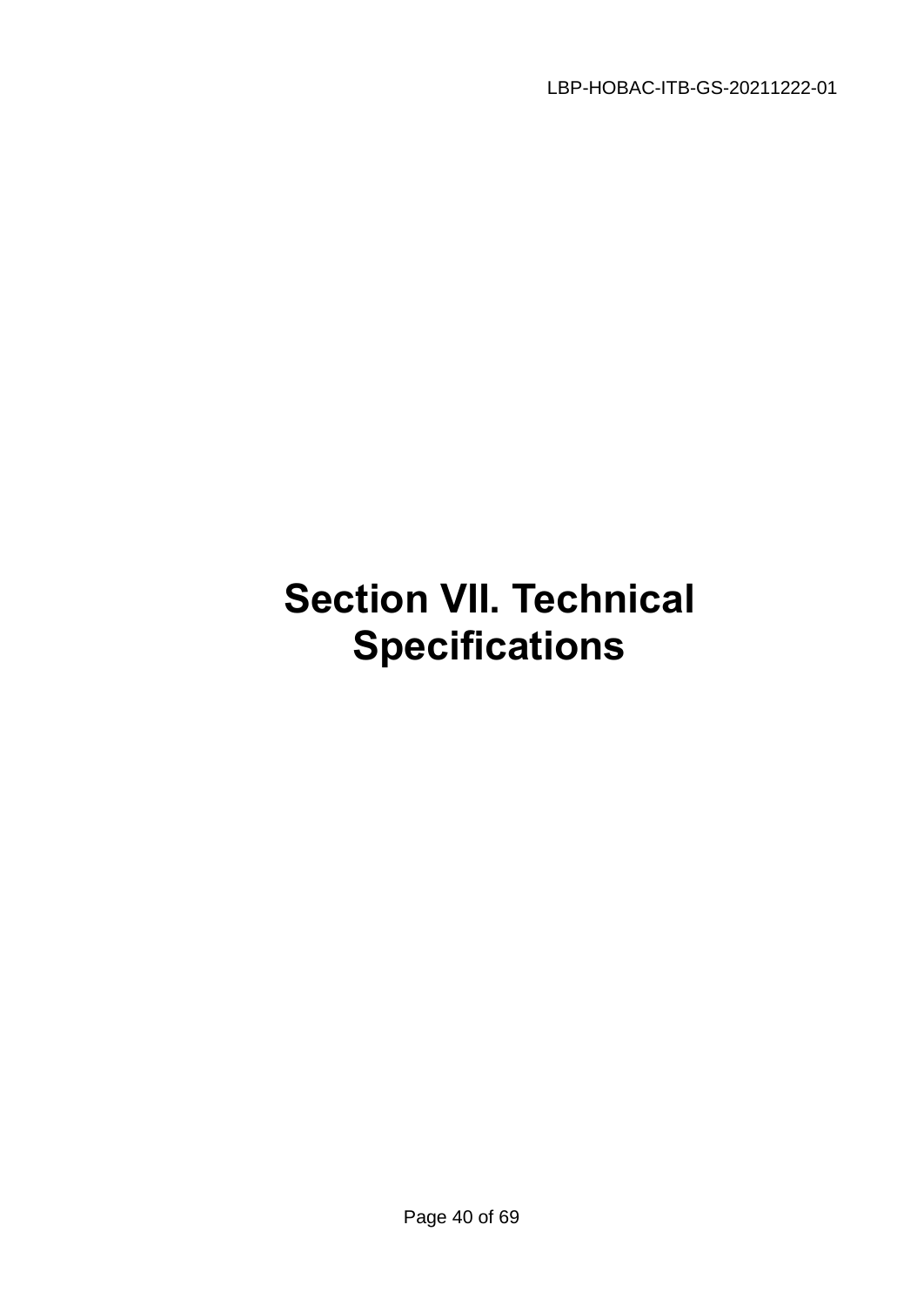# Section VII. Technical Specifications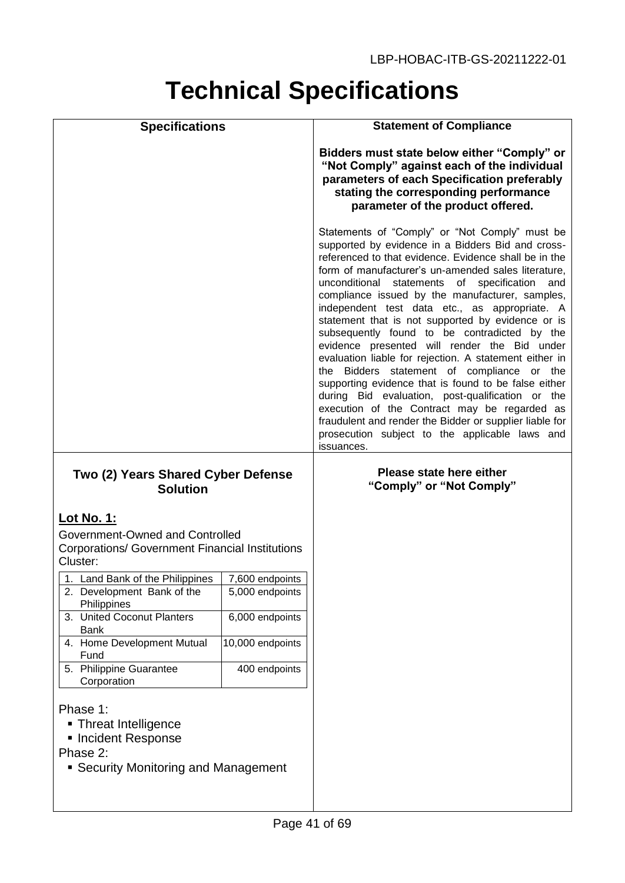# Technical Specifications

| Specifications | Statement of Compliance |
|---|---|
| | **Bidders must state below either "Comply" or "Not Comply" against each of the individual parameters of each Specification preferably stating the corresponding performance parameter of the product offered.**<br><br>Statements of "Comply" or "Not Comply" must be supported by evidence in a Bidders Bid and cross-referenced to that evidence. Evidence shall be in the form of manufacturer's un-amended sales literature, unconditional statements of specification and compliance issued by the manufacturer, samples, independent test data etc., as appropriate. A statement that is not supported by evidence or is subsequently found to be contradicted by the evidence presented will render the Bid under evaluation liable for rejection. A statement either in the Bidders statement of compliance or the supporting evidence that is found to be false either during Bid evaluation, post-qualification or the execution of the Contract may be regarded as fraudulent and render the Bidder or supplier liable for prosecution subject to the applicable laws and issuances. |
| **Two (2) Years Shared Cyber Defense Solution**<br><br>**Lot No. 1:**<br>Government-Owned and Controlled Corporations/ Government Financial Institutions Cluster:<br><br>1. Land Bank of the Philippines — 7,600 endpoints<br>2. Development Bank of the Philippines — 5,000 endpoints<br>3. United Coconut Planters Bank — 6,000 endpoints<br>4. Home Development Mutual Fund — 10,000 endpoints<br>5. Philippine Guarantee Corporation — 400 endpoints<br><br>Phase 1:<br>▪ Threat Intelligence<br>▪ Incident Response<br>Phase 2:<br>▪ Security Monitoring and Management | **Please state here either "Comply" or "Not Comply"** |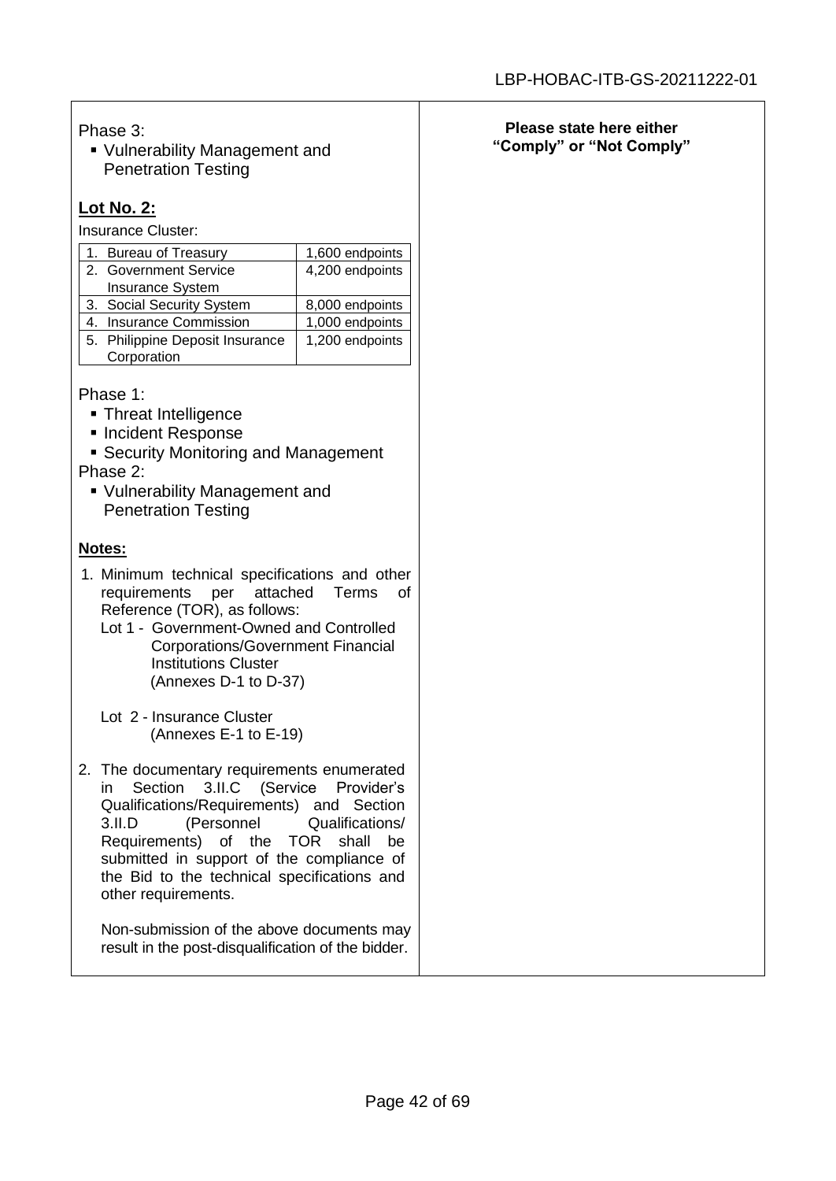Phase 3:

- Vulnerability Management and Penetration Testing

**Lot No. 2:**

Insurance Cluster:

| | |
|---|---|
| 1. Bureau of Treasury | 1,600 endpoints |
| 2. Government Service Insurance System | 4,200 endpoints |
| 3. Social Security System | 8,000 endpoints |
| 4. Insurance Commission | 1,000 endpoints |
| 5. Philippine Deposit Insurance Corporation | 1,200 endpoints |

Phase 1:

- Threat Intelligence
- Incident Response
- Security Monitoring and Management

Phase 2:

- Vulnerability Management and Penetration Testing

**Notes:**

1. Minimum technical specifications and other requirements per attached Terms of Reference (TOR), as follows:

   Lot 1 - Government-Owned and Controlled Corporations/Government Financial Institutions Cluster (Annexes D-1 to D-37)

   Lot 2 - Insurance Cluster (Annexes E-1 to E-19)

2. The documentary requirements enumerated in Section 3.II.C (Service Provider's Qualifications/Requirements) and Section 3.II.D (Personnel Qualifications/ Requirements) of the TOR shall be submitted in support of the compliance of the Bid to the technical specifications and other requirements.

   Non-submission of the above documents may result in the post-disqualification of the bidder.

**Please state here either "Comply" or "Not Comply"**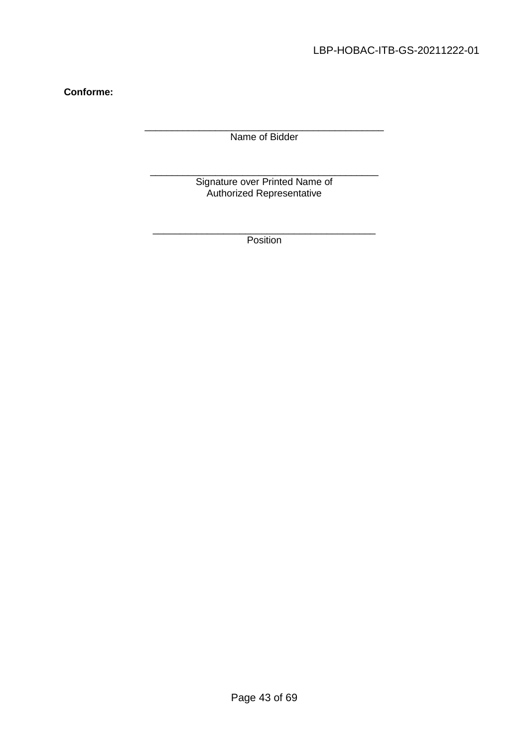**Conforme:**

_____________________________________________
Name of Bidder

__________________________________________
Signature over Printed Name of
Authorized Representative

_________________________________________
Position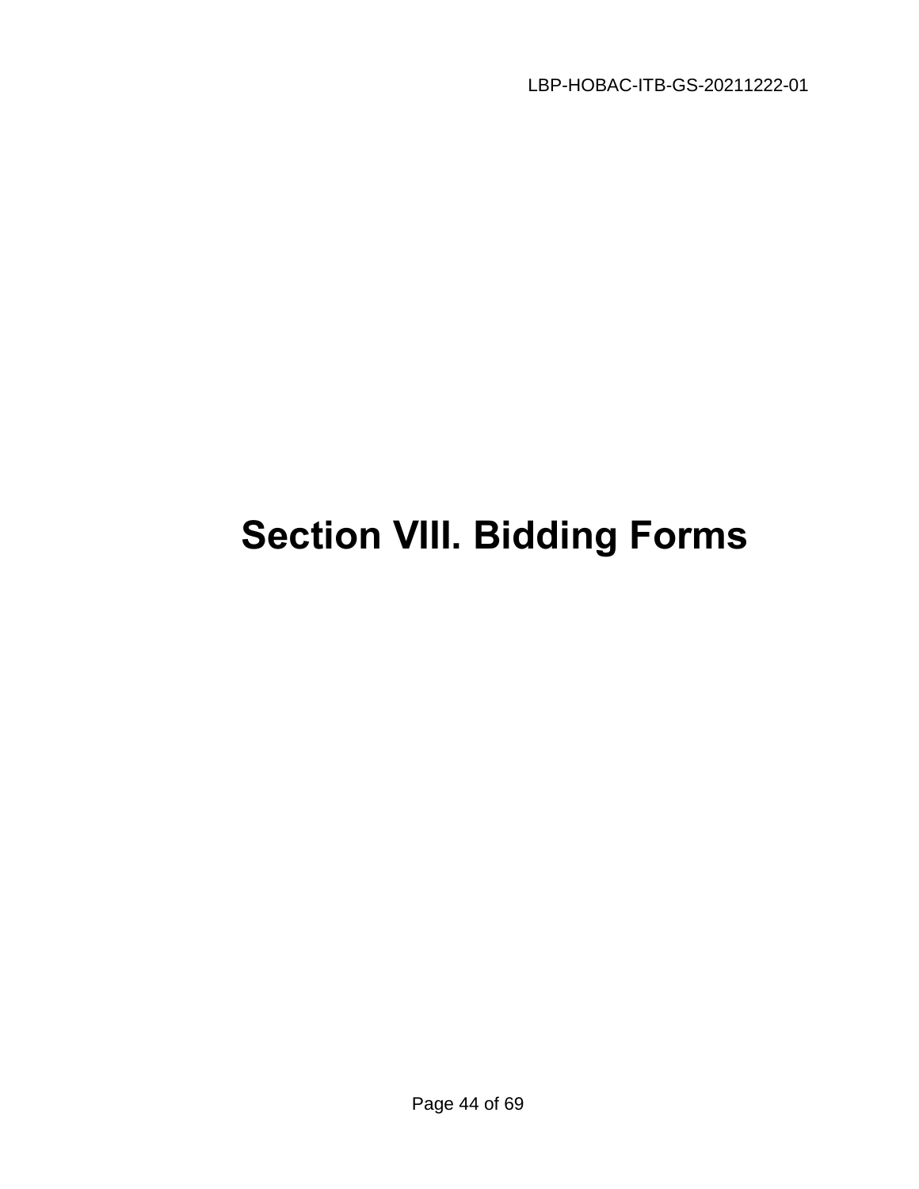# Section VIII. Bidding Forms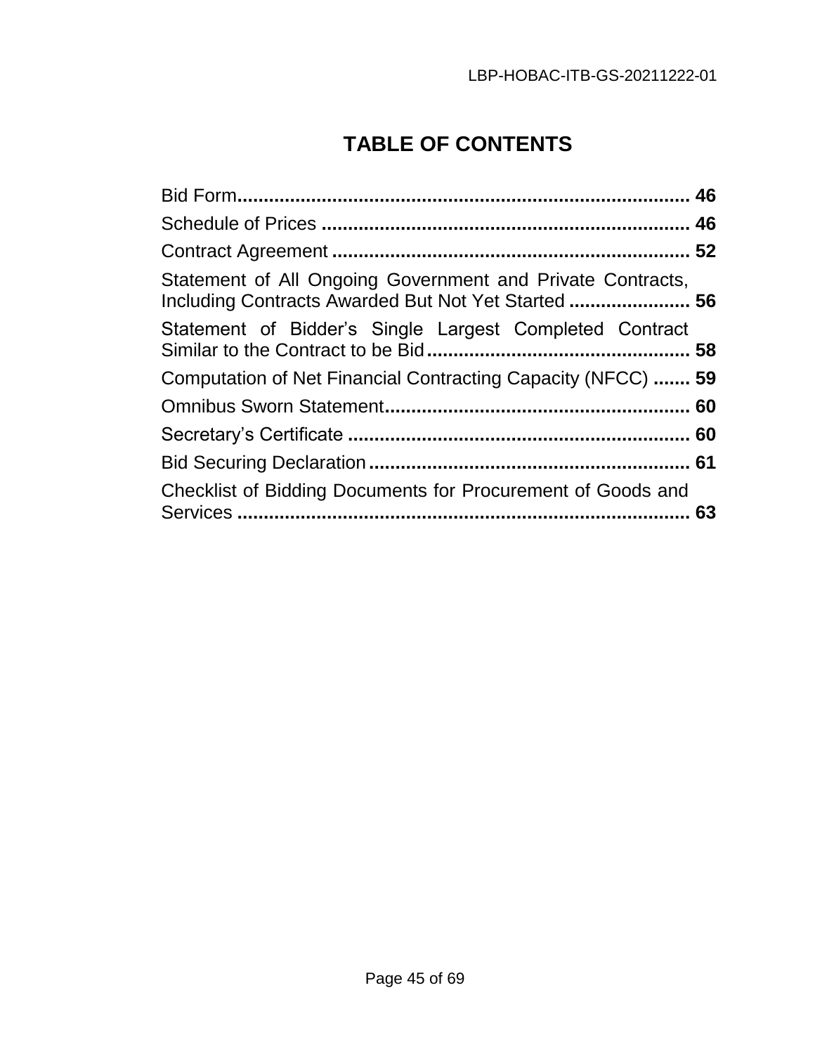# TABLE OF CONTENTS

Bid Form....................................................................................... **46**

Schedule of Prices ...................................................................... **46**

Contract Agreement .................................................................... **52**

Statement of All Ongoing Government and Private Contracts, Including Contracts Awarded But Not Yet Started ....................... **56**

Statement of Bidder's Single Largest Completed Contract Similar to the Contract to be Bid.................................................. **58**

Computation of Net Financial Contracting Capacity (NFCC) ....... **59**

Omnibus Sworn Statement.......................................................... **60**

Secretary's Certificate ................................................................. **60**

Bid Securing Declaration............................................................. **61**

Checklist of Bidding Documents for Procurement of Goods and Services ...................................................................................... **63**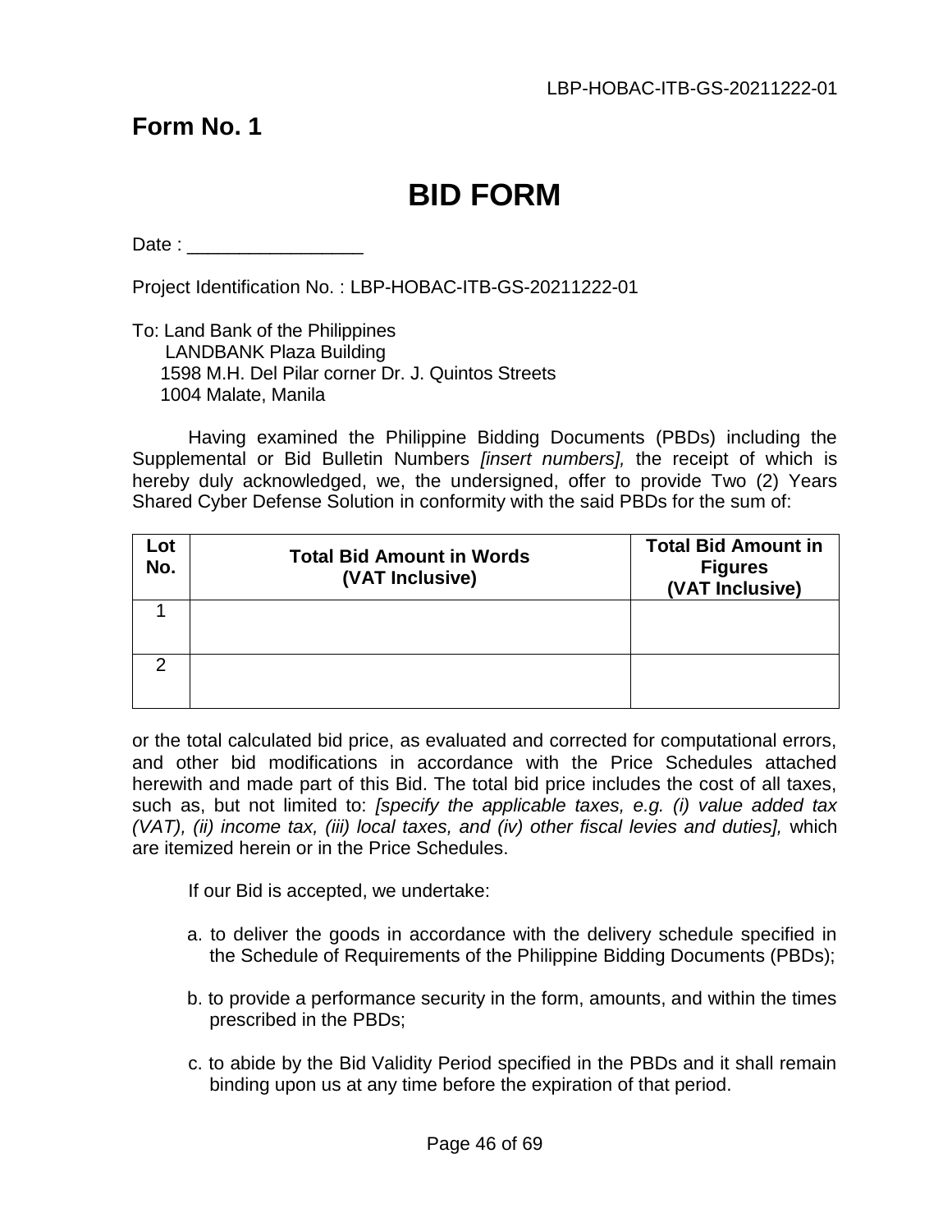## Form No. 1

# BID FORM

Date : _________________

Project Identification No. : LBP-HOBAC-ITB-GS-20211222-01

To: Land Bank of the Philippines
LANDBANK Plaza Building
1598 M.H. Del Pilar corner Dr. J. Quintos Streets
1004 Malate, Manila

Having examined the Philippine Bidding Documents (PBDs) including the Supplemental or Bid Bulletin Numbers *[insert numbers],* the receipt of which is hereby duly acknowledged, we, the undersigned, offer to provide Two (2) Years Shared Cyber Defense Solution in conformity with the said PBDs for the sum of:

| Lot No. | Total Bid Amount in Words (VAT Inclusive) | Total Bid Amount in Figures (VAT Inclusive) |
|---|---|---|
| 1 | | |
| 2 | | |

or the total calculated bid price, as evaluated and corrected for computational errors, and other bid modifications in accordance with the Price Schedules attached herewith and made part of this Bid. The total bid price includes the cost of all taxes, such as, but not limited to: *[specify the applicable taxes, e.g. (i) value added tax (VAT), (ii) income tax, (iii) local taxes, and (iv) other fiscal levies and duties],* which are itemized herein or in the Price Schedules.

If our Bid is accepted, we undertake:

a. to deliver the goods in accordance with the delivery schedule specified in the Schedule of Requirements of the Philippine Bidding Documents (PBDs);

b. to provide a performance security in the form, amounts, and within the times prescribed in the PBDs;

c. to abide by the Bid Validity Period specified in the PBDs and it shall remain binding upon us at any time before the expiration of that period.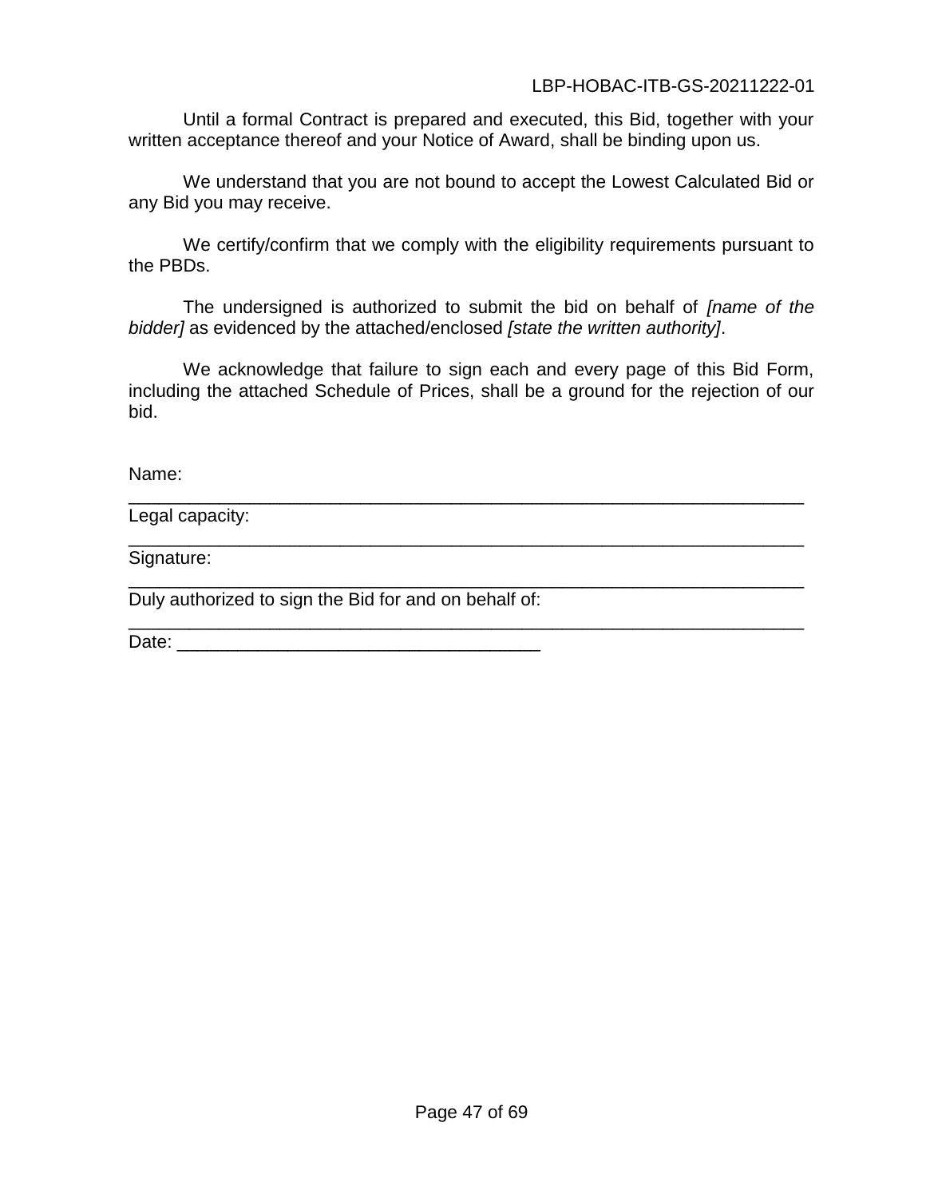Until a formal Contract is prepared and executed, this Bid, together with your written acceptance thereof and your Notice of Award, shall be binding upon us.

We understand that you are not bound to accept the Lowest Calculated Bid or any Bid you may receive.

We certify/confirm that we comply with the eligibility requirements pursuant to the PBDs.

The undersigned is authorized to submit the bid on behalf of *[name of the bidder]* as evidenced by the attached/enclosed *[state the written authority]*.

We acknowledge that failure to sign each and every page of this Bid Form, including the attached Schedule of Prices, shall be a ground for the rejection of our bid.

Name: ___________________________________________________________________

Legal capacity: ___________________________________________________________________

Signature: ___________________________________________________________________

Duly authorized to sign the Bid for and on behalf of: ___________________________________________________________________

Date: ___________________________________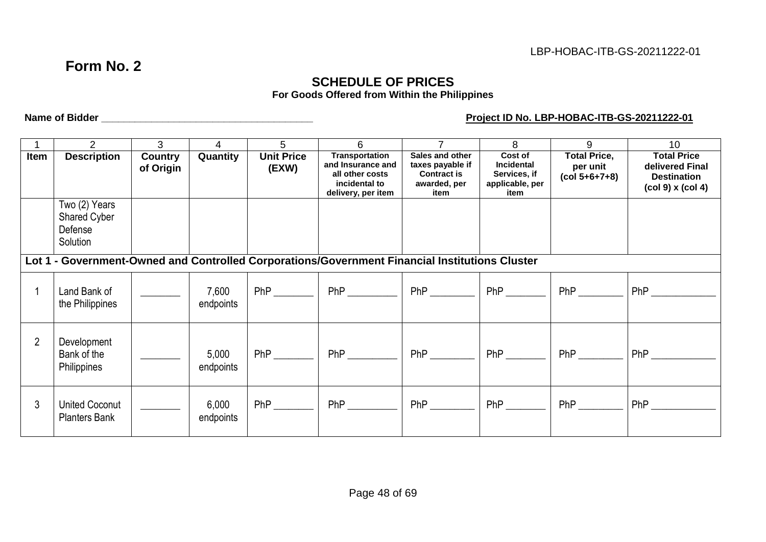LBP-HOBAC-ITB-GS-20211222-01

**Form No. 2**

## SCHEDULE OF PRICES

**For Goods Offered from Within the Philippines**

**Name of Bidder** ______________________________________ **Project ID No. LBP-HOBAC-ITB-GS-20211222-01**

| 1 | 2 | 3 | 4 | 5 | 6 | 7 | 8 | 9 | 10 |
|---|---|---|---|---|---|---|---|---|---|
| **Item** | **Description** | **Country of Origin** | **Quantity** | **Unit Price (EXW)** | **Transportation and Insurance and all other costs incidental to delivery, per item** | **Sales and other taxes payable if Contract is awarded, per item** | **Cost of Incidental Services, if applicable, per item** | **Total Price, per unit (col 5+6+7+8)** | **Total Price delivered Final Destination (col 9) x (col 4)** |
| | Two (2) Years Shared Cyber Defense Solution | | | | | | | | |
| **Lot 1 - Government-Owned and Controlled Corporations/Government Financial Institutions Cluster** | | | | | | | | | |
| 1 | Land Bank of the Philippines | ________ | 7,600 endpoints | PhP ________ | PhP __________ | PhP _________ | PhP ________ | PhP _________ | PhP _____________ |
| 2 | Development Bank of the Philippines | ________ | 5,000 endpoints | PhP ________ | PhP __________ | PhP _________ | PhP ________ | PhP _________ | PhP _____________ |
| 3 | United Coconut Planters Bank | ________ | 6,000 endpoints | PhP ________ | PhP __________ | PhP _________ | PhP ________ | PhP _________ | PhP _____________ |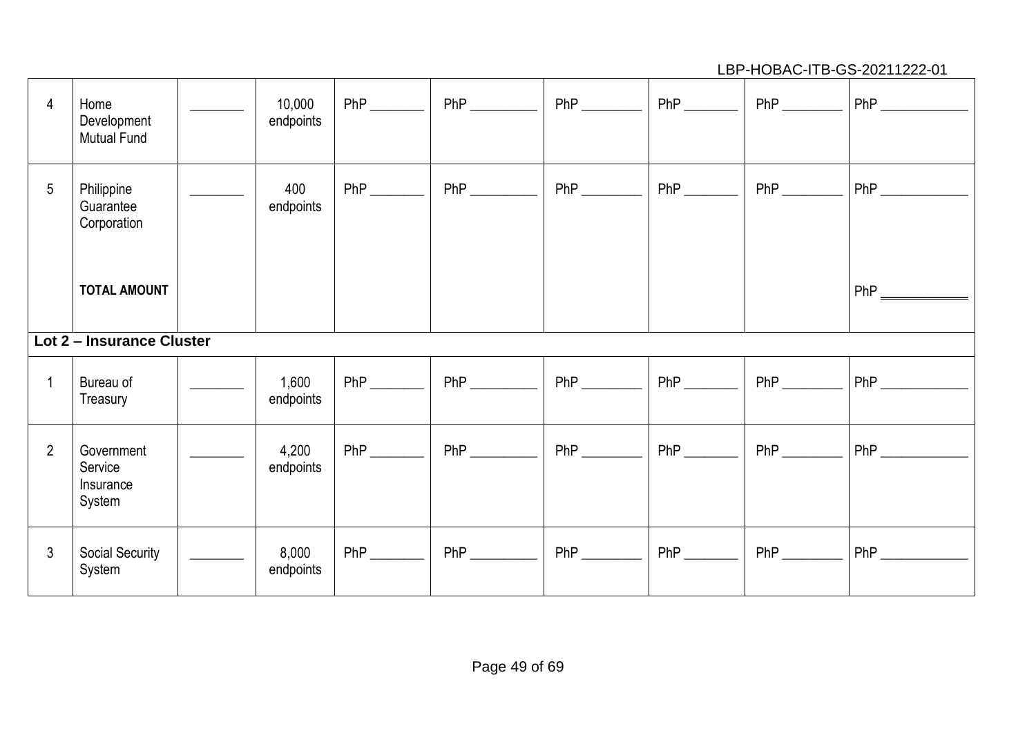| | | | | | | | | | |
|---|---|---|---|---|---|---|---|---|---|
| 4 | Home Development Mutual Fund | ________ | 10,000 endpoints | PhP ________ | PhP __________ | PhP _________ | PhP ________ | PhP _________ | PhP _____________ |
| 5 | Philippine Guarantee Corporation | ________ | 400 endpoints | PhP ________ | PhP __________ | PhP _________ | PhP ________ | PhP _________ | PhP _____________ |
| | **TOTAL AMOUNT** | | | | | | | | PhP _____________ |
| **Lot 2 – Insurance Cluster** | | | | | | | | | |
| 1 | Bureau of Treasury | ________ | 1,600 endpoints | PhP ________ | PhP __________ | PhP _________ | PhP ________ | PhP _________ | PhP _____________ |
| 2 | Government Service Insurance System | ________ | 4,200 endpoints | PhP ________ | PhP __________ | PhP _________ | PhP ________ | PhP _________ | PhP _____________ |
| 3 | Social Security System | ________ | 8,000 endpoints | PhP ________ | PhP __________ | PhP _________ | PhP ________ | PhP _________ | PhP _____________ |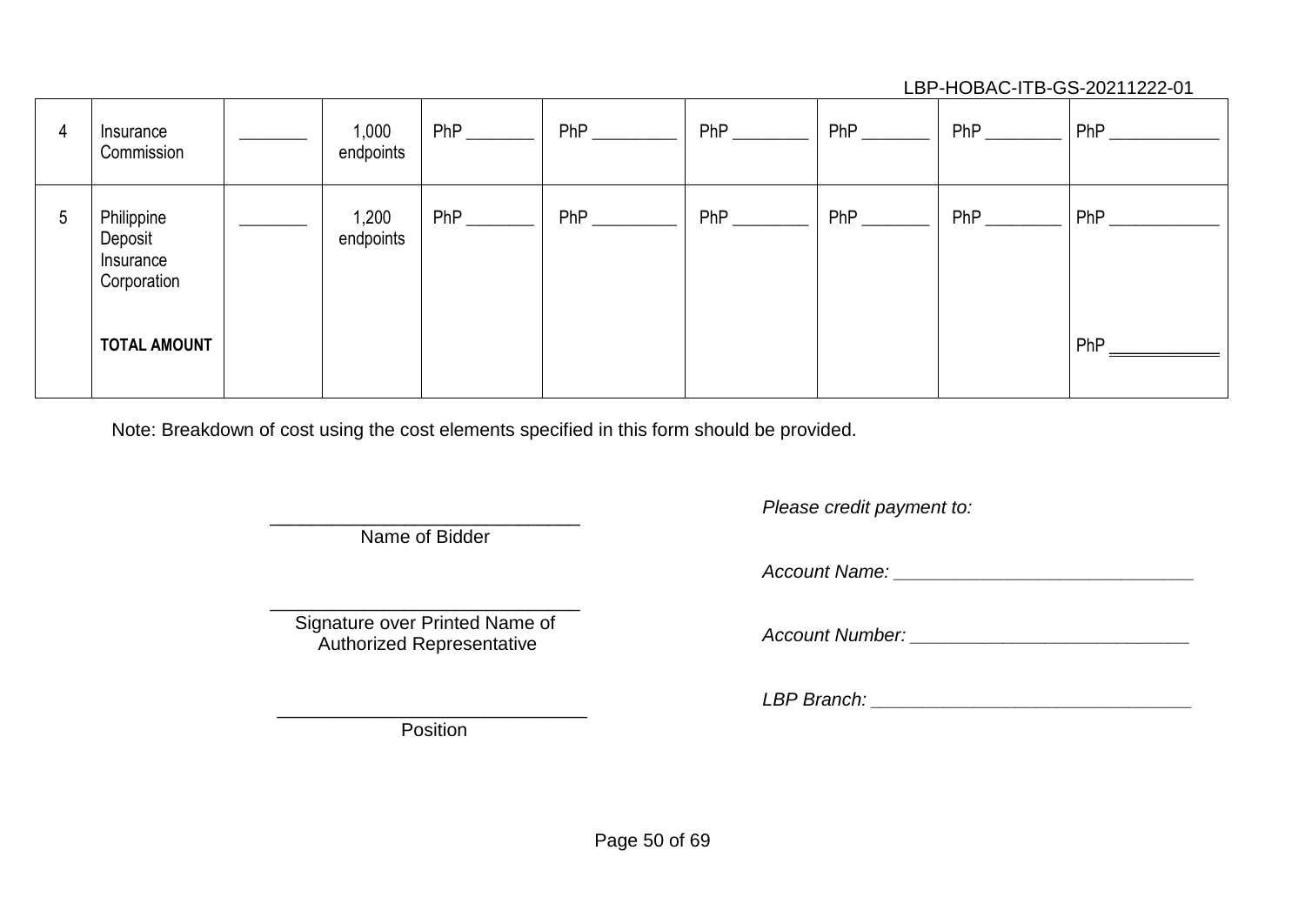| | | | | | | | | | |
|---|---|---|---|---|---|---|---|---|---|
| 4 | Insurance Commission | ________ | 1,000 endpoints | PhP ________ | PhP __________ | PhP _________ | PhP ________ | PhP _________ | PhP _____________ |
| 5 | Philippine Deposit Insurance Corporation | ________ | 1,200 endpoints | PhP ________ | PhP __________ | PhP _________ | PhP ________ | PhP _________ | PhP _____________ |
| | **TOTAL AMOUNT** | | | | | | | | PhP _____________ |

Note: Breakdown of cost using the cost elements specified in this form should be provided.

______________________________
Name of Bidder

______________________________
Signature over Printed Name of Authorized Representative

______________________________
Position

*Please credit payment to:*

*Account Name: ______________________________*

*Account Number: ____________________________*

*LBP Branch: _________________________________*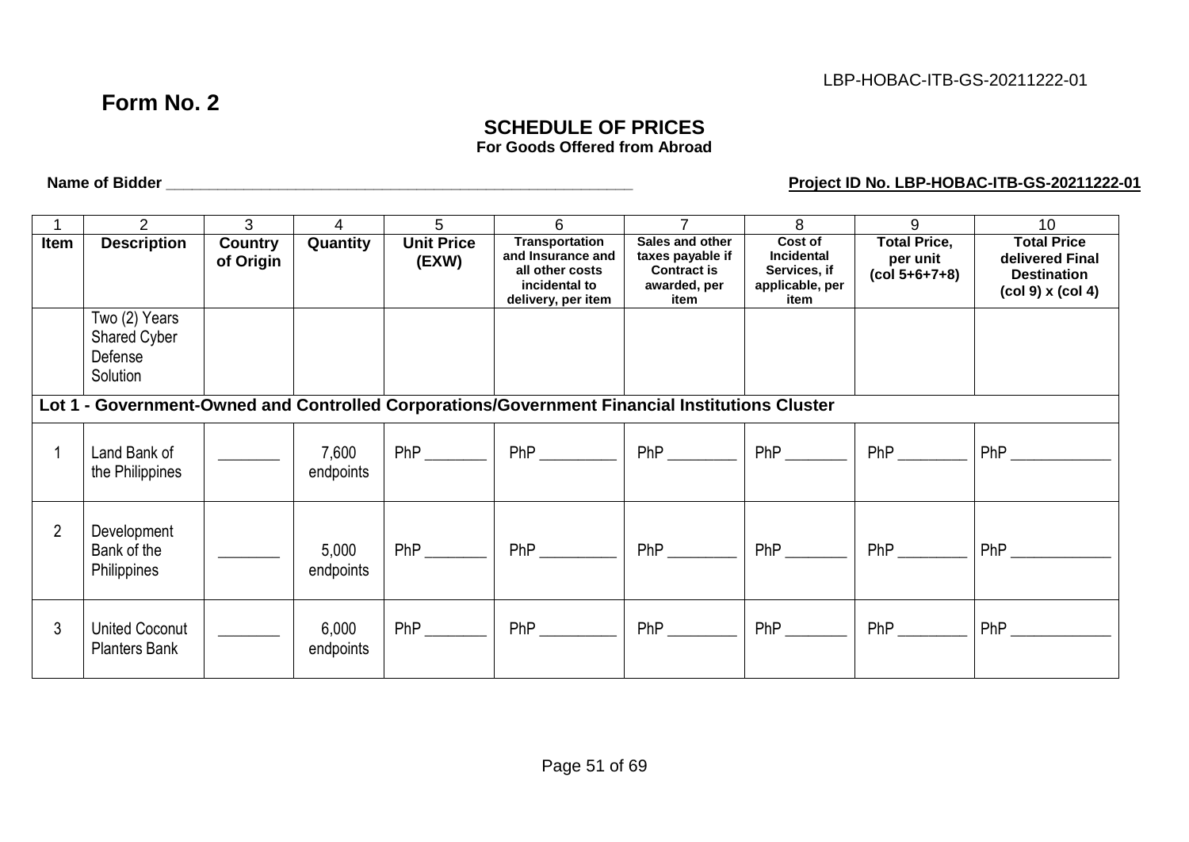LBP-HOBAC-ITB-GS-20211222-01

# Form No. 2

## SCHEDULE OF PRICES

**For Goods Offered from Abroad**

**Name of Bidder \_\_\_\_\_\_\_\_\_\_\_\_\_\_\_\_\_\_\_\_\_\_\_\_\_\_\_\_\_\_\_\_\_\_\_\_\_\_\_\_\_\_\_\_\_\_\_\_\_\_\_\_\_\_\_\_**

**Project ID No. LBP-HOBAC-ITB-GS-20211222-01**

| 1 | 2 | 3 | 4 | 5 | 6 | 7 | 8 | 9 | 10 |
|---|---|---|---|---|---|---|---|---|---|
| **Item** | **Description** | **Country of Origin** | **Quantity** | **Unit Price (EXW)** | **Transportation and Insurance and all other costs incidental to delivery, per item** | **Sales and other taxes payable if Contract is awarded, per item** | **Cost of Incidental Services, if applicable, per item** | **Total Price, per unit (col 5+6+7+8)** | **Total Price delivered Final Destination (col 9) x (col 4)** |
| | Two (2) Years Shared Cyber Defense Solution | | | | | | | | |
| **Lot 1 - Government-Owned and Controlled Corporations/Government Financial Institutions Cluster** | | | | | | | | | |
| 1 | Land Bank of the Philippines | ________ | 7,600 endpoints | PhP ________ | PhP __________ | PhP _________ | PhP ________ | PhP _________ | PhP _____________ |
| 2 | Development Bank of the Philippines | ________ | 5,000 endpoints | PhP ________ | PhP __________ | PhP _________ | PhP ________ | PhP _________ | PhP _____________ |
| 3 | United Coconut Planters Bank | ________ | 6,000 endpoints | PhP ________ | PhP __________ | PhP _________ | PhP ________ | PhP _________ | PhP _____________ |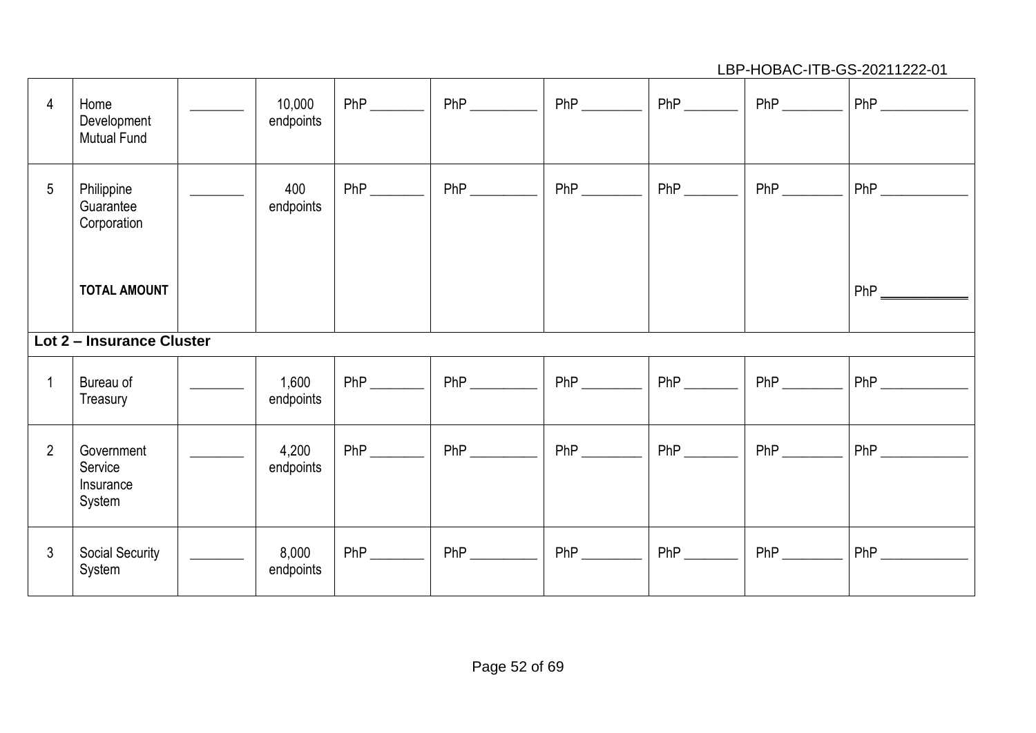| | | | | | | | | | |
|---|---|---|---|---|---|---|---|---|---|
| 4 | Home Development Mutual Fund | ________ | 10,000 endpoints | PhP ________ | PhP __________ | PhP _________ | PhP ________ | PhP _________ | PhP _____________ |
| 5 | Philippine Guarantee Corporation | ________ | 400 endpoints | PhP ________ | PhP __________ | PhP _________ | PhP ________ | PhP _________ | PhP _____________ |
| | **TOTAL AMOUNT** | | | | | | | | PhP _____________ |
| **Lot 2 – Insurance Cluster** | | | | | | | | | |
| 1 | Bureau of Treasury | ________ | 1,600 endpoints | PhP ________ | PhP __________ | PhP _________ | PhP ________ | PhP _________ | PhP _____________ |
| 2 | Government Service Insurance System | ________ | 4,200 endpoints | PhP ________ | PhP __________ | PhP _________ | PhP ________ | PhP _________ | PhP _____________ |
| 3 | Social Security System | ________ | 8,000 endpoints | PhP ________ | PhP __________ | PhP _________ | PhP ________ | PhP _________ | PhP _____________ |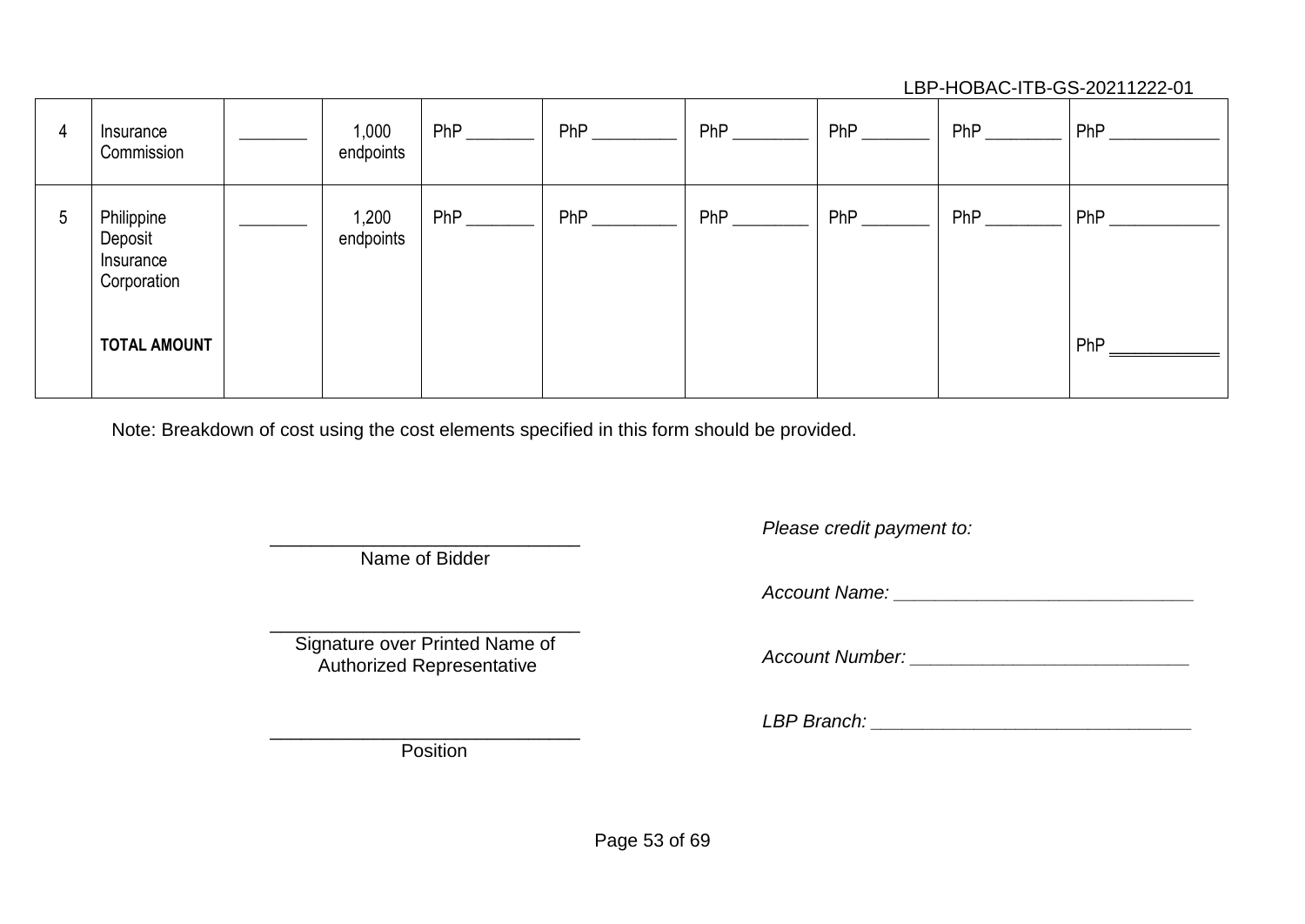LBP-HOBAC-ITB-GS-20211222-01

| | | | | | | | | | |
|---|---|---|---|---|---|---|---|---|---|
| 4 | Insurance Commission | ________ | 1,000 endpoints | PhP ________ | PhP __________ | PhP _________ | PhP ________ | PhP _________ | PhP _____________ |
| 5 | Philippine Deposit Insurance Corporation | ________ | 1,200 endpoints | PhP ________ | PhP __________ | PhP _________ | PhP ________ | PhP _________ | PhP _____________ |
| | **TOTAL AMOUNT** | | | | | | | | PhP _____________ |

Note: Breakdown of cost using the cost elements specified in this form should be provided.

______________________________
Name of Bidder

______________________________
Signature over Printed Name of Authorized Representative

______________________________
Position

*Please credit payment to:*

*Account Name: ______________________________*

*Account Number: ____________________________*

*LBP Branch: ________________________________*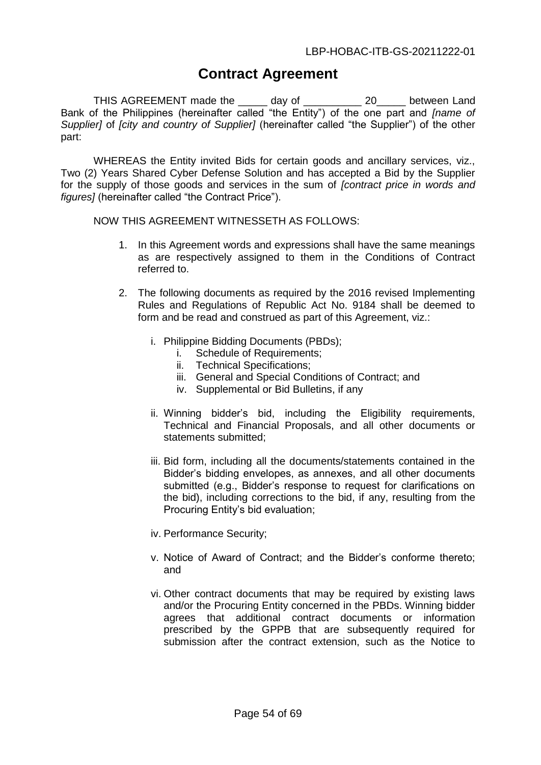# Contract Agreement

THIS AGREEMENT made the _____ day of __________ 20_____ between Land Bank of the Philippines (hereinafter called "the Entity") of the one part and *[name of Supplier]* of *[city and country of Supplier]* (hereinafter called "the Supplier") of the other part:

WHEREAS the Entity invited Bids for certain goods and ancillary services, viz., Two (2) Years Shared Cyber Defense Solution and has accepted a Bid by the Supplier for the supply of those goods and services in the sum of *[contract price in words and figures]* (hereinafter called "the Contract Price").

NOW THIS AGREEMENT WITNESSETH AS FOLLOWS:

1. In this Agreement words and expressions shall have the same meanings as are respectively assigned to them in the Conditions of Contract referred to.

2. The following documents as required by the 2016 revised Implementing Rules and Regulations of Republic Act No. 9184 shall be deemed to form and be read and construed as part of this Agreement, viz.:

   i. Philippine Bidding Documents (PBDs);
      i. Schedule of Requirements;
      ii. Technical Specifications;
      iii. General and Special Conditions of Contract; and
      iv. Supplemental or Bid Bulletins, if any

   ii. Winning bidder's bid, including the Eligibility requirements, Technical and Financial Proposals, and all other documents or statements submitted;

   iii. Bid form, including all the documents/statements contained in the Bidder's bidding envelopes, as annexes, and all other documents submitted (e.g., Bidder's response to request for clarifications on the bid), including corrections to the bid, if any, resulting from the Procuring Entity's bid evaluation;

   iv. Performance Security;

   v. Notice of Award of Contract; and the Bidder's conforme thereto; and

   vi. Other contract documents that may be required by existing laws and/or the Procuring Entity concerned in the PBDs. Winning bidder agrees that additional contract documents or information prescribed by the GPPB that are subsequently required for submission after the contract extension, such as the Notice to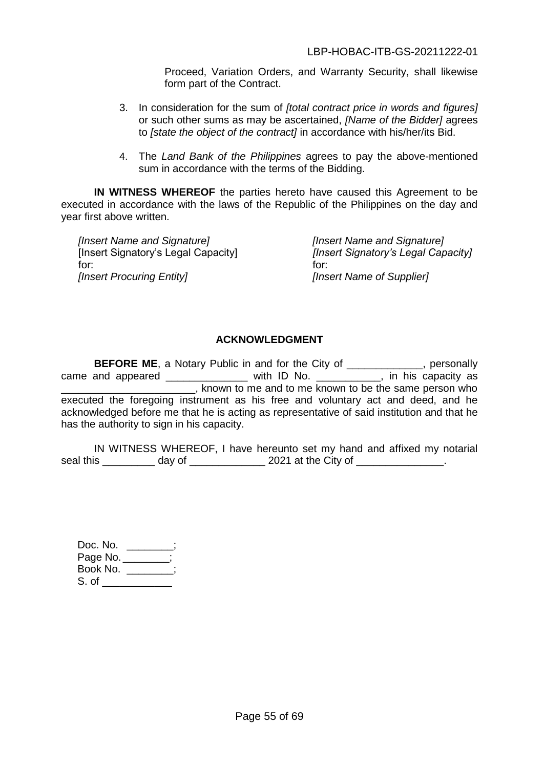Proceed, Variation Orders, and Warranty Security, shall likewise form part of the Contract.

3. In consideration for the sum of *[total contract price in words and figures]* or such other sums as may be ascertained, *[Name of the Bidder]* agrees to *[state the object of the contract]* in accordance with his/her/its Bid.

4. The *Land Bank of the Philippines* agrees to pay the above-mentioned sum in accordance with the terms of the Bidding.

**IN WITNESS WHEREOF** the parties hereto have caused this Agreement to be executed in accordance with the laws of the Republic of the Philippines on the day and year first above written.

*[Insert Name and Signature]*
[Insert Signatory's Legal Capacity]
for:
*[Insert Procuring Entity]*

*[Insert Name and Signature]*
*[Insert Signatory's Legal Capacity]*
for:
*[Insert Name of Supplier]*

## ACKNOWLEDGMENT

**BEFORE ME**, a Notary Public in and for the City of _____________, personally came and appeared ______________ with ID No. ___________, in his capacity as _______________________, known to me and to me known to be the same person who executed the foregoing instrument as his free and voluntary act and deed, and he acknowledged before me that he is acting as representative of said institution and that he has the authority to sign in his capacity.

IN WITNESS WHEREOF, I have hereunto set my hand and affixed my notarial seal this _________ day of _____________ 2021 at the City of _______________.

Doc. No. ________;
Page No. ________;
Book No. ________;
S. of ____________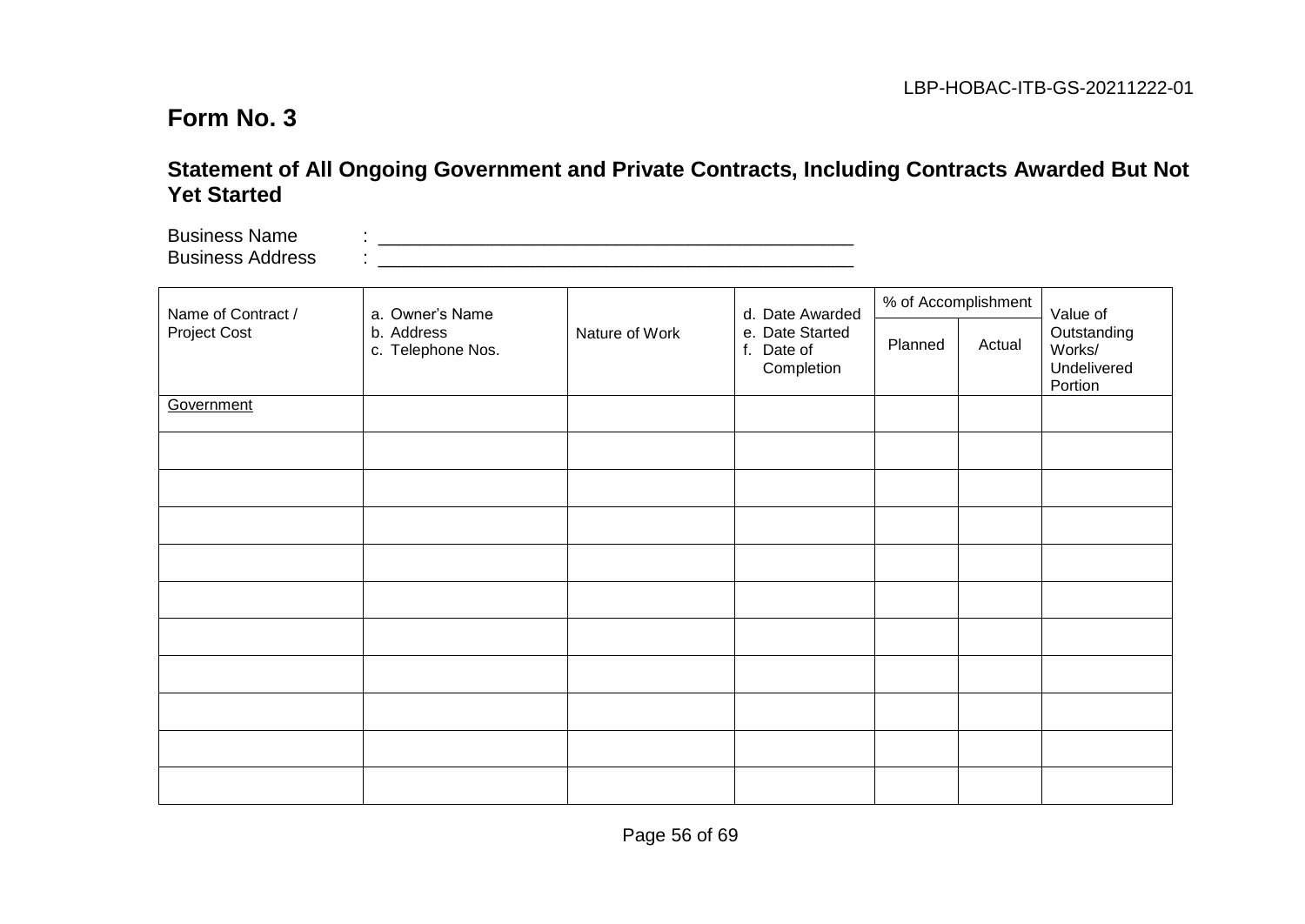LBP-HOBAC-ITB-GS-20211222-01

# Form No. 3

## Statement of All Ongoing Government and Private Contracts, Including Contracts Awarded But Not Yet Started

Business Name : ________________________________________________
Business Address : ________________________________________________

| Name of Contract / Project Cost | a. Owner's Name<br>b. Address<br>c. Telephone Nos. | Nature of Work | d. Date Awarded<br>e. Date Started<br>f. Date of Completion | % of Accomplishment | | Value of Outstanding Works/ Undelivered Portion |
|---|---|---|---|---|---|---|
| | | | | Planned | Actual | |
| Government | | | | | | |
| | | | | | | |
| | | | | | | |
| | | | | | | |
| | | | | | | |
| | | | | | | |
| | | | | | | |
| | | | | | | |
| | | | | | | |
| | | | | | | |
| | | | | | | |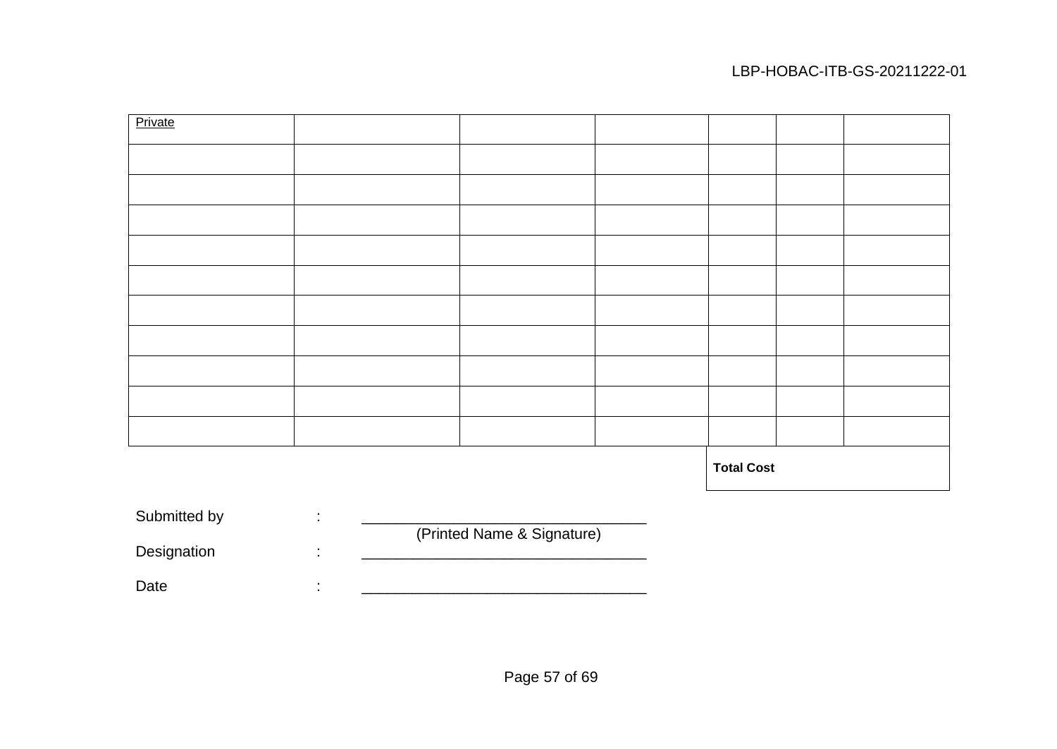| | | | | | | |
|---|---|---|---|---|---|---|
| Private | | | | | | |
| | | | | | | |
| | | | | | | |
| | | | | | | |
| | | | | | | |
| | | | | | | |
| | | | | | | |
| | | | | | | |
| | | | | | | |
| | | | | | | |
| | | | | | | |
| | | | | **Total Cost** | | |

Submitted by : ________________________________
(Printed Name & Signature)

Designation : ________________________________

Date : ________________________________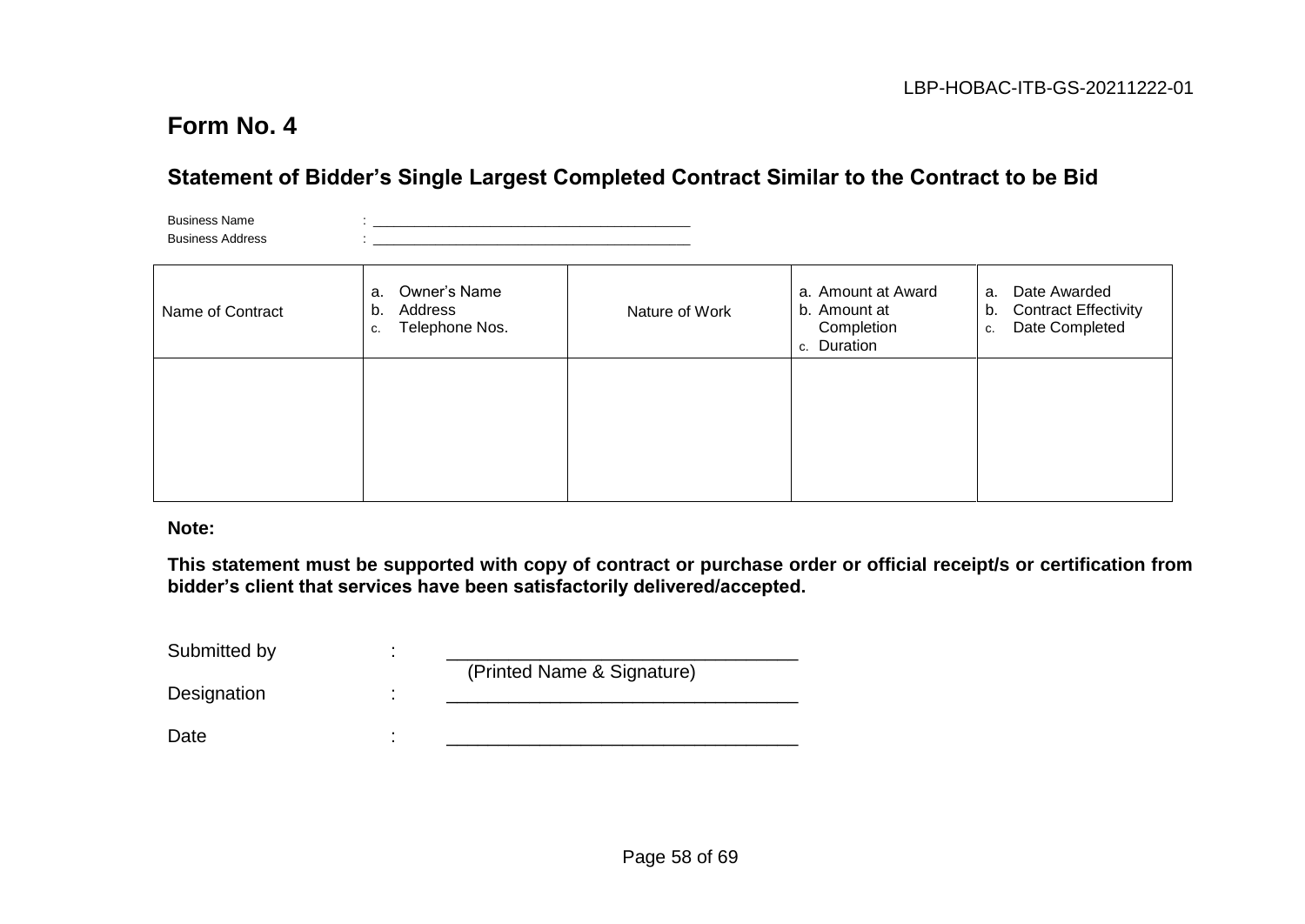LBP-HOBAC-ITB-GS-20211222-01

# Form No. 4

## Statement of Bidder's Single Largest Completed Contract Similar to the Contract to be Bid

Business Name : ________________________________________

Business Address : ________________________________________

| Name of Contract | a. Owner's Name<br>b. Address<br>c. Telephone Nos. | Nature of Work | a. Amount at Award<br>b. Amount at Completion<br>c. Duration | a. Date Awarded<br>b. Contract Effectivity<br>c. Date Completed |
|---|---|---|---|---|
| | | | | |

**Note:**

**This statement must be supported with copy of contract or purchase order or official receipt/s or certification from bidder's client that services have been satisfactorily delivered/accepted.**

Submitted by : ___________________________________
(Printed Name & Signature)

Designation : ___________________________________

Date : ___________________________________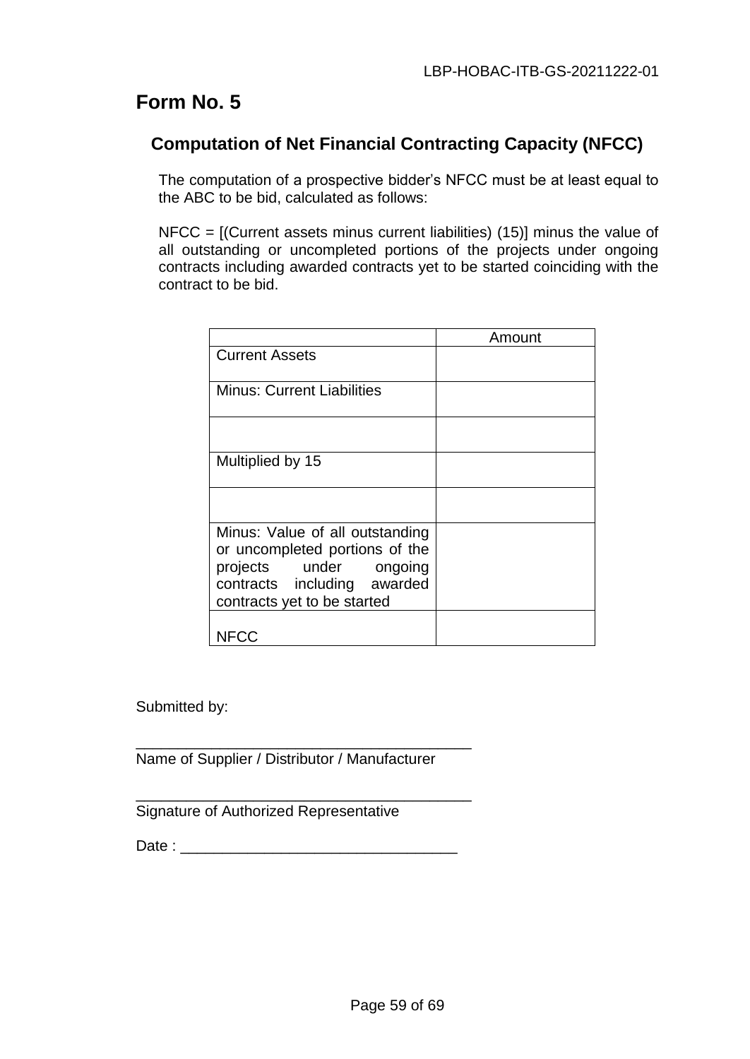# Form No. 5

## Computation of Net Financial Contracting Capacity (NFCC)

The computation of a prospective bidder's NFCC must be at least equal to the ABC to be bid, calculated as follows:

NFCC = [(Current assets minus current liabilities) (15)] minus the value of all outstanding or uncompleted portions of the projects under ongoing contracts including awarded contracts yet to be started coinciding with the contract to be bid.

| | Amount |
|---|---|
| Current Assets | |
| Minus: Current Liabilities | |
| | |
| Multiplied by 15 | |
| | |
| Minus: Value of all outstanding or uncompleted portions of the projects under ongoing contracts including awarded contracts yet to be started | |
| NFCC | |

Submitted by:

_________________________________________
Name of Supplier / Distributor / Manufacturer

_________________________________________
Signature of Authorized Representative

Date : _________________________________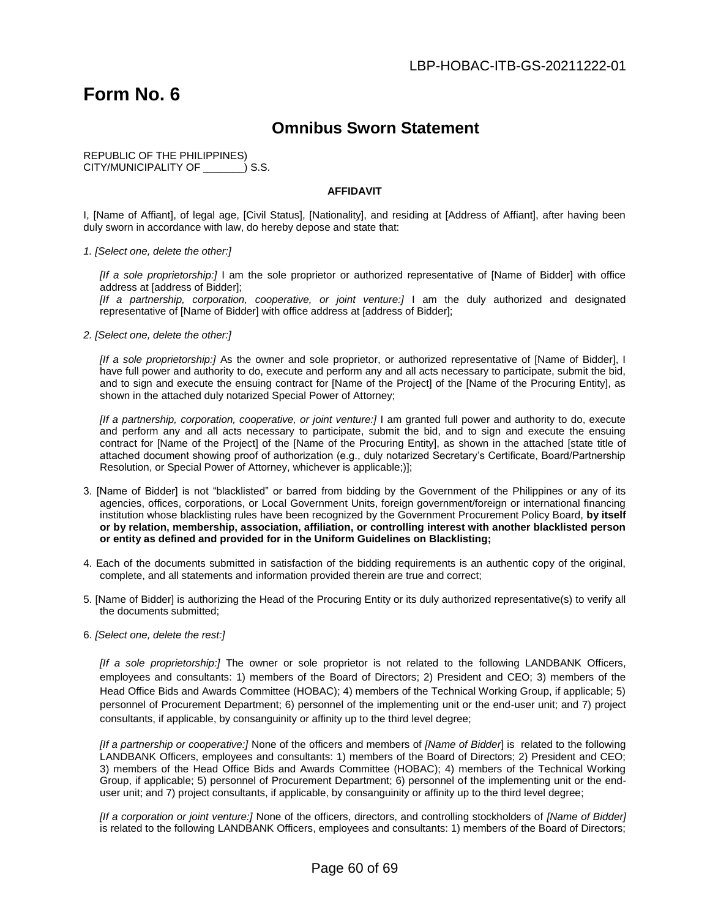# Form No. 6

## Omnibus Sworn Statement

REPUBLIC OF THE PHILIPPINES)
CITY/MUNICIPALITY OF _______) S.S.

**AFFIDAVIT**

I, [Name of Affiant], of legal age, [Civil Status], [Nationality], and residing at [Address of Affiant], after having been duly sworn in accordance with law, do hereby depose and state that:

*1. [Select one, delete the other:]*

*[If a sole proprietorship:]* I am the sole proprietor or authorized representative of [Name of Bidder] with office address at [address of Bidder];
*[If a partnership, corporation, cooperative, or joint venture:]* I am the duly authorized and designated representative of [Name of Bidder] with office address at [address of Bidder];

*2. [Select one, delete the other:]*

*[If a sole proprietorship:]* As the owner and sole proprietor, or authorized representative of [Name of Bidder], I have full power and authority to do, execute and perform any and all acts necessary to participate, submit the bid, and to sign and execute the ensuing contract for [Name of the Project] of the [Name of the Procuring Entity], as shown in the attached duly notarized Special Power of Attorney;

*[If a partnership, corporation, cooperative, or joint venture:]* I am granted full power and authority to do, execute and perform any and all acts necessary to participate, submit the bid, and to sign and execute the ensuing contract for [Name of the Project] of the [Name of the Procuring Entity], as shown in the attached [state title of attached document showing proof of authorization (e.g., duly notarized Secretary's Certificate, Board/Partnership Resolution, or Special Power of Attorney, whichever is applicable;)];

3. [Name of Bidder] is not "blacklisted" or barred from bidding by the Government of the Philippines or any of its agencies, offices, corporations, or Local Government Units, foreign government/foreign or international financing institution whose blacklisting rules have been recognized by the Government Procurement Policy Board, **by itself or by relation, membership, association, affiliation, or controlling interest with another blacklisted person or entity as defined and provided for in the Uniform Guidelines on Blacklisting;**

4. Each of the documents submitted in satisfaction of the bidding requirements is an authentic copy of the original, complete, and all statements and information provided therein are true and correct;

5. [Name of Bidder] is authorizing the Head of the Procuring Entity or its duly authorized representative(s) to verify all the documents submitted;

6. *[Select one, delete the rest:]*

*[If a sole proprietorship:]* The owner or sole proprietor is not related to the following LANDBANK Officers, employees and consultants: 1) members of the Board of Directors; 2) President and CEO; 3) members of the Head Office Bids and Awards Committee (HOBAC); 4) members of the Technical Working Group, if applicable; 5) personnel of Procurement Department; 6) personnel of the implementing unit or the end-user unit; and 7) project consultants, if applicable, by consanguinity or affinity up to the third level degree;

*[If a partnership or cooperative:]* None of the officers and members of *[Name of Bidder*] is related to the following LANDBANK Officers, employees and consultants: 1) members of the Board of Directors; 2) President and CEO; 3) members of the Head Office Bids and Awards Committee (HOBAC); 4) members of the Technical Working Group, if applicable; 5) personnel of Procurement Department; 6) personnel of the implementing unit or the end-user unit; and 7) project consultants, if applicable, by consanguinity or affinity up to the third level degree;

*[If a corporation or joint venture:]* None of the officers, directors, and controlling stockholders of *[Name of Bidder]* is related to the following LANDBANK Officers, employees and consultants: 1) members of the Board of Directors;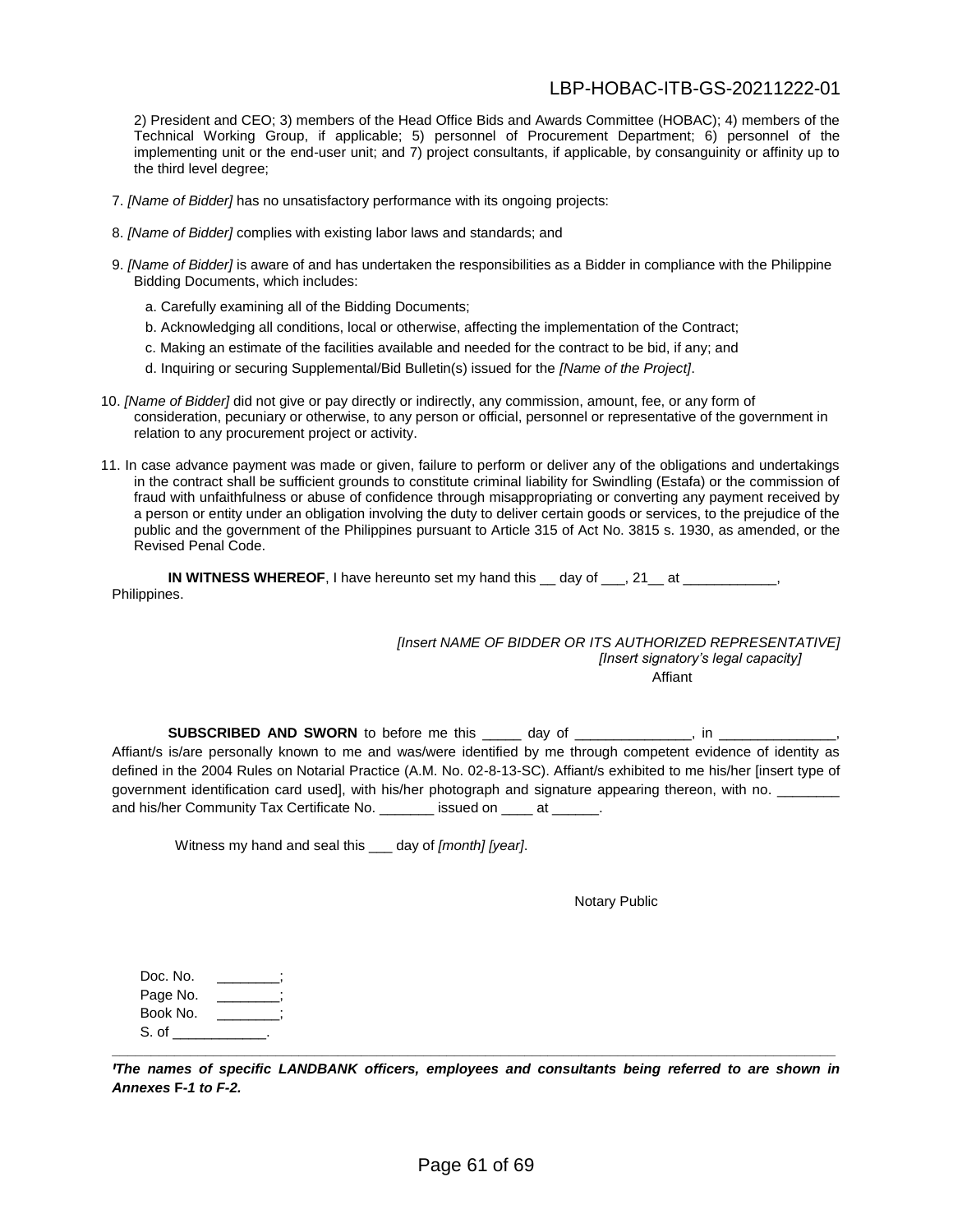2) President and CEO; 3) members of the Head Office Bids and Awards Committee (HOBAC); 4) members of the Technical Working Group, if applicable; 5) personnel of Procurement Department; 6) personnel of the implementing unit or the end-user unit; and 7) project consultants, if applicable, by consanguinity or affinity up to the third level degree;

7. *[Name of Bidder]* has no unsatisfactory performance with its ongoing projects:

8. *[Name of Bidder]* complies with existing labor laws and standards; and

9. *[Name of Bidder]* is aware of and has undertaken the responsibilities as a Bidder in compliance with the Philippine Bidding Documents, which includes:

   a. Carefully examining all of the Bidding Documents;

   b. Acknowledging all conditions, local or otherwise, affecting the implementation of the Contract;

   c. Making an estimate of the facilities available and needed for the contract to be bid, if any; and

   d. Inquiring or securing Supplemental/Bid Bulletin(s) issued for the *[Name of the Project]*.

10. *[Name of Bidder]* did not give or pay directly or indirectly, any commission, amount, fee, or any form of consideration, pecuniary or otherwise, to any person or official, personnel or representative of the government in relation to any procurement project or activity.

11. In case advance payment was made or given, failure to perform or deliver any of the obligations and undertakings in the contract shall be sufficient grounds to constitute criminal liability for Swindling (Estafa) or the commission of fraud with unfaithfulness or abuse of confidence through misappropriating or converting any payment received by a person or entity under an obligation involving the duty to deliver certain goods or services, to the prejudice of the public and the government of the Philippines pursuant to Article 315 of Act No. 3815 s. 1930, as amended, or the Revised Penal Code.

**IN WITNESS WHEREOF**, I have hereunto set my hand this __ day of ___, 21__ at ____________, Philippines.

*[Insert NAME OF BIDDER OR ITS AUTHORIZED REPRESENTATIVE]*
*[Insert signatory's legal capacity]*
Affiant

**SUBSCRIBED AND SWORN** to before me this _____ day of _______________, in _______________, Affiant/s is/are personally known to me and was/were identified by me through competent evidence of identity as defined in the 2004 Rules on Notarial Practice (A.M. No. 02-8-13-SC). Affiant/s exhibited to me his/her [insert type of government identification card used], with his/her photograph and signature appearing thereon, with no. ________ and his/her Community Tax Certificate No. _______ issued on ____ at ______.

Witness my hand and seal this ___ day of *[month] [year]*.

Notary Public

Doc. No. ________;
Page No. ________;
Book No. ________;
S. of ____________.

---

***'The names of specific LANDBANK officers, employees and consultants being referred to are shown in Annexes F-1 to F-2.***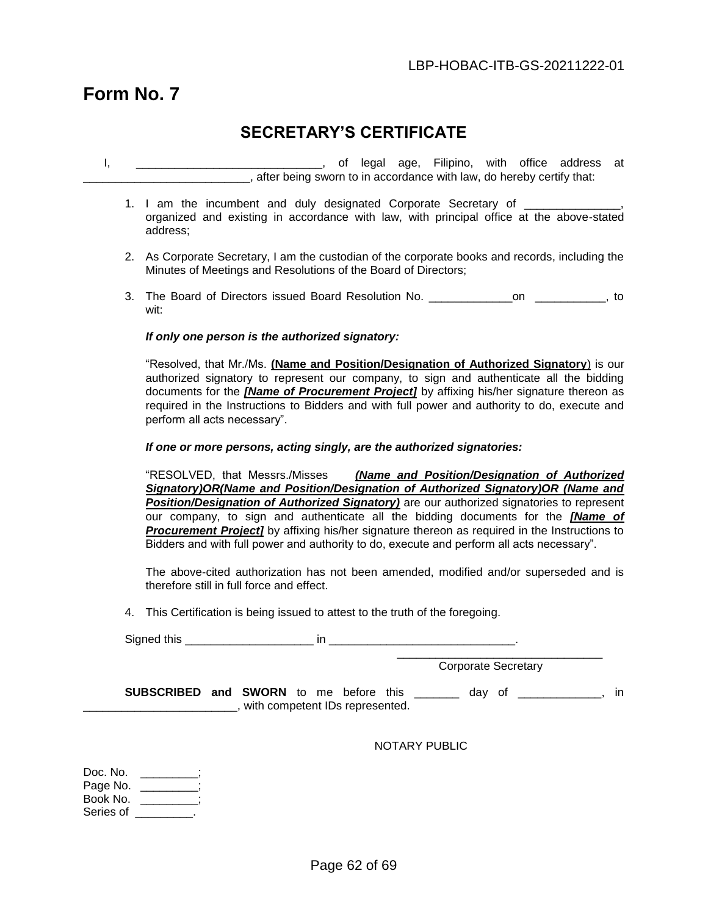# Form No. 7

## SECRETARY'S CERTIFICATE

I, ____________________________, of legal age, Filipino, with office address at __________________________, after being sworn to in accordance with law, do hereby certify that:

1. I am the incumbent and duly designated Corporate Secretary of _______________, organized and existing in accordance with law, with principal office at the above-stated address;

2. As Corporate Secretary, I am the custodian of the corporate books and records, including the Minutes of Meetings and Resolutions of the Board of Directors;

3. The Board of Directors issued Board Resolution No. _____________on ___________, to wit:

   ***If only one person is the authorized signatory:***

   "Resolved, that Mr./Ms. **(Name and Position/Designation of Authorized Signatory**) is our authorized signatory to represent our company, to sign and authenticate all the bidding documents for the ***[Name of Procurement Project]*** by affixing his/her signature thereon as required in the Instructions to Bidders and with full power and authority to do, execute and perform all acts necessary".

   ***If one or more persons, acting singly, are the authorized signatories:***

   "RESOLVED, that Messrs./Misses ***(Name and Position/Designation of Authorized Signatory)OR(Name and Position/Designation of Authorized Signatory)OR (Name and Position/Designation of Authorized Signatory)*** are our authorized signatories to represent our company, to sign and authenticate all the bidding documents for the ***[Name of Procurement Project]*** by affixing his/her signature thereon as required in the Instructions to Bidders and with full power and authority to do, execute and perform all acts necessary".

   The above-cited authorization has not been amended, modified and/or superseded and is therefore still in full force and effect.

4. This Certification is being issued to attest to the truth of the foregoing.

Signed this ____________________ in _____________________________.

_________________________________
Corporate Secretary

**SUBSCRIBED and SWORN** to me before this _______ day of _____________, in ________________________, with competent IDs represented.

NOTARY PUBLIC

Doc. No. _________;
Page No. _________;
Book No. _________;
Series of _________.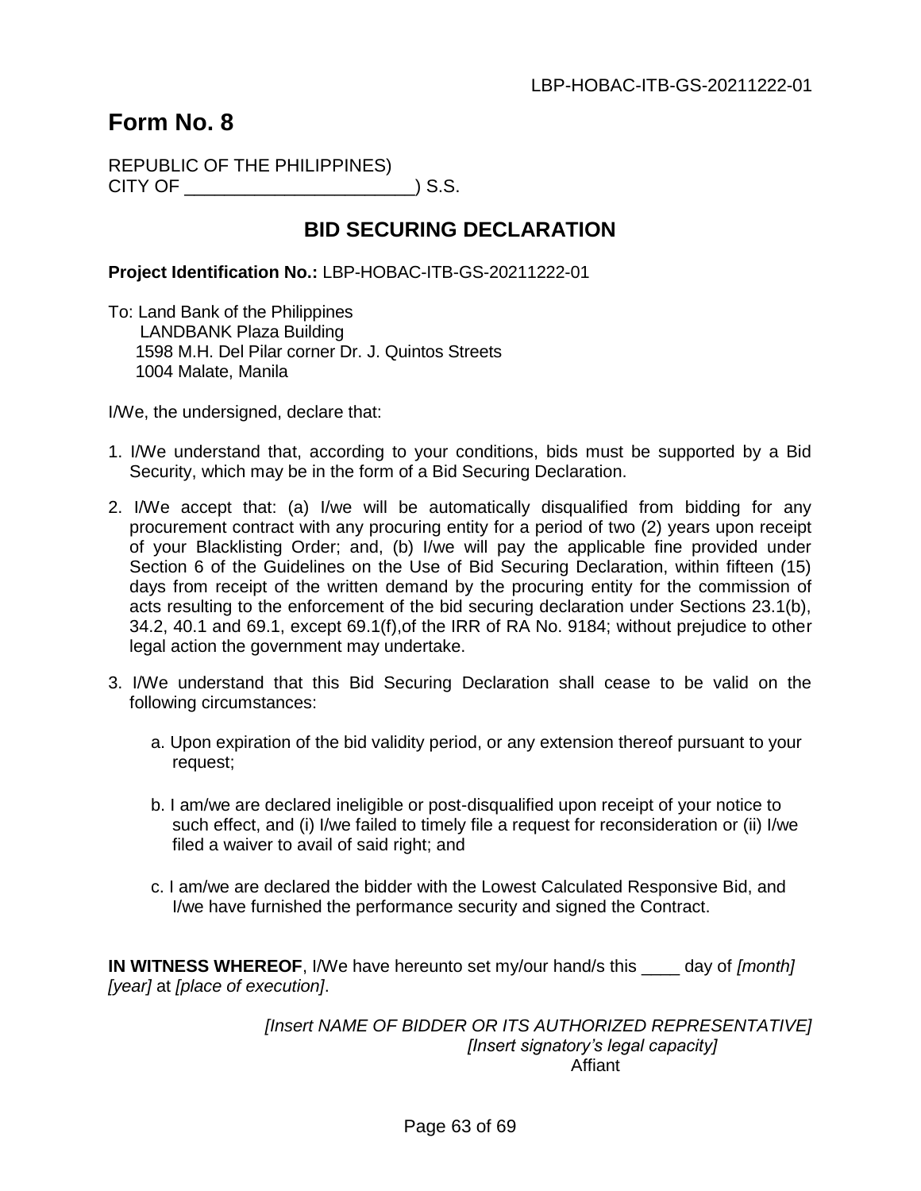# Form No. 8

REPUBLIC OF THE PHILIPPINES)
CITY OF ________________________) S.S.

## BID SECURING DECLARATION

**Project Identification No.:** LBP-HOBAC-ITB-GS-20211222-01

To: Land Bank of the Philippines
LANDBANK Plaza Building
1598 M.H. Del Pilar corner Dr. J. Quintos Streets
1004 Malate, Manila

I/We, the undersigned, declare that:

1. I/We understand that, according to your conditions, bids must be supported by a Bid Security, which may be in the form of a Bid Securing Declaration.

2. I/We accept that: (a) I/we will be automatically disqualified from bidding for any procurement contract with any procuring entity for a period of two (2) years upon receipt of your Blacklisting Order; and, (b) I/we will pay the applicable fine provided under Section 6 of the Guidelines on the Use of Bid Securing Declaration, within fifteen (15) days from receipt of the written demand by the procuring entity for the commission of acts resulting to the enforcement of the bid securing declaration under Sections 23.1(b), 34.2, 40.1 and 69.1, except 69.1(f),of the IRR of RA No. 9184; without prejudice to other legal action the government may undertake.

3. I/We understand that this Bid Securing Declaration shall cease to be valid on the following circumstances:

   a. Upon expiration of the bid validity period, or any extension thereof pursuant to your request;

   b. I am/we are declared ineligible or post-disqualified upon receipt of your notice to such effect, and (i) I/we failed to timely file a request for reconsideration or (ii) I/we filed a waiver to avail of said right; and

   c. I am/we are declared the bidder with the Lowest Calculated Responsive Bid, and I/we have furnished the performance security and signed the Contract.

**IN WITNESS WHEREOF**, I/We have hereunto set my/our hand/s this ____ day of *[month] [year]* at *[place of execution]*.

*[Insert NAME OF BIDDER OR ITS AUTHORIZED REPRESENTATIVE]*
*[Insert signatory's legal capacity]*
Affiant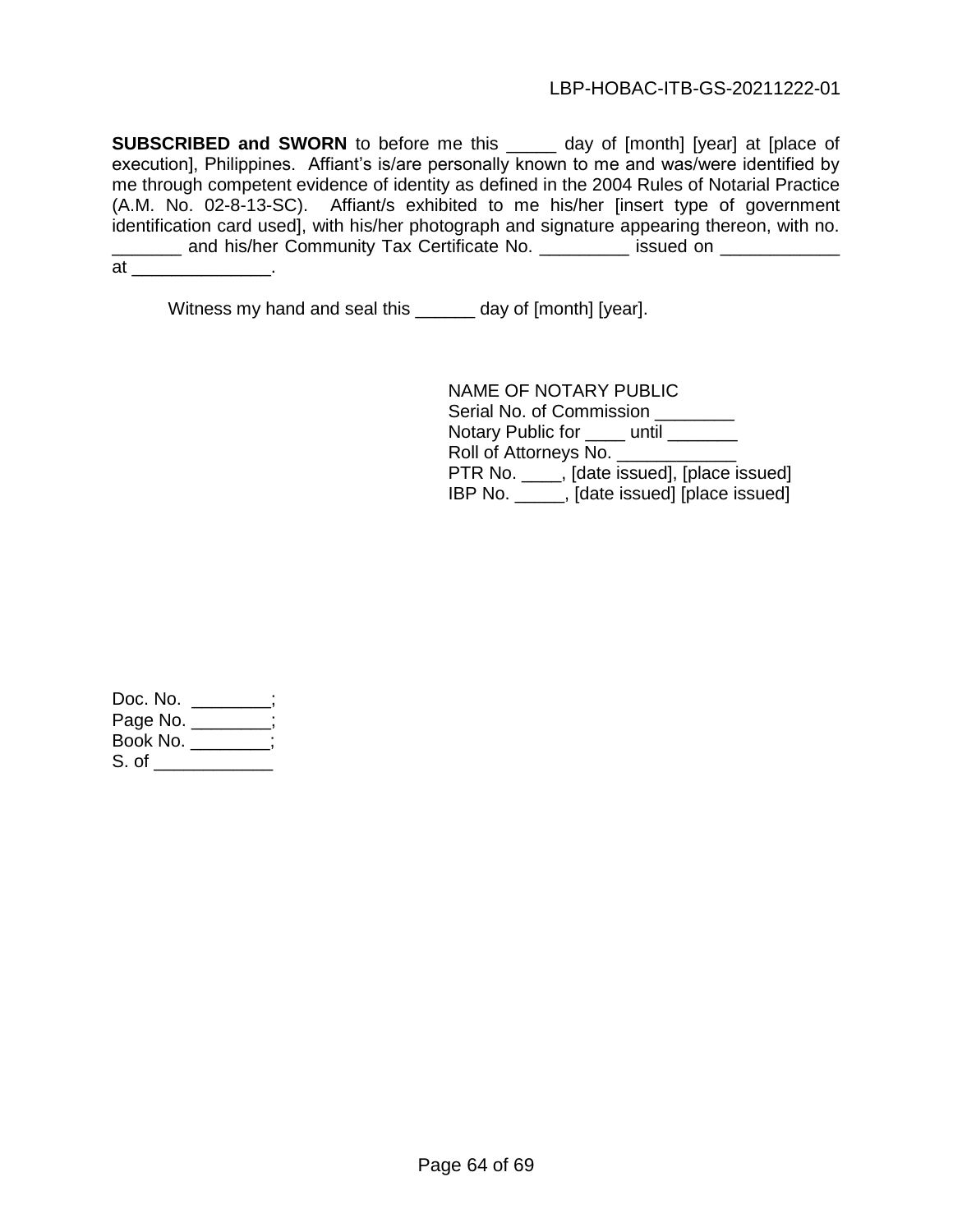**SUBSCRIBED and SWORN** to before me this _____ day of [month] [year] at [place of execution], Philippines. Affiant's is/are personally known to me and was/were identified by me through competent evidence of identity as defined in the 2004 Rules of Notarial Practice (A.M. No. 02-8-13-SC). Affiant/s exhibited to me his/her [insert type of government identification card used], with his/her photograph and signature appearing thereon, with no. _______ and his/her Community Tax Certificate No. _________ issued on ____________ at ______________.

Witness my hand and seal this ______ day of [month] [year].

NAME OF NOTARY PUBLIC
Serial No. of Commission ________
Notary Public for ____ until _______
Roll of Attorneys No. ____________
PTR No. ____, [date issued], [place issued]
IBP No. _____, [date issued] [place issued]

Doc. No. ________;
Page No. ________;
Book No. ________;
S. of ____________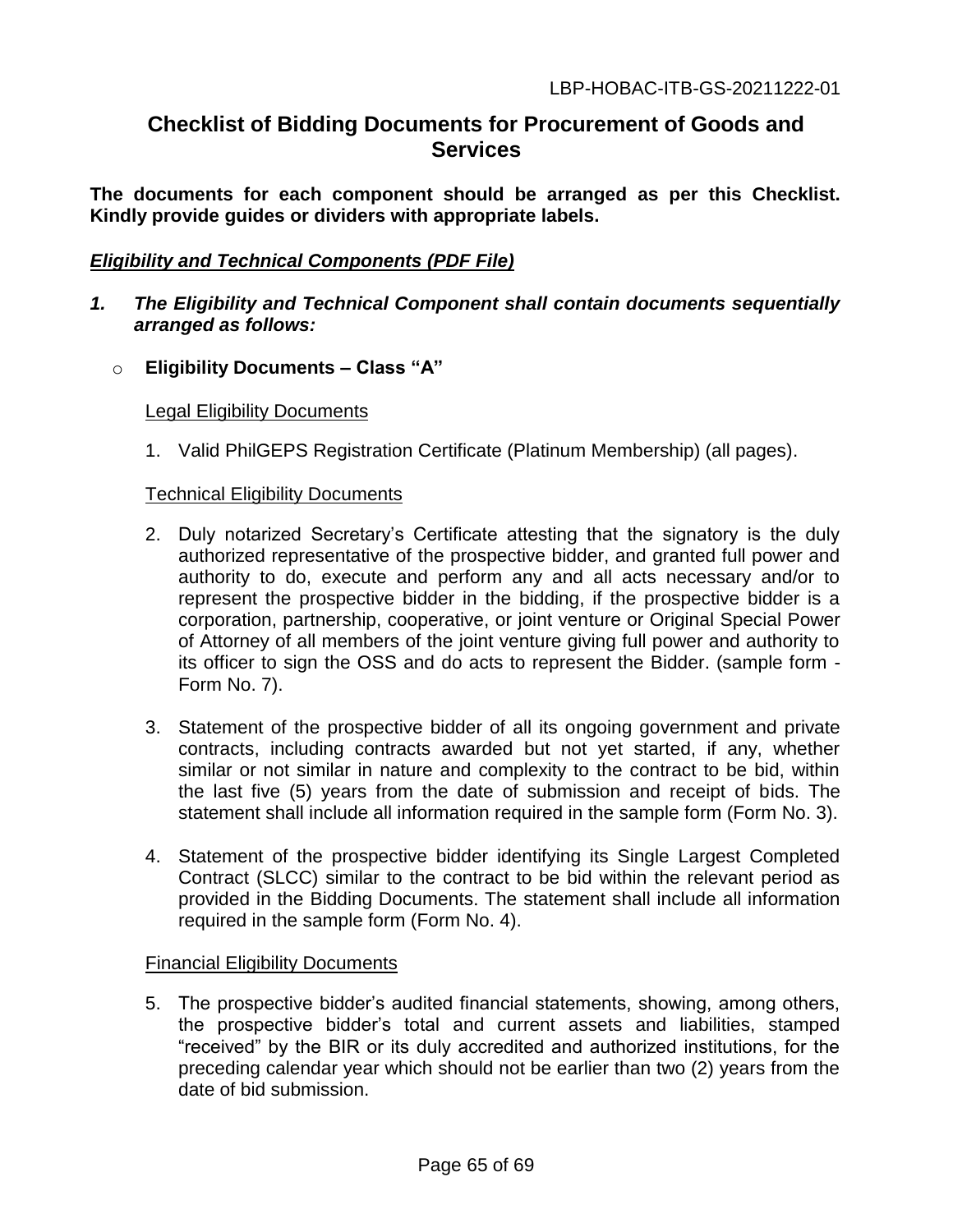# Checklist of Bidding Documents for Procurement of Goods and Services

**The documents for each component should be arranged as per this Checklist. Kindly provide guides or dividers with appropriate labels.**

***Eligibility and Technical Components (PDF File)***

***1. The Eligibility and Technical Component shall contain documents sequentially arranged as follows:***

- **Eligibility Documents – Class "A"**

  Legal Eligibility Documents

  1. Valid PhilGEPS Registration Certificate (Platinum Membership) (all pages).

  Technical Eligibility Documents

  2. Duly notarized Secretary's Certificate attesting that the signatory is the duly authorized representative of the prospective bidder, and granted full power and authority to do, execute and perform any and all acts necessary and/or to represent the prospective bidder in the bidding, if the prospective bidder is a corporation, partnership, cooperative, or joint venture or Original Special Power of Attorney of all members of the joint venture giving full power and authority to its officer to sign the OSS and do acts to represent the Bidder. (sample form - Form No. 7).

  3. Statement of the prospective bidder of all its ongoing government and private contracts, including contracts awarded but not yet started, if any, whether similar or not similar in nature and complexity to the contract to be bid, within the last five (5) years from the date of submission and receipt of bids. The statement shall include all information required in the sample form (Form No. 3).

  4. Statement of the prospective bidder identifying its Single Largest Completed Contract (SLCC) similar to the contract to be bid within the relevant period as provided in the Bidding Documents. The statement shall include all information required in the sample form (Form No. 4).

  Financial Eligibility Documents

  5. The prospective bidder's audited financial statements, showing, among others, the prospective bidder's total and current assets and liabilities, stamped "received" by the BIR or its duly accredited and authorized institutions, for the preceding calendar year which should not be earlier than two (2) years from the date of bid submission.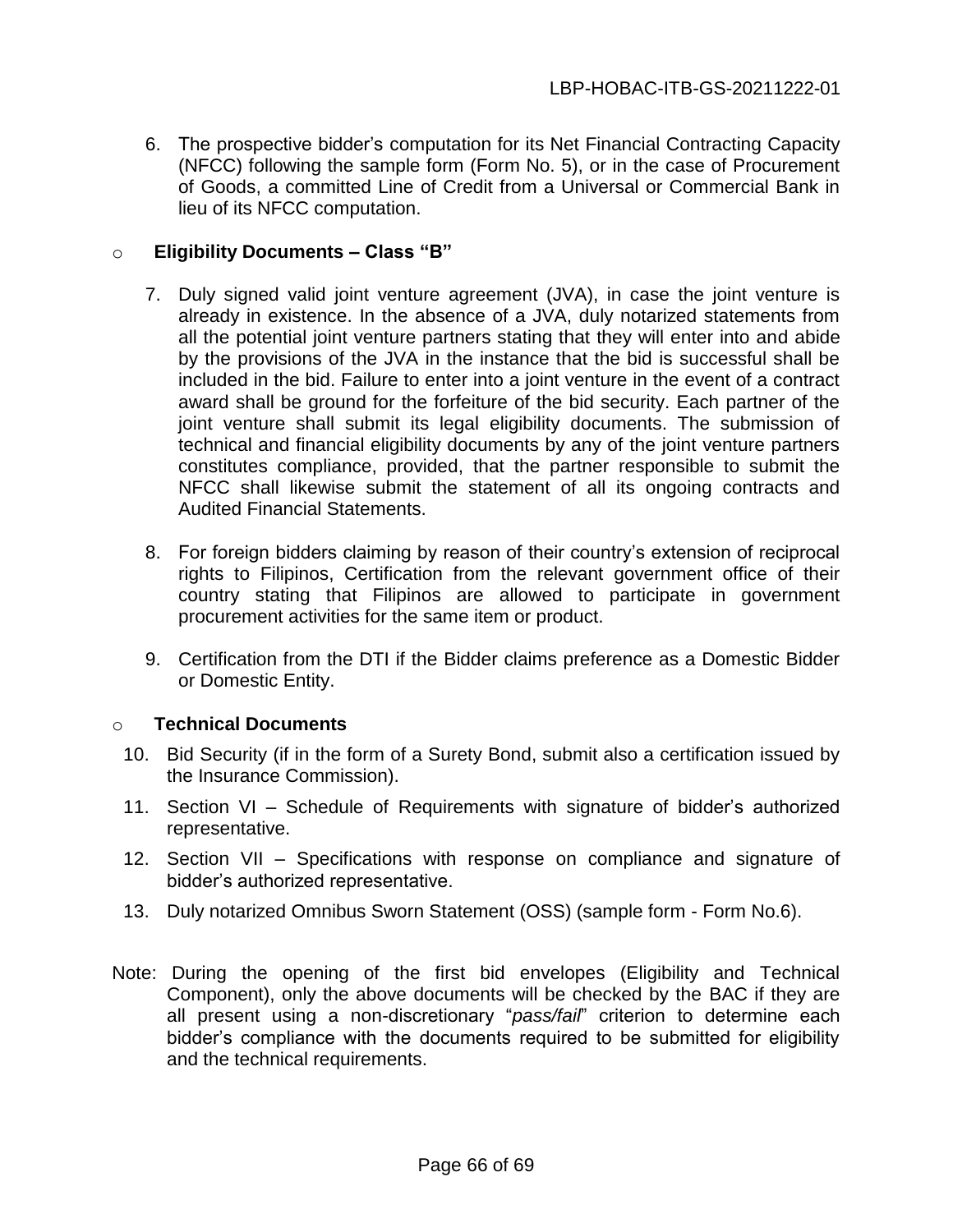6. The prospective bidder's computation for its Net Financial Contracting Capacity (NFCC) following the sample form (Form No. 5), or in the case of Procurement of Goods, a committed Line of Credit from a Universal or Commercial Bank in lieu of its NFCC computation.

- **Eligibility Documents – Class "B"**

7. Duly signed valid joint venture agreement (JVA), in case the joint venture is already in existence. In the absence of a JVA, duly notarized statements from all the potential joint venture partners stating that they will enter into and abide by the provisions of the JVA in the instance that the bid is successful shall be included in the bid. Failure to enter into a joint venture in the event of a contract award shall be ground for the forfeiture of the bid security. Each partner of the joint venture shall submit its legal eligibility documents. The submission of technical and financial eligibility documents by any of the joint venture partners constitutes compliance, provided, that the partner responsible to submit the NFCC shall likewise submit the statement of all its ongoing contracts and Audited Financial Statements.

8. For foreign bidders claiming by reason of their country's extension of reciprocal rights to Filipinos, Certification from the relevant government office of their country stating that Filipinos are allowed to participate in government procurement activities for the same item or product.

9. Certification from the DTI if the Bidder claims preference as a Domestic Bidder or Domestic Entity.

- **Technical Documents**

10. Bid Security (if in the form of a Surety Bond, submit also a certification issued by the Insurance Commission).
11. Section VI – Schedule of Requirements with signature of bidder's authorized representative.
12. Section VII – Specifications with response on compliance and signature of bidder's authorized representative.
13. Duly notarized Omnibus Sworn Statement (OSS) (sample form - Form No.6).

Note: During the opening of the first bid envelopes (Eligibility and Technical Component), only the above documents will be checked by the BAC if they are all present using a non-discretionary "*pass/fail*" criterion to determine each bidder's compliance with the documents required to be submitted for eligibility and the technical requirements.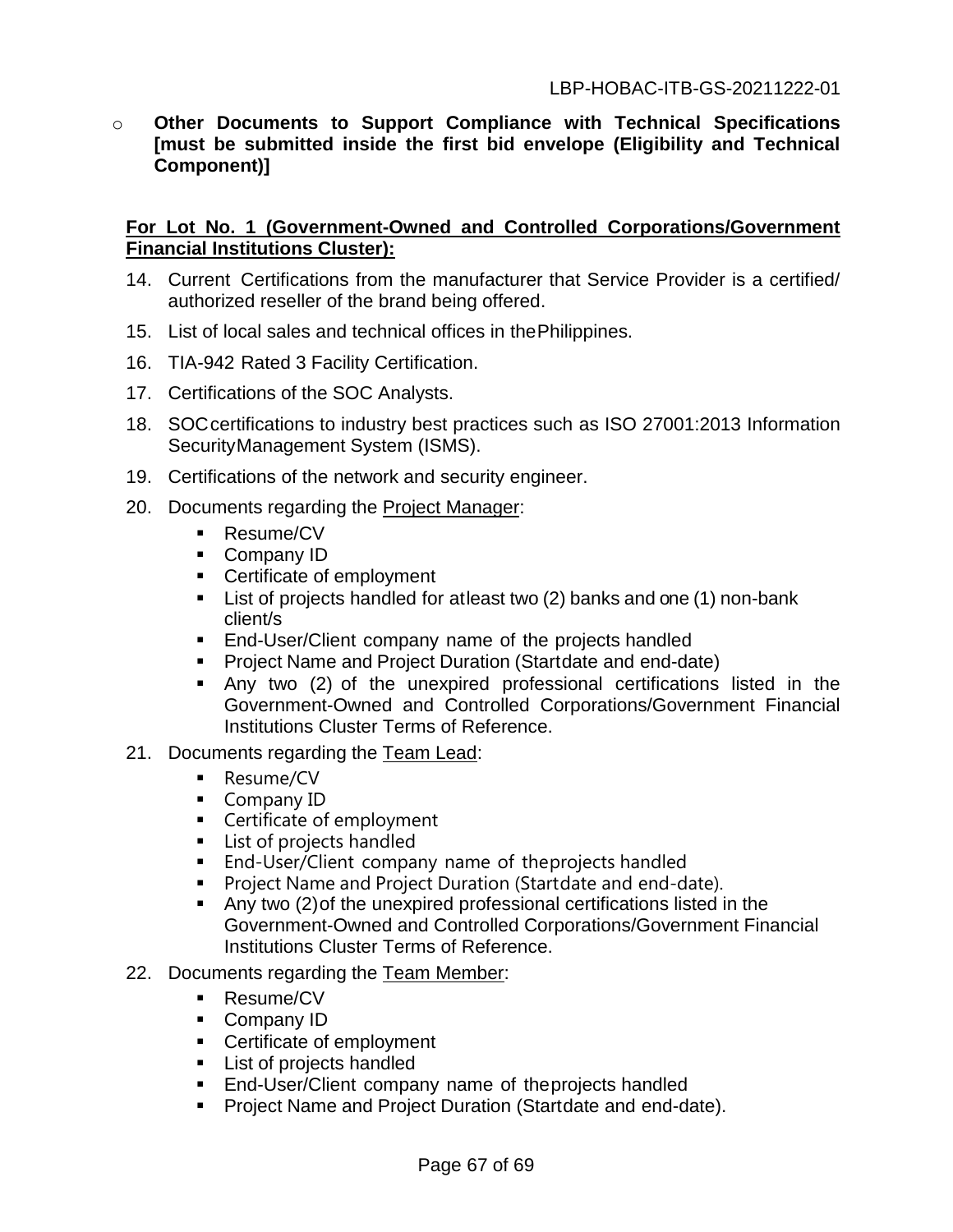- **Other Documents to Support Compliance with Technical Specifications [must be submitted inside the first bid envelope (Eligibility and Technical Component)]**

**<u>For Lot No. 1 (Government-Owned and Controlled Corporations/Government Financial Institutions Cluster):</u>**

14. Current Certifications from the manufacturer that Service Provider is a certified/ authorized reseller of the brand being offered.
15. List of local sales and technical offices in the Philippines.
16. TIA-942 Rated 3 Facility Certification.
17. Certifications of the SOC Analysts.
18. SOC certifications to industry best practices such as ISO 27001:2013 Information Security Management System (ISMS).
19. Certifications of the network and security engineer.
20. Documents regarding the Project Manager:
    - Resume/CV
    - Company ID
    - Certificate of employment
    - List of projects handled for atleast two (2) banks and one (1) non-bank client/s
    - End-User/Client company name of the projects handled
    - Project Name and Project Duration (Startdate and end-date)
    - Any two (2) of the unexpired professional certifications listed in the Government-Owned and Controlled Corporations/Government Financial Institutions Cluster Terms of Reference.
21. Documents regarding the Team Lead:
    - Resume/CV
    - Company ID
    - Certificate of employment
    - List of projects handled
    - End-User/Client company name of theprojects handled
    - Project Name and Project Duration (Startdate and end-date).
    - Any two (2)of the unexpired professional certifications listed in the Government-Owned and Controlled Corporations/Government Financial Institutions Cluster Terms of Reference.
22. Documents regarding the Team Member:
    - Resume/CV
    - Company ID
    - Certificate of employment
    - List of projects handled
    - End-User/Client company name of theprojects handled
    - Project Name and Project Duration (Startdate and end-date).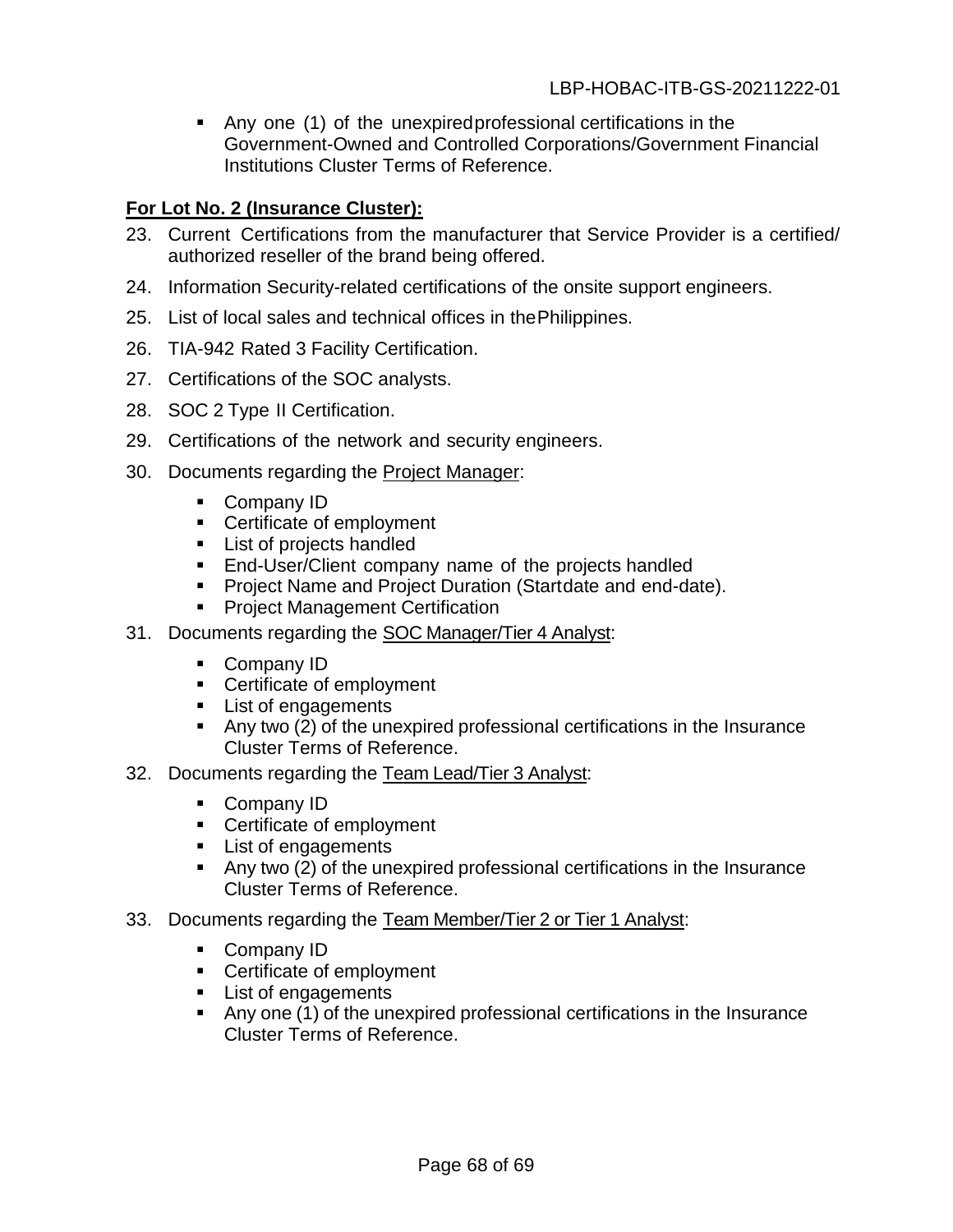- Any one (1) of the unexpired professional certifications in the Government-Owned and Controlled Corporations/Government Financial Institutions Cluster Terms of Reference.

**For Lot No. 2 (Insurance Cluster):**

23. Current Certifications from the manufacturer that Service Provider is a certified/ authorized reseller of the brand being offered.
24. Information Security-related certifications of the onsite support engineers.
25. List of local sales and technical offices in the Philippines.
26. TIA-942 Rated 3 Facility Certification.
27. Certifications of the SOC analysts.
28. SOC 2 Type II Certification.
29. Certifications of the network and security engineers.
30. Documents regarding the Project Manager:
    - Company ID
    - Certificate of employment
    - List of projects handled
    - End-User/Client company name of the projects handled
    - Project Name and Project Duration (Start date and end-date).
    - Project Management Certification
31. Documents regarding the SOC Manager/Tier 4 Analyst:
    - Company ID
    - Certificate of employment
    - List of engagements
    - Any two (2) of the unexpired professional certifications in the Insurance Cluster Terms of Reference.
32. Documents regarding the Team Lead/Tier 3 Analyst:
    - Company ID
    - Certificate of employment
    - List of engagements
    - Any two (2) of the unexpired professional certifications in the Insurance Cluster Terms of Reference.
33. Documents regarding the Team Member/Tier 2 or Tier 1 Analyst:
    - Company ID
    - Certificate of employment
    - List of engagements
    - Any one (1) of the unexpired professional certifications in the Insurance Cluster Terms of Reference.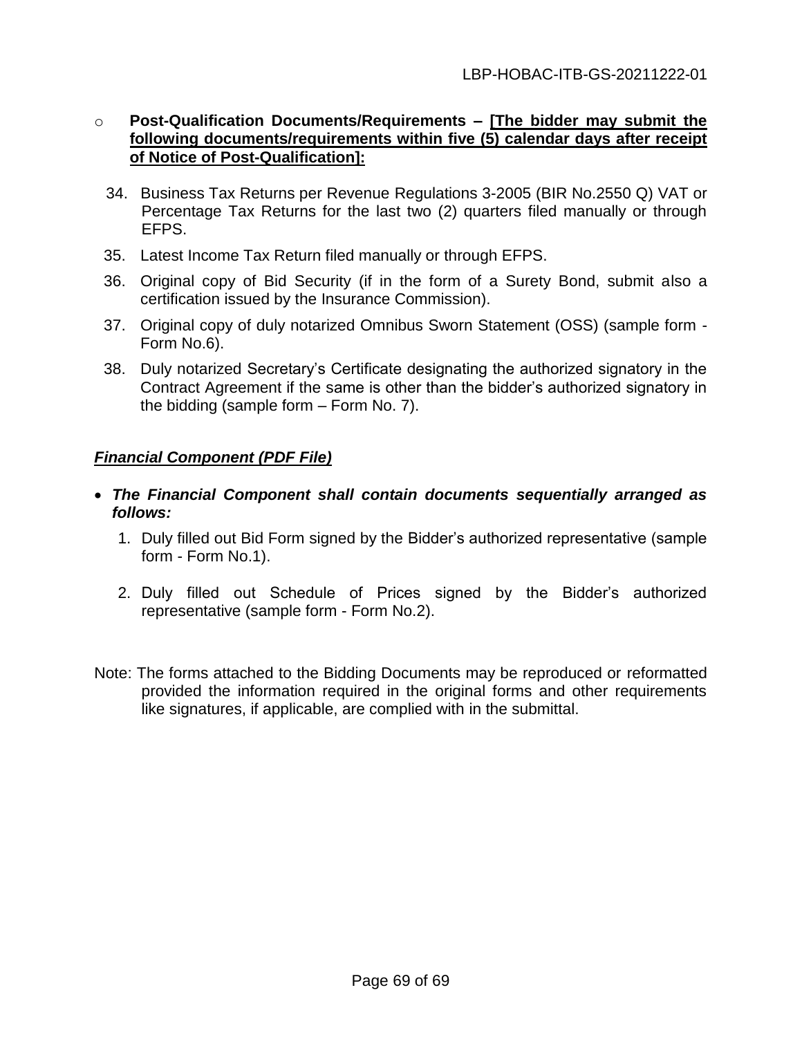- **Post-Qualification Documents/Requirements – <u>[The bidder may submit the following documents/requirements within five (5) calendar days after receipt of Notice of Post-Qualification]:</u>**

34. Business Tax Returns per Revenue Regulations 3-2005 (BIR No.2550 Q) VAT or Percentage Tax Returns for the last two (2) quarters filed manually or through EFPS.
35. Latest Income Tax Return filed manually or through EFPS.
36. Original copy of Bid Security (if in the form of a Surety Bond, submit also a certification issued by the Insurance Commission).
37. Original copy of duly notarized Omnibus Sworn Statement (OSS) (sample form - Form No.6).
38. Duly notarized Secretary's Certificate designating the authorized signatory in the Contract Agreement if the same is other than the bidder's authorized signatory in the bidding (sample form – Form No. 7).

***<u>Financial Component (PDF File)</u>***

- ***The Financial Component shall contain documents sequentially arranged as follows:***

1. Duly filled out Bid Form signed by the Bidder's authorized representative (sample form - Form No.1).
2. Duly filled out Schedule of Prices signed by the Bidder's authorized representative (sample form - Form No.2).

Note: The forms attached to the Bidding Documents may be reproduced or reformatted provided the information required in the original forms and other requirements like signatures, if applicable, are complied with in the submittal.